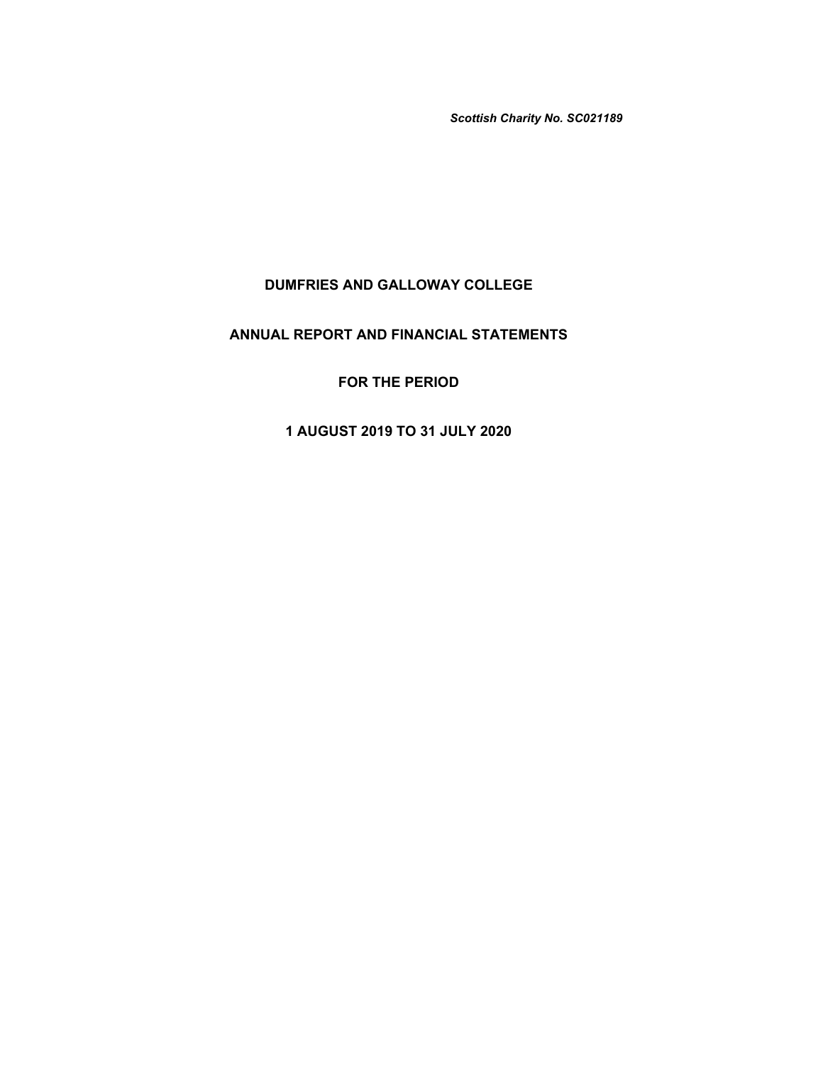*Scottish Charity No. SC021189*

# DUMFRIES AND GALLOWAY COLLEGE

## ANNUAL REPORT AND FINANCIAL STATEMENTS

## FOR THE PERIOD

## 1 AUGUST 2019 TO 31 JULY 2020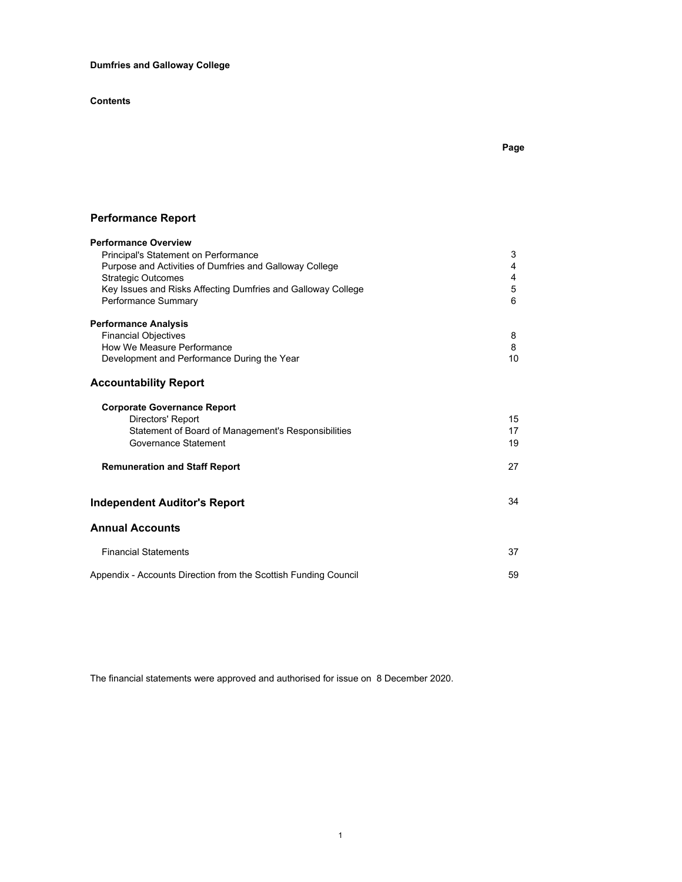**Dumfries and Galloway College**

**Contents**

| | Page |
|---|---|
| **Performance Report** | |
| **Performance Overview** | |
| Principal's Statement on Performance | 3 |
| Purpose and Activities of Dumfries and Galloway College | 4 |
| Strategic Outcomes | 4 |
| Key Issues and Risks Affecting Dumfries and Galloway College | 5 |
| Performance Summary | 6 |
| **Performance Analysis** | |
| Financial Objectives | 8 |
| How We Measure Performance | 8 |
| Development and Performance During the Year | 10 |
| **Accountability Report** | |
| **Corporate Governance Report** | |
| Directors' Report | 15 |
| Statement of Board of Management's Responsibilities | 17 |
| Governance Statement | 19 |
| **Remuneration and Staff Report** | 27 |
| **Independent Auditor's Report** | 34 |
| **Annual Accounts** | |
| Financial Statements | 37 |
| Appendix - Accounts Direction from the Scottish Funding Council | 59 |

The financial statements were approved and authorised for issue on 8 December 2020.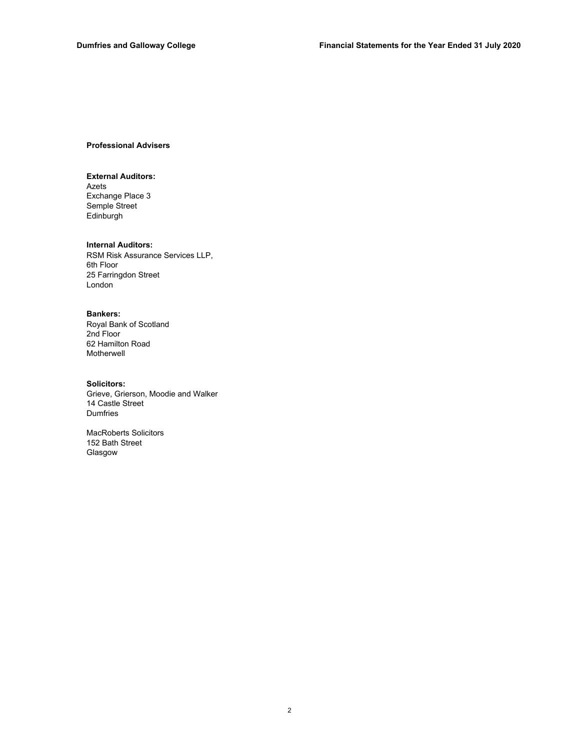## Professional Advisers

**External Auditors:**
Azets
Exchange Place 3
Semple Street
Edinburgh

**Internal Auditors:**
RSM Risk Assurance Services LLP,
6th Floor
25 Farringdon Street
London

**Bankers:**
Royal Bank of Scotland
2nd Floor
62 Hamilton Road
Motherwell

**Solicitors:**
Grieve, Grierson, Moodie and Walker
14 Castle Street
Dumfries

MacRoberts Solicitors
152 Bath Street
Glasgow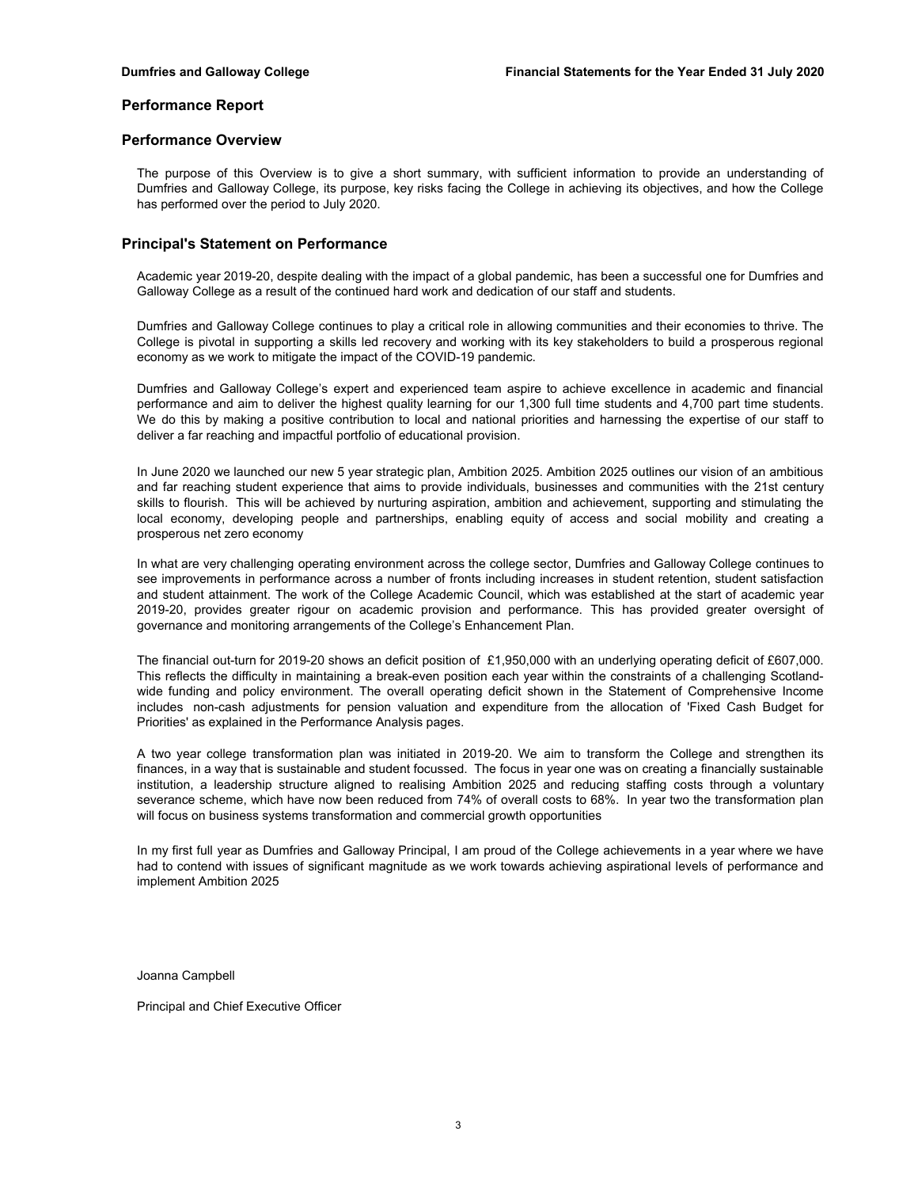## Performance Report

### Performance Overview

The purpose of this Overview is to give a short summary, with sufficient information to provide an understanding of Dumfries and Galloway College, its purpose, key risks facing the College in achieving its objectives, and how the College has performed over the period to July 2020.

### Principal's Statement on Performance

Academic year 2019-20, despite dealing with the impact of a global pandemic, has been a successful one for Dumfries and Galloway College as a result of the continued hard work and dedication of our staff and students.

Dumfries and Galloway College continues to play a critical role in allowing communities and their economies to thrive. The College is pivotal in supporting a skills led recovery and working with its key stakeholders to build a prosperous regional economy as we work to mitigate the impact of the COVID-19 pandemic.

Dumfries and Galloway College's expert and experienced team aspire to achieve excellence in academic and financial performance and aim to deliver the highest quality learning for our 1,300 full time students and 4,700 part time students. We do this by making a positive contribution to local and national priorities and harnessing the expertise of our staff to deliver a far reaching and impactful portfolio of educational provision.

In June 2020 we launched our new 5 year strategic plan, Ambition 2025. Ambition 2025 outlines our vision of an ambitious and far reaching student experience that aims to provide individuals, businesses and communities with the 21st century skills to flourish. This will be achieved by nurturing aspiration, ambition and achievement, supporting and stimulating the local economy, developing people and partnerships, enabling equity of access and social mobility and creating a prosperous net zero economy

In what are very challenging operating environment across the college sector, Dumfries and Galloway College continues to see improvements in performance across a number of fronts including increases in student retention, student satisfaction and student attainment. The work of the College Academic Council, which was established at the start of academic year 2019-20, provides greater rigour on academic provision and performance. This has provided greater oversight of governance and monitoring arrangements of the College's Enhancement Plan.

The financial out-turn for 2019-20 shows an deficit position of £1,950,000 with an underlying operating deficit of £607,000. This reflects the difficulty in maintaining a break-even position each year within the constraints of a challenging Scotland-wide funding and policy environment. The overall operating deficit shown in the Statement of Comprehensive Income includes non-cash adjustments for pension valuation and expenditure from the allocation of 'Fixed Cash Budget for Priorities' as explained in the Performance Analysis pages.

A two year college transformation plan was initiated in 2019-20. We aim to transform the College and strengthen its finances, in a way that is sustainable and student focussed. The focus in year one was on creating a financially sustainable institution, a leadership structure aligned to realising Ambition 2025 and reducing staffing costs through a voluntary severance scheme, which have now been reduced from 74% of overall costs to 68%. In year two the transformation plan will focus on business systems transformation and commercial growth opportunities

In my first full year as Dumfries and Galloway Principal, I am proud of the College achievements in a year where we have had to contend with issues of significant magnitude as we work towards achieving aspirational levels of performance and implement Ambition 2025

Joanna Campbell

Principal and Chief Executive Officer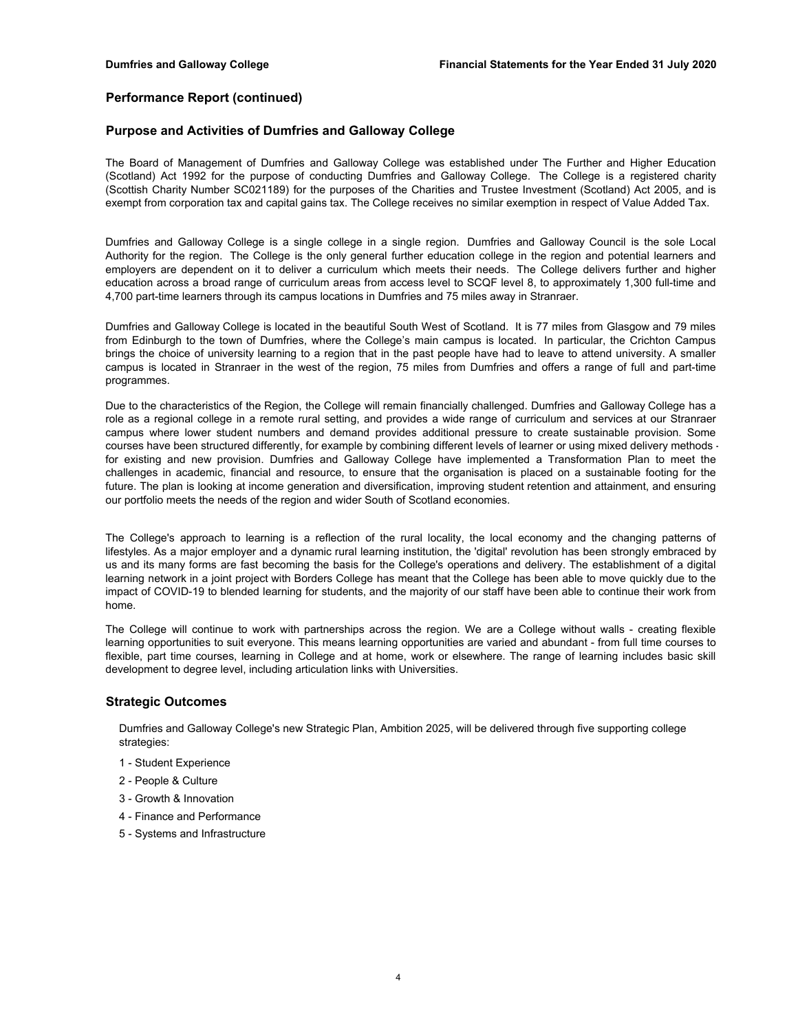## Performance Report (continued)

### Purpose and Activities of Dumfries and Galloway College

The Board of Management of Dumfries and Galloway College was established under The Further and Higher Education (Scotland) Act 1992 for the purpose of conducting Dumfries and Galloway College. The College is a registered charity (Scottish Charity Number SC021189) for the purposes of the Charities and Trustee Investment (Scotland) Act 2005, and is exempt from corporation tax and capital gains tax. The College receives no similar exemption in respect of Value Added Tax.

Dumfries and Galloway College is a single college in a single region. Dumfries and Galloway Council is the sole Local Authority for the region. The College is the only general further education college in the region and potential learners and employers are dependent on it to deliver a curriculum which meets their needs. The College delivers further and higher education across a broad range of curriculum areas from access level to SCQF level 8, to approximately 1,300 full-time and 4,700 part-time learners through its campus locations in Dumfries and 75 miles away in Stranraer.

Dumfries and Galloway College is located in the beautiful South West of Scotland. It is 77 miles from Glasgow and 79 miles from Edinburgh to the town of Dumfries, where the College's main campus is located. In particular, the Crichton Campus brings the choice of university learning to a region that in the past people have had to leave to attend university. A smaller campus is located in Stranraer in the west of the region, 75 miles from Dumfries and offers a range of full and part-time programmes.

Due to the characteristics of the Region, the College will remain financially challenged. Dumfries and Galloway College has a role as a regional college in a remote rural setting, and provides a wide range of curriculum and services at our Stranraer campus where lower student numbers and demand provides additional pressure to create sustainable provision. Some courses have been structured differently, for example by combining different levels of learner or using mixed delivery methods - for existing and new provision. Dumfries and Galloway College have implemented a Transformation Plan to meet the challenges in academic, financial and resource, to ensure that the organisation is placed on a sustainable footing for the future. The plan is looking at income generation and diversification, improving student retention and attainment, and ensuring our portfolio meets the needs of the region and wider South of Scotland economies.

The College's approach to learning is a reflection of the rural locality, the local economy and the changing patterns of lifestyles. As a major employer and a dynamic rural learning institution, the 'digital' revolution has been strongly embraced by us and its many forms are fast becoming the basis for the College's operations and delivery. The establishment of a digital learning network in a joint project with Borders College has meant that the College has been able to move quickly due to the impact of COVID-19 to blended learning for students, and the majority of our staff have been able to continue their work from home.

The College will continue to work with partnerships across the region. We are a College without walls - creating flexible learning opportunities to suit everyone. This means learning opportunities are varied and abundant - from full time courses to flexible, part time courses, learning in College and at home, work or elsewhere. The range of learning includes basic skill development to degree level, including articulation links with Universities.

### Strategic Outcomes

Dumfries and Galloway College's new Strategic Plan, Ambition 2025, will be delivered through five supporting college strategies:

1 - Student Experience

2 - People & Culture

3 - Growth & Innovation

4 - Finance and Performance

5 - Systems and Infrastructure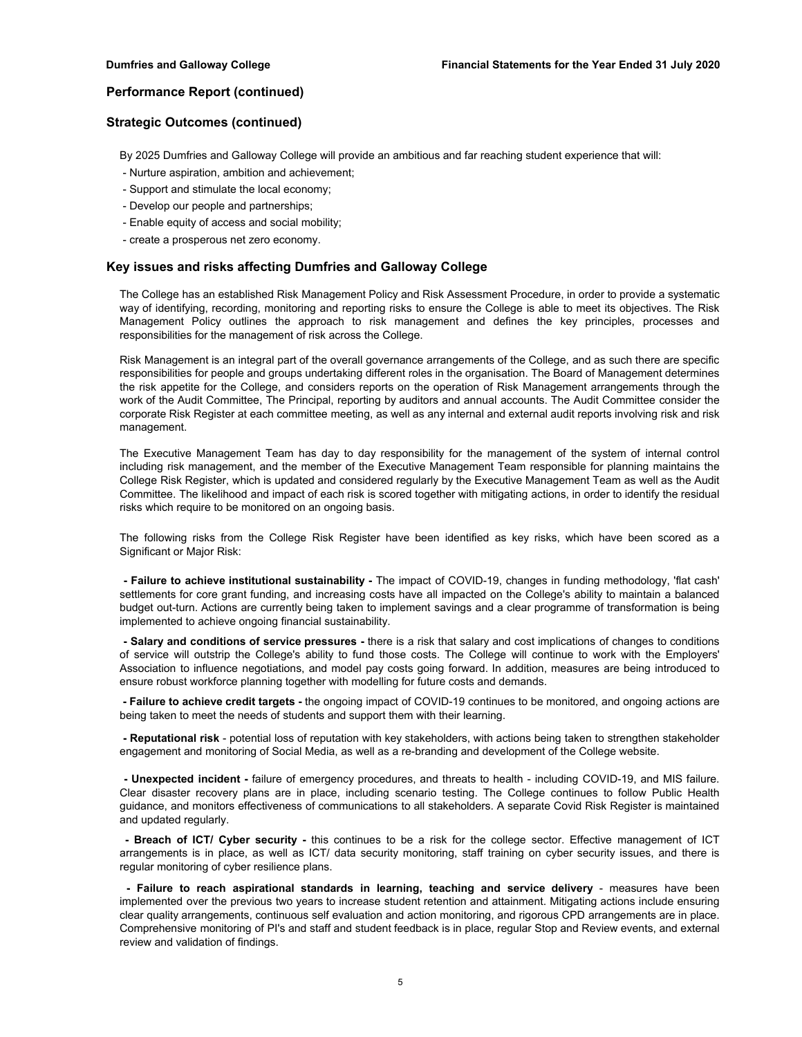## Performance Report (continued)

### Strategic Outcomes (continued)

By 2025 Dumfries and Galloway College will provide an ambitious and far reaching student experience that will:

- Nurture aspiration, ambition and achievement;
- Support and stimulate the local economy;
- Develop our people and partnerships;
- Enable equity of access and social mobility;
- create a prosperous net zero economy.

### Key issues and risks affecting Dumfries and Galloway College

The College has an established Risk Management Policy and Risk Assessment Procedure, in order to provide a systematic way of identifying, recording, monitoring and reporting risks to ensure the College is able to meet its objectives. The Risk Management Policy outlines the approach to risk management and defines the key principles, processes and responsibilities for the management of risk across the College.

Risk Management is an integral part of the overall governance arrangements of the College, and as such there are specific responsibilities for people and groups undertaking different roles in the organisation. The Board of Management determines the risk appetite for the College, and considers reports on the operation of Risk Management arrangements through the work of the Audit Committee, The Principal, reporting by auditors and annual accounts. The Audit Committee consider the corporate Risk Register at each committee meeting, as well as any internal and external audit reports involving risk and risk management.

The Executive Management Team has day to day responsibility for the management of the system of internal control including risk management, and the member of the Executive Management Team responsible for planning maintains the College Risk Register, which is updated and considered regularly by the Executive Management Team as well as the Audit Committee. The likelihood and impact of each risk is scored together with mitigating actions, in order to identify the residual risks which require to be monitored on an ongoing basis.

The following risks from the College Risk Register have been identified as key risks, which have been scored as a Significant or Major Risk:

- **Failure to achieve institutional sustainability -** The impact of COVID-19, changes in funding methodology, 'flat cash' settlements for core grant funding, and increasing costs have all impacted on the College's ability to maintain a balanced budget out-turn. Actions are currently being taken to implement savings and a clear programme of transformation is being implemented to achieve ongoing financial sustainability.

- **Salary and conditions of service pressures -** there is a risk that salary and cost implications of changes to conditions of service will outstrip the College's ability to fund those costs. The College will continue to work with the Employers' Association to influence negotiations, and model pay costs going forward. In addition, measures are being introduced to ensure robust workforce planning together with modelling for future costs and demands.

- **Failure to achieve credit targets -** the ongoing impact of COVID-19 continues to be monitored, and ongoing actions are being taken to meet the needs of students and support them with their learning.

- **Reputational risk** - potential loss of reputation with key stakeholders, with actions being taken to strengthen stakeholder engagement and monitoring of Social Media, as well as a re-branding and development of the College website.

- **Unexpected incident -** failure of emergency procedures, and threats to health - including COVID-19, and MIS failure. Clear disaster recovery plans are in place, including scenario testing. The College continues to follow Public Health guidance, and monitors effectiveness of communications to all stakeholders. A separate Covid Risk Register is maintained and updated regularly.

- **Breach of ICT/ Cyber security -** this continues to be a risk for the college sector. Effective management of ICT arrangements is in place, as well as ICT/ data security monitoring, staff training on cyber security issues, and there is regular monitoring of cyber resilience plans.

- **Failure to reach aspirational standards in learning, teaching and service delivery** - measures have been implemented over the previous two years to increase student retention and attainment. Mitigating actions include ensuring clear quality arrangements, continuous self evaluation and action monitoring, and rigorous CPD arrangements are in place. Comprehensive monitoring of PI's and staff and student feedback is in place, regular Stop and Review events, and external review and validation of findings.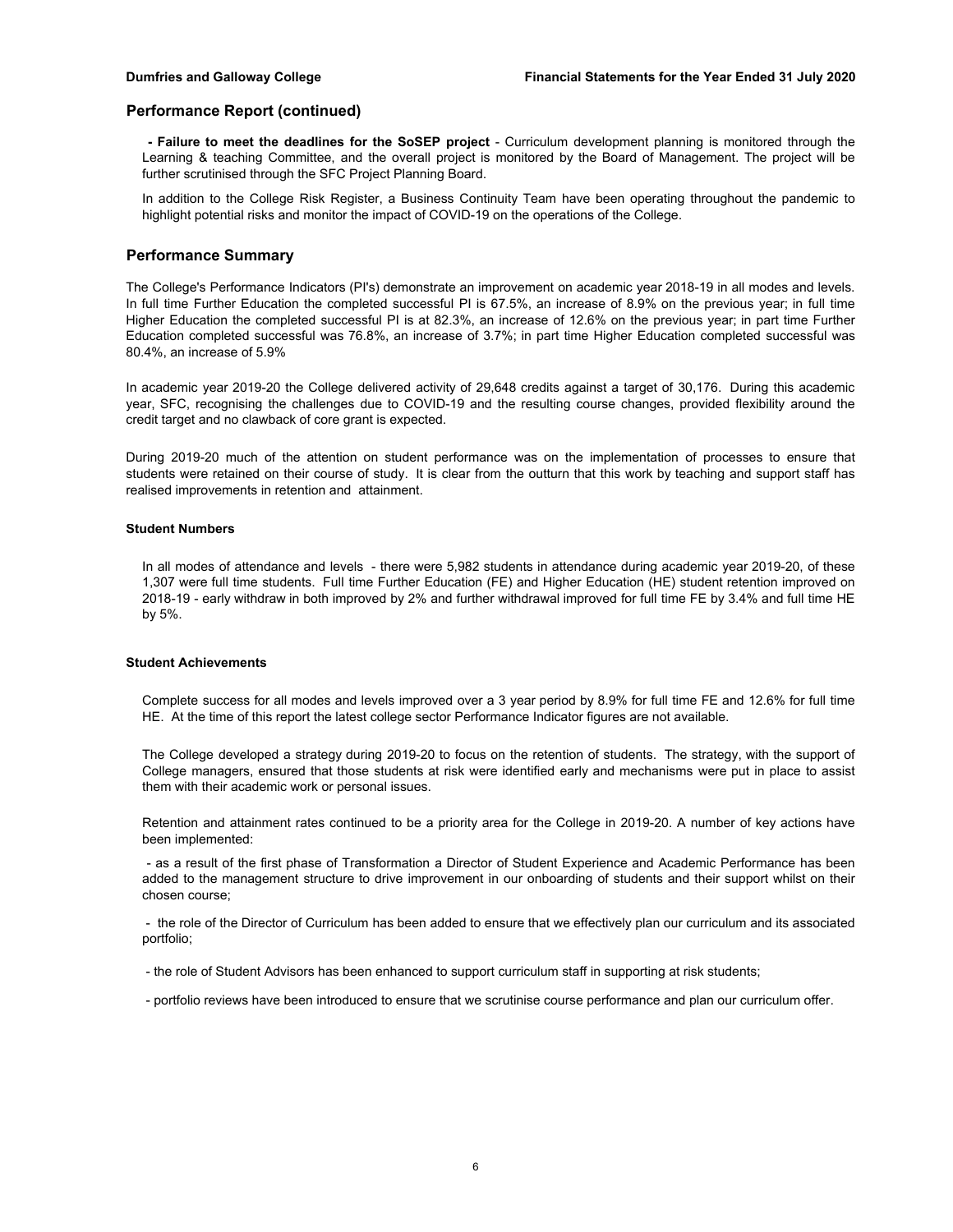## Performance Report (continued)

**- Failure to meet the deadlines for the SoSEP project** - Curriculum development planning is monitored through the Learning & teaching Committee, and the overall project is monitored by the Board of Management. The project will be further scrutinised through the SFC Project Planning Board.

In addition to the College Risk Register, a Business Continuity Team have been operating throughout the pandemic to highlight potential risks and monitor the impact of COVID-19 on the operations of the College.

## Performance Summary

The College's Performance Indicators (PI's) demonstrate an improvement on academic year 2018-19 in all modes and levels. In full time Further Education the completed successful PI is 67.5%, an increase of 8.9% on the previous year; in full time Higher Education the completed successful PI is at 82.3%, an increase of 12.6% on the previous year; in part time Further Education completed successful was 76.8%, an increase of 3.7%; in part time Higher Education completed successful was 80.4%, an increase of 5.9%

In academic year 2019-20 the College delivered activity of 29,648 credits against a target of 30,176. During this academic year, SFC, recognising the challenges due to COVID-19 and the resulting course changes, provided flexibility around the credit target and no clawback of core grant is expected.

During 2019-20 much of the attention on student performance was on the implementation of processes to ensure that students were retained on their course of study. It is clear from the outturn that this work by teaching and support staff has realised improvements in retention and attainment.

### Student Numbers

In all modes of attendance and levels - there were 5,982 students in attendance during academic year 2019-20, of these 1,307 were full time students. Full time Further Education (FE) and Higher Education (HE) student retention improved on 2018-19 - early withdraw in both improved by 2% and further withdrawal improved for full time FE by 3.4% and full time HE by 5%.

### Student Achievements

Complete success for all modes and levels improved over a 3 year period by 8.9% for full time FE and 12.6% for full time HE. At the time of this report the latest college sector Performance Indicator figures are not available.

The College developed a strategy during 2019-20 to focus on the retention of students. The strategy, with the support of College managers, ensured that those students at risk were identified early and mechanisms were put in place to assist them with their academic work or personal issues.

Retention and attainment rates continued to be a priority area for the College in 2019-20. A number of key actions have been implemented:

- as a result of the first phase of Transformation a Director of Student Experience and Academic Performance has been added to the management structure to drive improvement in our onboarding of students and their support whilst on their chosen course;

- the role of the Director of Curriculum has been added to ensure that we effectively plan our curriculum and its associated portfolio;

- the role of Student Advisors has been enhanced to support curriculum staff in supporting at risk students;

- portfolio reviews have been introduced to ensure that we scrutinise course performance and plan our curriculum offer.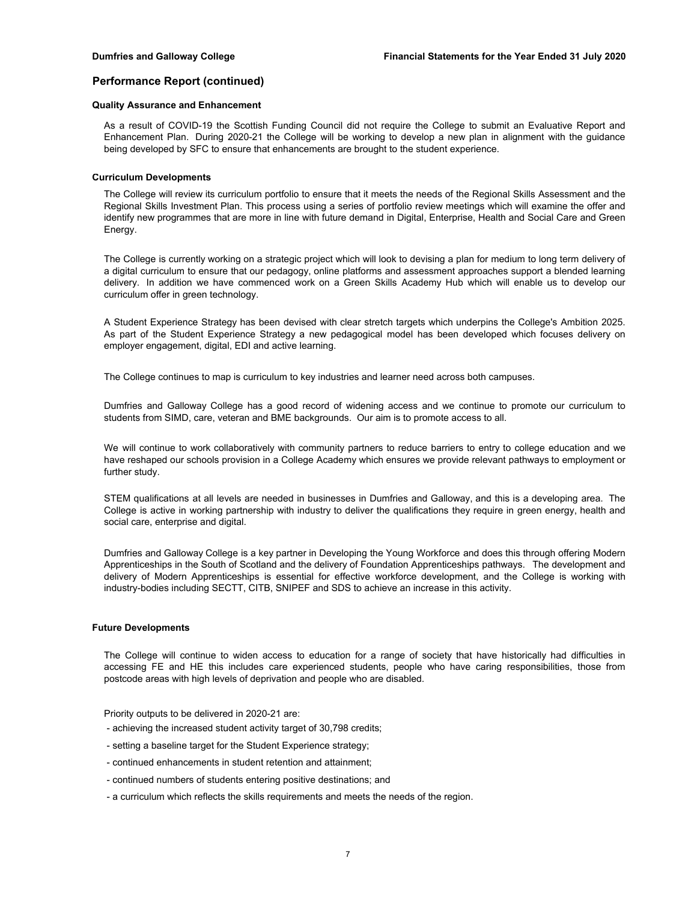## Performance Report (continued)

### Quality Assurance and Enhancement

As a result of COVID-19 the Scottish Funding Council did not require the College to submit an Evaluative Report and Enhancement Plan. During 2020-21 the College will be working to develop a new plan in alignment with the guidance being developed by SFC to ensure that enhancements are brought to the student experience.

### Curriculum Developments

The College will review its curriculum portfolio to ensure that it meets the needs of the Regional Skills Assessment and the Regional Skills Investment Plan. This process using a series of portfolio review meetings which will examine the offer and identify new programmes that are more in line with future demand in Digital, Enterprise, Health and Social Care and Green Energy.

The College is currently working on a strategic project which will look to devising a plan for medium to long term delivery of a digital curriculum to ensure that our pedagogy, online platforms and assessment approaches support a blended learning delivery. In addition we have commenced work on a Green Skills Academy Hub which will enable us to develop our curriculum offer in green technology.

A Student Experience Strategy has been devised with clear stretch targets which underpins the College's Ambition 2025. As part of the Student Experience Strategy a new pedagogical model has been developed which focuses delivery on employer engagement, digital, EDI and active learning.

The College continues to map is curriculum to key industries and learner need across both campuses.

Dumfries and Galloway College has a good record of widening access and we continue to promote our curriculum to students from SIMD, care, veteran and BME backgrounds. Our aim is to promote access to all.

We will continue to work collaboratively with community partners to reduce barriers to entry to college education and we have reshaped our schools provision in a College Academy which ensures we provide relevant pathways to employment or further study.

STEM qualifications at all levels are needed in businesses in Dumfries and Galloway, and this is a developing area. The College is active in working partnership with industry to deliver the qualifications they require in green energy, health and social care, enterprise and digital.

Dumfries and Galloway College is a key partner in Developing the Young Workforce and does this through offering Modern Apprenticeships in the South of Scotland and the delivery of Foundation Apprenticeships pathways. The development and delivery of Modern Apprenticeships is essential for effective workforce development, and the College is working with industry-bodies including SECTT, CITB, SNIPEF and SDS to achieve an increase in this activity.

### Future Developments

The College will continue to widen access to education for a range of society that have historically had difficulties in accessing FE and HE this includes care experienced students, people who have caring responsibilities, those from postcode areas with high levels of deprivation and people who are disabled.

Priority outputs to be delivered in 2020-21 are:

- achieving the increased student activity target of 30,798 credits;
- setting a baseline target for the Student Experience strategy;
- continued enhancements in student retention and attainment;
- continued numbers of students entering positive destinations; and
- a curriculum which reflects the skills requirements and meets the needs of the region.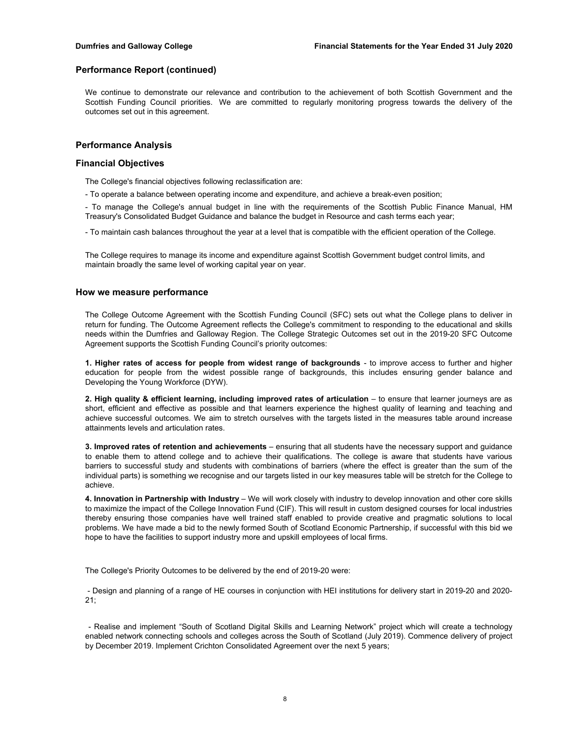## Performance Report (continued)

We continue to demonstrate our relevance and contribution to the achievement of both Scottish Government and the Scottish Funding Council priorities. We are committed to regularly monitoring progress towards the delivery of the outcomes set out in this agreement.

## Performance Analysis

### Financial Objectives

The College's financial objectives following reclassification are:

- To operate a balance between operating income and expenditure, and achieve a break-even position;

- To manage the College's annual budget in line with the requirements of the Scottish Public Finance Manual, HM Treasury's Consolidated Budget Guidance and balance the budget in Resource and cash terms each year;

- To maintain cash balances throughout the year at a level that is compatible with the efficient operation of the College.

The College requires to manage its income and expenditure against Scottish Government budget control limits, and maintain broadly the same level of working capital year on year.

### How we measure performance

The College Outcome Agreement with the Scottish Funding Council (SFC) sets out what the College plans to deliver in return for funding. The Outcome Agreement reflects the College's commitment to responding to the educational and skills needs within the Dumfries and Galloway Region. The College Strategic Outcomes set out in the 2019-20 SFC Outcome Agreement supports the Scottish Funding Council's priority outcomes:

**1. Higher rates of access for people from widest range of backgrounds** - to improve access to further and higher education for people from the widest possible range of backgrounds, this includes ensuring gender balance and Developing the Young Workforce (DYW).

**2. High quality & efficient learning, including improved rates of articulation** – to ensure that learner journeys are as short, efficient and effective as possible and that learners experience the highest quality of learning and teaching and achieve successful outcomes. We aim to stretch ourselves with the targets listed in the measures table around increase attainments levels and articulation rates.

**3. Improved rates of retention and achievements** – ensuring that all students have the necessary support and guidance to enable them to attend college and to achieve their qualifications. The college is aware that students have various barriers to successful study and students with combinations of barriers (where the effect is greater than the sum of the individual parts) is something we recognise and our targets listed in our key measures table will be stretch for the College to achieve.

**4. Innovation in Partnership with Industry** – We will work closely with industry to develop innovation and other core skills to maximize the impact of the College Innovation Fund (CIF). This will result in custom designed courses for local industries thereby ensuring those companies have well trained staff enabled to provide creative and pragmatic solutions to local problems. We have made a bid to the newly formed South of Scotland Economic Partnership, if successful with this bid we hope to have the facilities to support industry more and upskill employees of local firms.

The College's Priority Outcomes to be delivered by the end of 2019-20 were:

- Design and planning of a range of HE courses in conjunction with HEI institutions for delivery start in 2019-20 and 2020-21;

- Realise and implement "South of Scotland Digital Skills and Learning Network" project which will create a technology enabled network connecting schools and colleges across the South of Scotland (July 2019). Commence delivery of project by December 2019. Implement Crichton Consolidated Agreement over the next 5 years;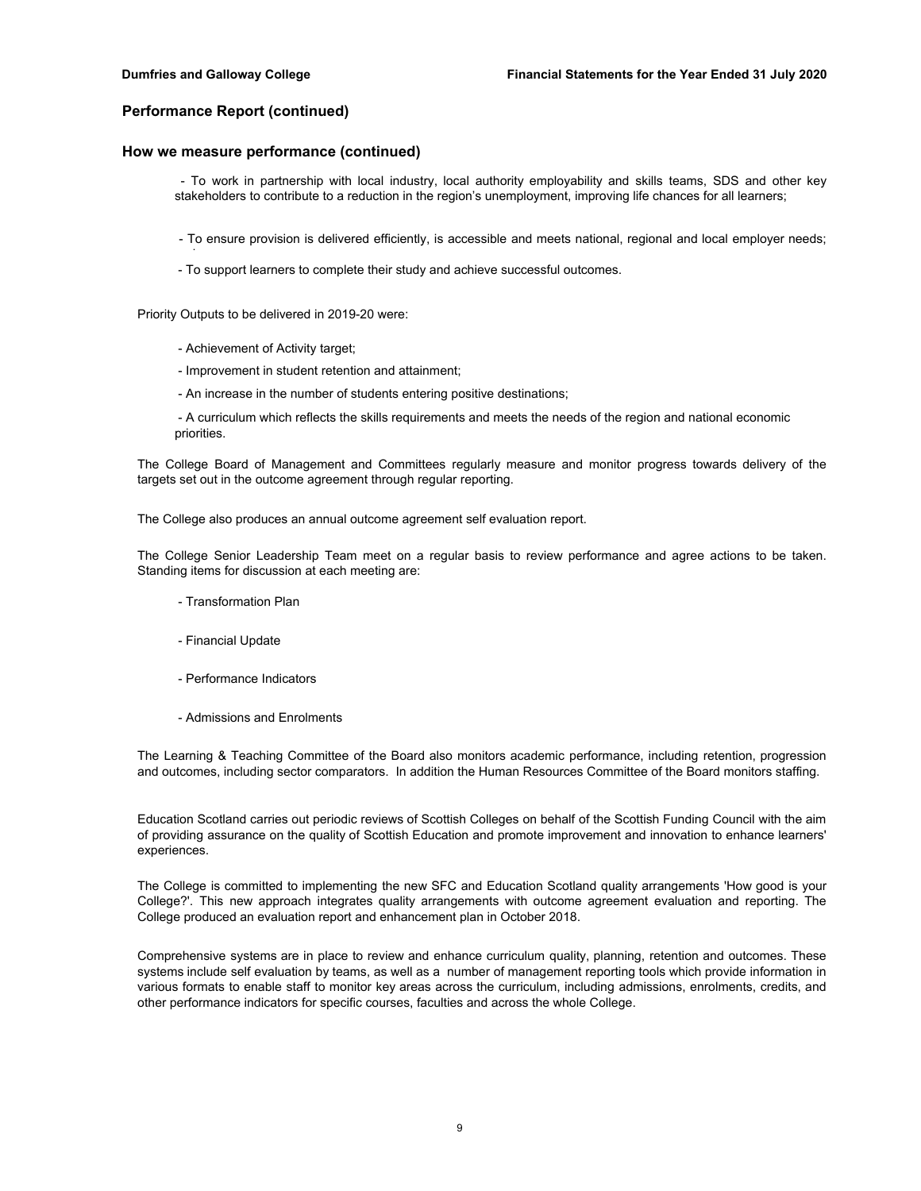## Performance Report (continued)

### How we measure performance (continued)

- To work in partnership with local industry, local authority employability and skills teams, SDS and other key stakeholders to contribute to a reduction in the region's unemployment, improving life chances for all learners;
- To ensure provision is delivered efficiently, is accessible and meets national, regional and local employer needs;
- To support learners to complete their study and achieve successful outcomes.

Priority Outputs to be delivered in 2019-20 were:

- Achievement of Activity target;
- Improvement in student retention and attainment;
- An increase in the number of students entering positive destinations;
- A curriculum which reflects the skills requirements and meets the needs of the region and national economic priorities.

The College Board of Management and Committees regularly measure and monitor progress towards delivery of the targets set out in the outcome agreement through regular reporting.

The College also produces an annual outcome agreement self evaluation report.

The College Senior Leadership Team meet on a regular basis to review performance and agree actions to be taken. Standing items for discussion at each meeting are:

- Transformation Plan
- Financial Update
- Performance Indicators
- Admissions and Enrolments

The Learning & Teaching Committee of the Board also monitors academic performance, including retention, progression and outcomes, including sector comparators. In addition the Human Resources Committee of the Board monitors staffing.

Education Scotland carries out periodic reviews of Scottish Colleges on behalf of the Scottish Funding Council with the aim of providing assurance on the quality of Scottish Education and promote improvement and innovation to enhance learners' experiences.

The College is committed to implementing the new SFC and Education Scotland quality arrangements 'How good is your College?'. This new approach integrates quality arrangements with outcome agreement evaluation and reporting. The College produced an evaluation report and enhancement plan in October 2018.

Comprehensive systems are in place to review and enhance curriculum quality, planning, retention and outcomes. These systems include self evaluation by teams, as well as a number of management reporting tools which provide information in various formats to enable staff to monitor key areas across the curriculum, including admissions, enrolments, credits, and other performance indicators for specific courses, faculties and across the whole College.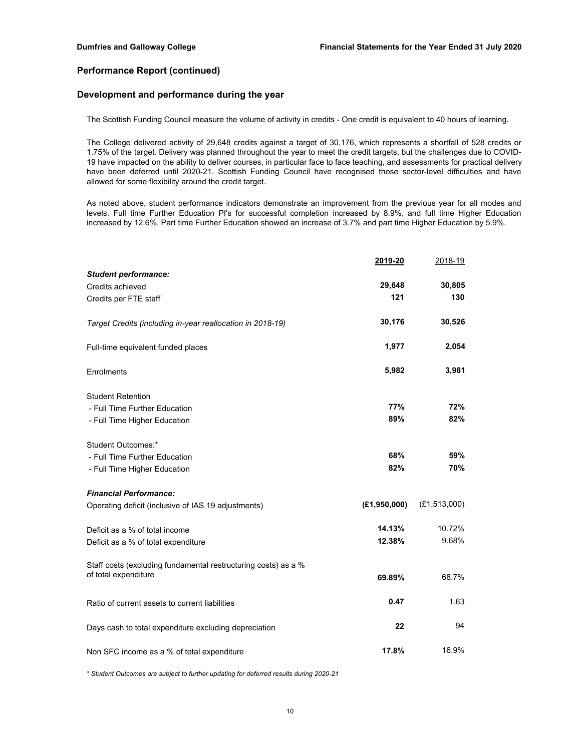## Performance Report (continued)

### Development and performance during the year

The Scottish Funding Council measure the volume of activity in credits - One credit is equivalent to 40 hours of learning.

The College delivered activity of 29,648 credits against a target of 30,176, which represents a shortfall of 528 credits or 1.75% of the target. Delivery was planned throughout the year to meet the credit targets, but the challenges due to COVID-19 have impacted on the ability to deliver courses, in particular face to face teaching, and assessments for practical delivery have been deferred until 2020-21. Scottish Funding Council have recognised those sector-level difficulties and have allowed for some flexibility around the credit target.

As noted above, student performance indicators demonstrate an improvement from the previous year for all modes and levels. Full time Further Education PI's for successful completion increased by 8.9%, and full time Higher Education increased by 12.6%. Part time Further Education showed an increase of 3.7% and part time Higher Education by 5.9%.

| | **2019-20** | 2018-19 |
|---|---|---|
| ***Student performance:*** | | |
| Credits achieved | **29,648** | **30,805** |
| Credits per FTE staff | **121** | **130** |
| *Target Credits (including in-year reallocation in 2018-19)* | **30,176** | **30,526** |
| Full-time equivalent funded places | **1,977** | **2,054** |
| Enrolments | **5,982** | **3,981** |
| Student Retention | | |
| - Full Time Further Education | **77%** | **72%** |
| - Full Time Higher Education | **89%** | **82%** |
| Student Outcomes:* | | |
| - Full Time Further Education | **68%** | **59%** |
| - Full Time Higher Education | **82%** | **70%** |
| ***Financial Performance:*** | | |
| Operating deficit (inclusive of IAS 19 adjustments) | **(£1,950,000)** | (£1,513,000) |
| Deficit as a % of total income | **14.13%** | 10.72% |
| Deficit as a % of total expenditure | **12.38%** | 9.68% |
| Staff costs (excluding fundamental restructuring costs) as a % of total expenditure | **69.89%** | 68.7% |
| Ratio of current assets to current liabilities | **0.47** | 1.63 |
| Days cash to total expenditure excluding depreciation | **22** | 94 |
| Non SFC income as a % of total expenditure | **17.8%** | 16.9% |

*\* Student Outcomes are subject to further updating for deferred results during 2020-21*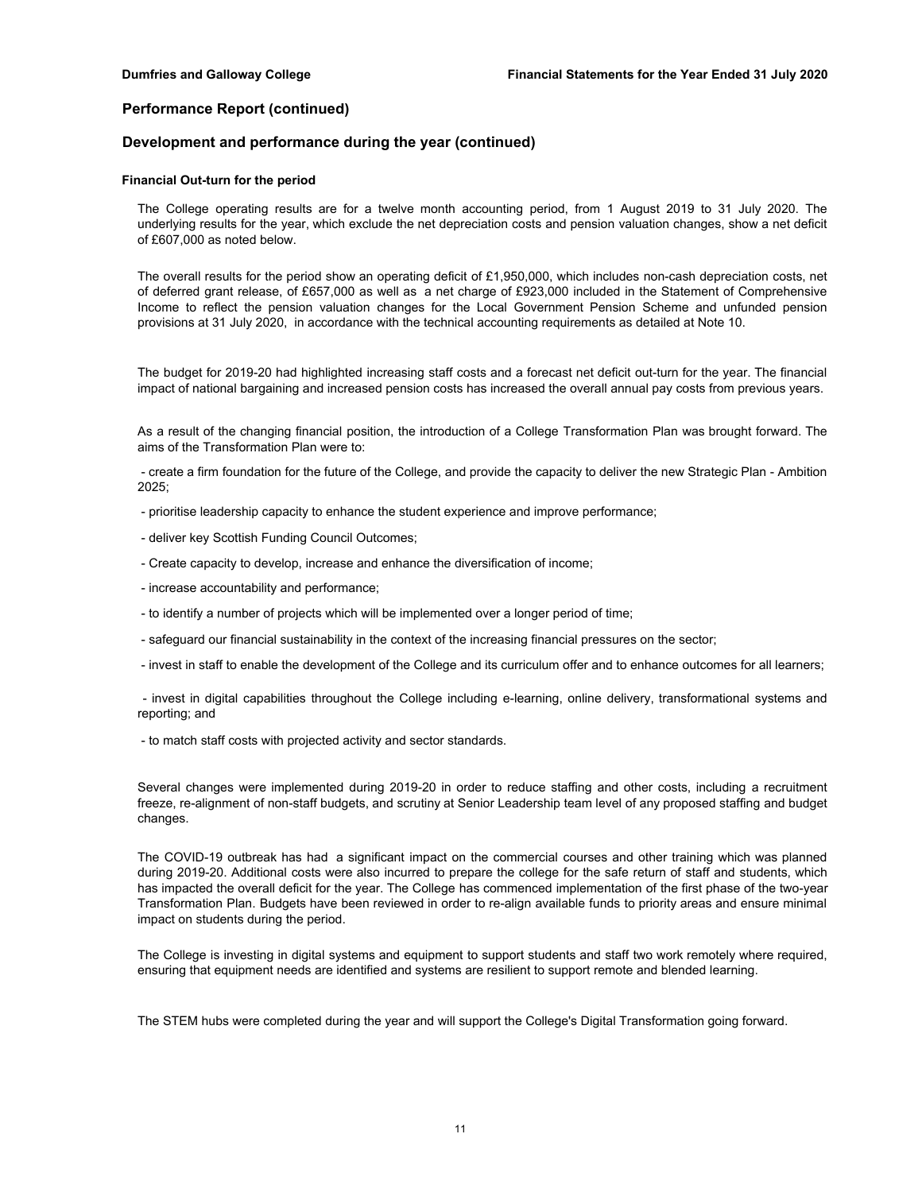## Performance Report (continued)

## Development and performance during the year (continued)

### Financial Out-turn for the period

The College operating results are for a twelve month accounting period, from 1 August 2019 to 31 July 2020. The underlying results for the year, which exclude the net depreciation costs and pension valuation changes, show a net deficit of £607,000 as noted below.

The overall results for the period show an operating deficit of £1,950,000, which includes non-cash depreciation costs, net of deferred grant release, of £657,000 as well as a net charge of £923,000 included in the Statement of Comprehensive Income to reflect the pension valuation changes for the Local Government Pension Scheme and unfunded pension provisions at 31 July 2020, in accordance with the technical accounting requirements as detailed at Note 10.

The budget for 2019-20 had highlighted increasing staff costs and a forecast net deficit out-turn for the year. The financial impact of national bargaining and increased pension costs has increased the overall annual pay costs from previous years.

As a result of the changing financial position, the introduction of a College Transformation Plan was brought forward. The aims of the Transformation Plan were to:

- create a firm foundation for the future of the College, and provide the capacity to deliver the new Strategic Plan - Ambition 2025;
- prioritise leadership capacity to enhance the student experience and improve performance;
- deliver key Scottish Funding Council Outcomes;
- Create capacity to develop, increase and enhance the diversification of income;
- increase accountability and performance;
- to identify a number of projects which will be implemented over a longer period of time;
- safeguard our financial sustainability in the context of the increasing financial pressures on the sector;
- invest in staff to enable the development of the College and its curriculum offer and to enhance outcomes for all learners;
- invest in digital capabilities throughout the College including e-learning, online delivery, transformational systems and reporting; and
- to match staff costs with projected activity and sector standards.

Several changes were implemented during 2019-20 in order to reduce staffing and other costs, including a recruitment freeze, re-alignment of non-staff budgets, and scrutiny at Senior Leadership team level of any proposed staffing and budget changes.

The COVID-19 outbreak has had a significant impact on the commercial courses and other training which was planned during 2019-20. Additional costs were also incurred to prepare the college for the safe return of staff and students, which has impacted the overall deficit for the year. The College has commenced implementation of the first phase of the two-year Transformation Plan. Budgets have been reviewed in order to re-align available funds to priority areas and ensure minimal impact on students during the period.

The College is investing in digital systems and equipment to support students and staff two work remotely where required, ensuring that equipment needs are identified and systems are resilient to support remote and blended learning.

The STEM hubs were completed during the year and will support the College's Digital Transformation going forward.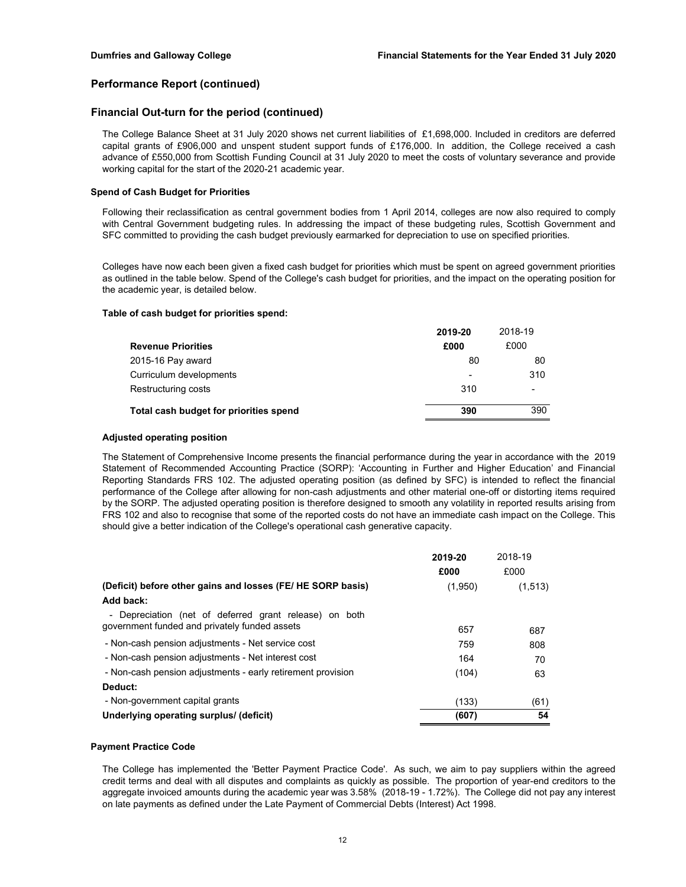## Performance Report (continued)

## Financial Out-turn for the period (continued)

The College Balance Sheet at 31 July 2020 shows net current liabilities of £1,698,000. Included in creditors are deferred capital grants of £906,000 and unspent student support funds of £176,000. In addition, the College received a cash advance of £550,000 from Scottish Funding Council at 31 July 2020 to meet the costs of voluntary severance and provide working capital for the start of the 2020-21 academic year.

### Spend of Cash Budget for Priorities

Following their reclassification as central government bodies from 1 April 2014, colleges are now also required to comply with Central Government budgeting rules. In addressing the impact of these budgeting rules, Scottish Government and SFC committed to providing the cash budget previously earmarked for depreciation to use on specified priorities.

Colleges have now each been given a fixed cash budget for priorities which must be spent on agreed government priorities as outlined in the table below. Spend of the College's cash budget for priorities, and the impact on the operating position for the academic year, is detailed below.

**Table of cash budget for priorities spend:**

| | 2019-20 | 2018-19 |
|---|---|---|
| **Revenue Priorities** | **£000** | £000 |
| 2015-16 Pay award | 80 | 80 |
| Curriculum developments | - | 310 |
| Restructuring costs | 310 | - |
| **Total cash budget for priorities spend** | **390** | 390 |

**Adjusted operating position**

The Statement of Comprehensive Income presents the financial performance during the year in accordance with the 2019 Statement of Recommended Accounting Practice (SORP): 'Accounting in Further and Higher Education' and Financial Reporting Standards FRS 102. The adjusted operating position (as defined by SFC) is intended to reflect the financial performance of the College after allowing for non-cash adjustments and other material one-off or distorting items required by the SORP. The adjusted operating position is therefore designed to smooth any volatility in reported results arising from FRS 102 and also to recognise that some of the reported costs do not have an immediate cash impact on the College. This should give a better indication of the College's operational cash generative capacity.

| | 2019-20 | 2018-19 |
|---|---|---|
| | **£000** | £000 |
| **(Deficit) before other gains and losses (FE/ HE SORP basis)** | (1,950) | (1,513) |
| **Add back:** | | |
| - Depreciation (net of deferred grant release) on both government funded and privately funded assets | 657 | 687 |
| - Non-cash pension adjustments - Net service cost | 759 | 808 |
| - Non-cash pension adjustments - Net interest cost | 164 | 70 |
| - Non-cash pension adjustments - early retirement provision | (104) | 63 |
| **Deduct:** | | |
| - Non-government capital grants | (133) | (61) |
| **Underlying operating surplus/ (deficit)** | **(607)** | **54** |

### Payment Practice Code

The College has implemented the 'Better Payment Practice Code'. As such, we aim to pay suppliers within the agreed credit terms and deal with all disputes and complaints as quickly as possible. The proportion of year-end creditors to the aggregate invoiced amounts during the academic year was 3.58% (2018-19 - 1.72%). The College did not pay any interest on late payments as defined under the Late Payment of Commercial Debts (Interest) Act 1998.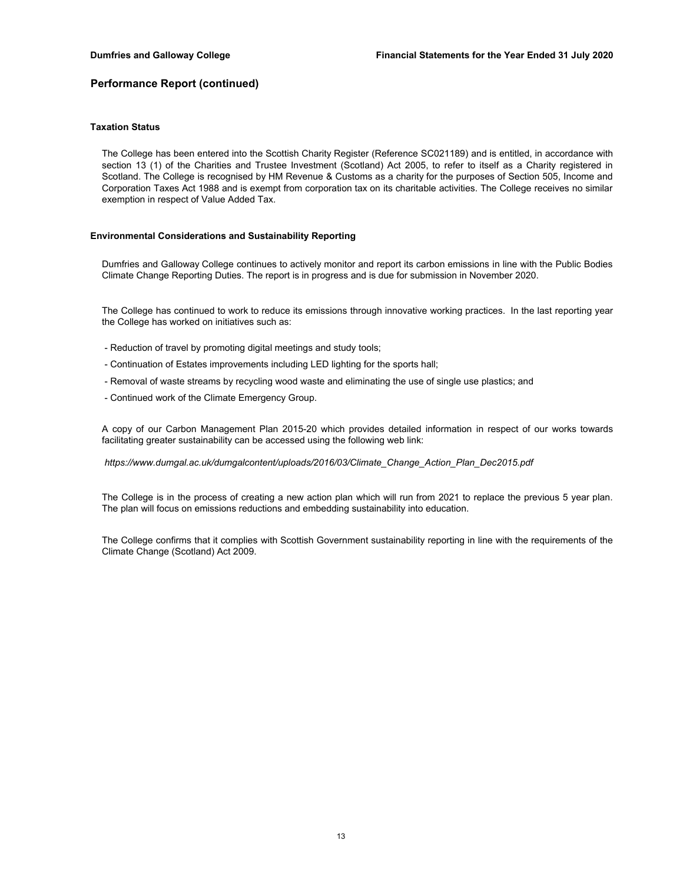## Performance Report (continued)

### Taxation Status

The College has been entered into the Scottish Charity Register (Reference SC021189) and is entitled, in accordance with section 13 (1) of the Charities and Trustee Investment (Scotland) Act 2005, to refer to itself as a Charity registered in Scotland. The College is recognised by HM Revenue & Customs as a charity for the purposes of Section 505, Income and Corporation Taxes Act 1988 and is exempt from corporation tax on its charitable activities. The College receives no similar exemption in respect of Value Added Tax.

### Environmental Considerations and Sustainability Reporting

Dumfries and Galloway College continues to actively monitor and report its carbon emissions in line with the Public Bodies Climate Change Reporting Duties. The report is in progress and is due for submission in November 2020.

The College has continued to work to reduce its emissions through innovative working practices. In the last reporting year the College has worked on initiatives such as:

- Reduction of travel by promoting digital meetings and study tools;
- Continuation of Estates improvements including LED lighting for the sports hall;
- Removal of waste streams by recycling wood waste and eliminating the use of single use plastics; and
- Continued work of the Climate Emergency Group.

A copy of our Carbon Management Plan 2015-20 which provides detailed information in respect of our works towards facilitating greater sustainability can be accessed using the following web link:

*https://www.dumgal.ac.uk/dumgalcontent/uploads/2016/03/Climate_Change_Action_Plan_Dec2015.pdf*

The College is in the process of creating a new action plan which will run from 2021 to replace the previous 5 year plan. The plan will focus on emissions reductions and embedding sustainability into education.

The College confirms that it complies with Scottish Government sustainability reporting in line with the requirements of the Climate Change (Scotland) Act 2009.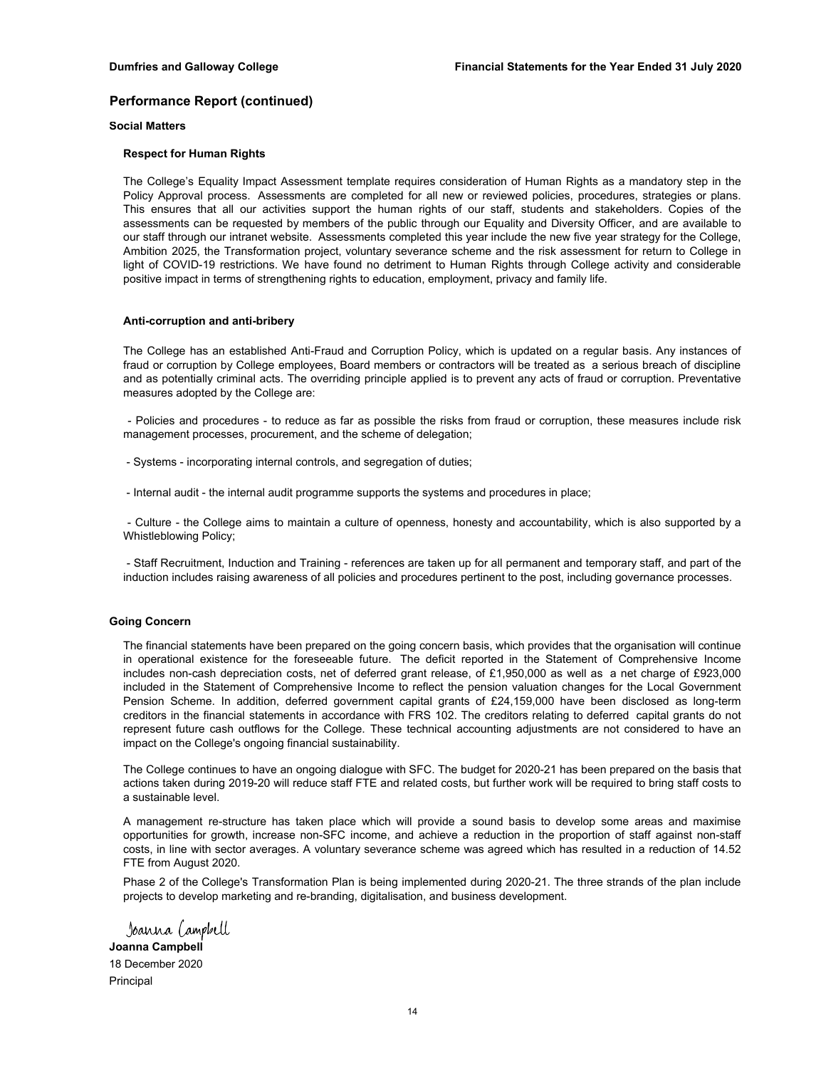## Performance Report (continued)

### Social Matters

#### Respect for Human Rights

The College's Equality Impact Assessment template requires consideration of Human Rights as a mandatory step in the Policy Approval process. Assessments are completed for all new or reviewed policies, procedures, strategies or plans. This ensures that all our activities support the human rights of our staff, students and stakeholders. Copies of the assessments can be requested by members of the public through our Equality and Diversity Officer, and are available to our staff through our intranet website. Assessments completed this year include the new five year strategy for the College, Ambition 2025, the Transformation project, voluntary severance scheme and the risk assessment for return to College in light of COVID-19 restrictions. We have found no detriment to Human Rights through College activity and considerable positive impact in terms of strengthening rights to education, employment, privacy and family life.

#### Anti-corruption and anti-bribery

The College has an established Anti-Fraud and Corruption Policy, which is updated on a regular basis. Any instances of fraud or corruption by College employees, Board members or contractors will be treated as a serious breach of discipline and as potentially criminal acts. The overriding principle applied is to prevent any acts of fraud or corruption. Preventative measures adopted by the College are:

- Policies and procedures - to reduce as far as possible the risks from fraud or corruption, these measures include risk management processes, procurement, and the scheme of delegation;

- Systems - incorporating internal controls, and segregation of duties;

- Internal audit - the internal audit programme supports the systems and procedures in place;

- Culture - the College aims to maintain a culture of openness, honesty and accountability, which is also supported by a Whistleblowing Policy;

- Staff Recruitment, Induction and Training - references are taken up for all permanent and temporary staff, and part of the induction includes raising awareness of all policies and procedures pertinent to the post, including governance processes.

### Going Concern

The financial statements have been prepared on the going concern basis, which provides that the organisation will continue in operational existence for the foreseeable future. The deficit reported in the Statement of Comprehensive Income includes non-cash depreciation costs, net of deferred grant release, of £1,950,000 as well as a net charge of £923,000 included in the Statement of Comprehensive Income to reflect the pension valuation changes for the Local Government Pension Scheme. In addition, deferred government capital grants of £24,159,000 have been disclosed as long-term creditors in the financial statements in accordance with FRS 102. The creditors relating to deferred capital grants do not represent future cash outflows for the College. These technical accounting adjustments are not considered to have an impact on the College's ongoing financial sustainability.

The College continues to have an ongoing dialogue with SFC. The budget for 2020-21 has been prepared on the basis that actions taken during 2019-20 will reduce staff FTE and related costs, but further work will be required to bring staff costs to a sustainable level.

A management re-structure has taken place which will provide a sound basis to develop some areas and maximise opportunities for growth, increase non-SFC income, and achieve a reduction in the proportion of staff against non-staff costs, in line with sector averages. A voluntary severance scheme was agreed which has resulted in a reduction of 14.52 FTE from August 2020.

Phase 2 of the College's Transformation Plan is being implemented during 2020-21. The three strands of the plan include projects to develop marketing and re-branding, digitalisation, and business development.

*Joanna Campbell*

**Joanna Campbell**
18 December 2020
Principal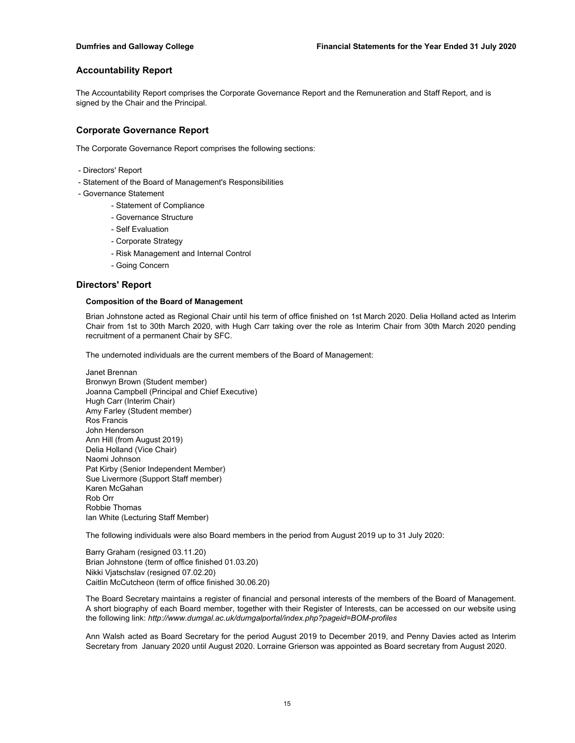## Accountability Report

The Accountability Report comprises the Corporate Governance Report and the Remuneration and Staff Report, and is signed by the Chair and the Principal.

## Corporate Governance Report

The Corporate Governance Report comprises the following sections:

- Directors' Report
- Statement of the Board of Management's Responsibilities
- Governance Statement
    - Statement of Compliance
    - Governance Structure
    - Self Evaluation
    - Corporate Strategy
    - Risk Management and Internal Control
    - Going Concern

## Directors' Report

### Composition of the Board of Management

Brian Johnstone acted as Regional Chair until his term of office finished on 1st March 2020. Delia Holland acted as Interim Chair from 1st to 30th March 2020, with Hugh Carr taking over the role as Interim Chair from 30th March 2020 pending recruitment of a permanent Chair by SFC.

The undernoted individuals are the current members of the Board of Management:

Janet Brennan
Bronwyn Brown (Student member)
Joanna Campbell (Principal and Chief Executive)
Hugh Carr (Interim Chair)
Amy Farley (Student member)
Ros Francis
John Henderson
Ann Hill (from August 2019)
Delia Holland (Vice Chair)
Naomi Johnson
Pat Kirby (Senior Independent Member)
Sue Livermore (Support Staff member)
Karen McGahan
Rob Orr
Robbie Thomas
Ian White (Lecturing Staff Member)

The following individuals were also Board members in the period from August 2019 up to 31 July 2020:

Barry Graham (resigned 03.11.20)
Brian Johnstone (term of office finished 01.03.20)
Nikki Vjatschslav (resigned 07.02.20)
Caitlin McCutcheon (term of office finished 30.06.20)

The Board Secretary maintains a register of financial and personal interests of the members of the Board of Management. A short biography of each Board member, together with their Register of Interests, can be accessed on our website using the following link: *http://www.dumgal.ac.uk/dumgalportal/index.php?pageid=BOM-profiles*

Ann Walsh acted as Board Secretary for the period August 2019 to December 2019, and Penny Davies acted as Interim Secretary from January 2020 until August 2020. Lorraine Grierson was appointed as Board secretary from August 2020.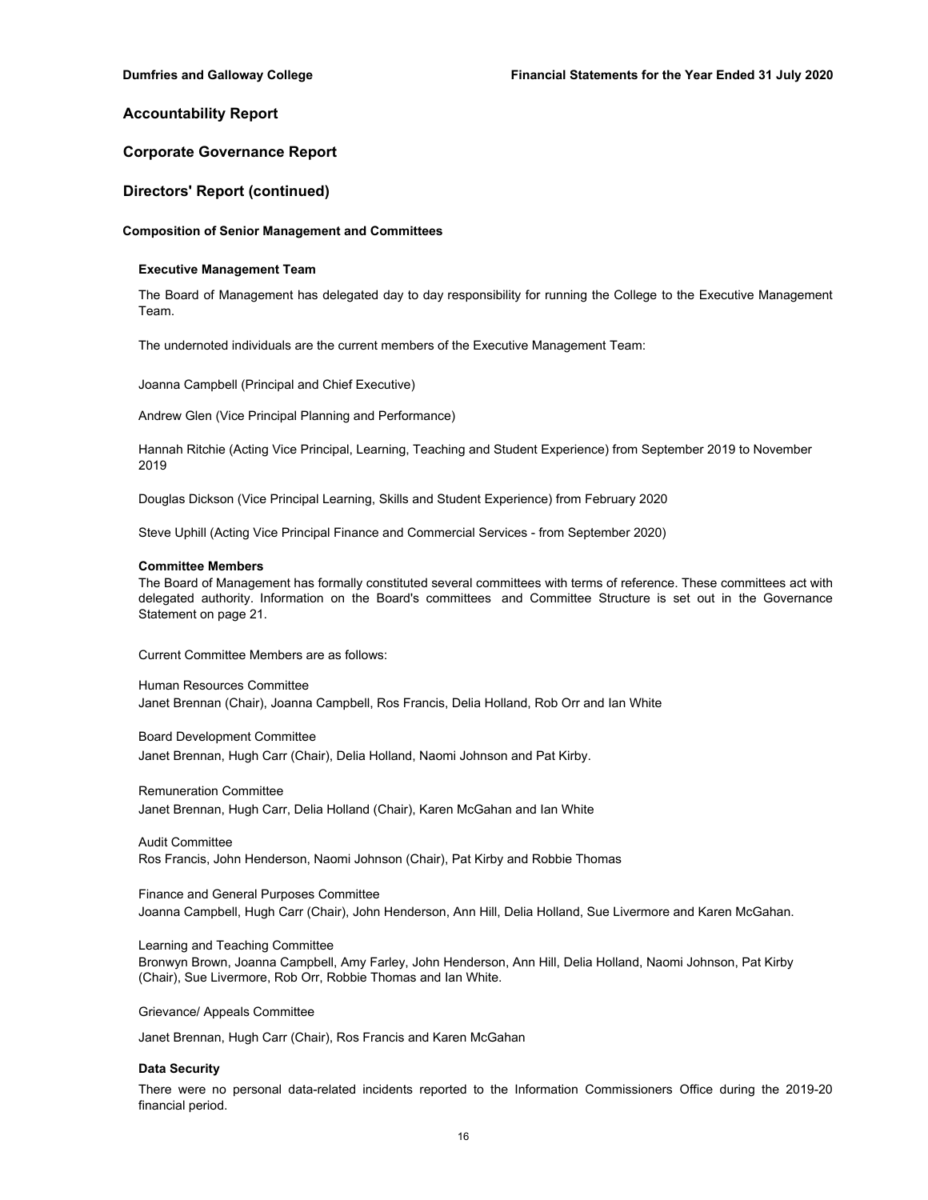# Accountability Report

## Corporate Governance Report

## Directors' Report (continued)

### Composition of Senior Management and Committees

#### Executive Management Team

The Board of Management has delegated day to day responsibility for running the College to the Executive Management Team.

The undernoted individuals are the current members of the Executive Management Team:

Joanna Campbell (Principal and Chief Executive)

Andrew Glen (Vice Principal Planning and Performance)

Hannah Ritchie (Acting Vice Principal, Learning, Teaching and Student Experience) from September 2019 to November 2019

Douglas Dickson (Vice Principal Learning, Skills and Student Experience) from February 2020

Steve Uphill (Acting Vice Principal Finance and Commercial Services - from September 2020)

#### Committee Members

The Board of Management has formally constituted several committees with terms of reference. These committees act with delegated authority. Information on the Board's committees and Committee Structure is set out in the Governance Statement on page 21.

Current Committee Members are as follows:

Human Resources Committee
Janet Brennan (Chair), Joanna Campbell, Ros Francis, Delia Holland, Rob Orr and Ian White

Board Development Committee
Janet Brennan, Hugh Carr (Chair), Delia Holland, Naomi Johnson and Pat Kirby.

Remuneration Committee
Janet Brennan, Hugh Carr, Delia Holland (Chair), Karen McGahan and Ian White

Audit Committee
Ros Francis, John Henderson, Naomi Johnson (Chair), Pat Kirby and Robbie Thomas

Finance and General Purposes Committee
Joanna Campbell, Hugh Carr (Chair), John Henderson, Ann Hill, Delia Holland, Sue Livermore and Karen McGahan.

Learning and Teaching Committee
Bronwyn Brown, Joanna Campbell, Amy Farley, John Henderson, Ann Hill, Delia Holland, Naomi Johnson, Pat Kirby (Chair), Sue Livermore, Rob Orr, Robbie Thomas and Ian White.

Grievance/ Appeals Committee

Janet Brennan, Hugh Carr (Chair), Ros Francis and Karen McGahan

#### Data Security

There were no personal data-related incidents reported to the Information Commissioners Office during the 2019-20 financial period.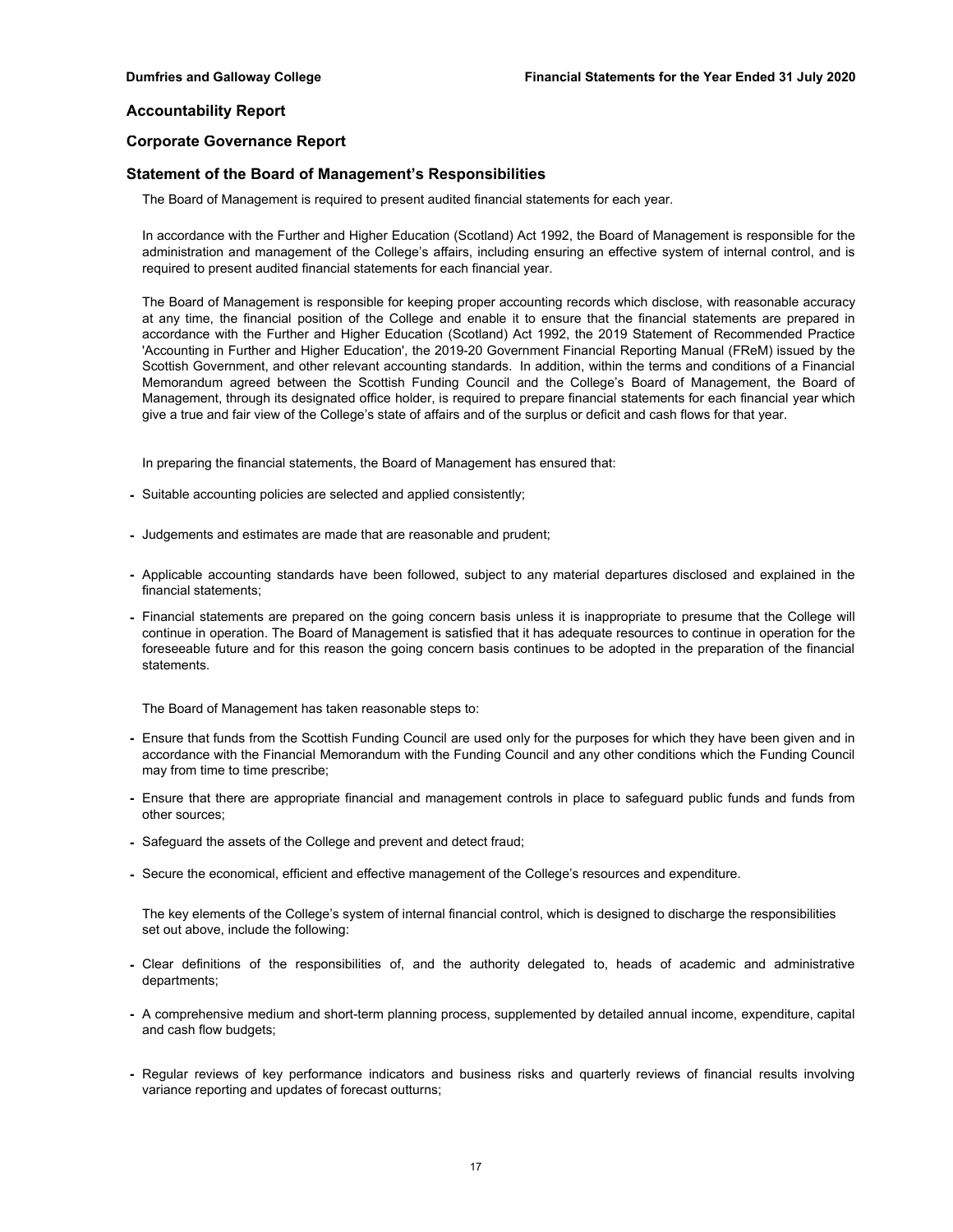## Accountability Report

## Corporate Governance Report

### Statement of the Board of Management's Responsibilities

The Board of Management is required to present audited financial statements for each year.

In accordance with the Further and Higher Education (Scotland) Act 1992, the Board of Management is responsible for the administration and management of the College's affairs, including ensuring an effective system of internal control, and is required to present audited financial statements for each financial year.

The Board of Management is responsible for keeping proper accounting records which disclose, with reasonable accuracy at any time, the financial position of the College and enable it to ensure that the financial statements are prepared in accordance with the Further and Higher Education (Scotland) Act 1992, the 2019 Statement of Recommended Practice 'Accounting in Further and Higher Education', the 2019-20 Government Financial Reporting Manual (FReM) issued by the Scottish Government, and other relevant accounting standards. In addition, within the terms and conditions of a Financial Memorandum agreed between the Scottish Funding Council and the College's Board of Management, the Board of Management, through its designated office holder, is required to prepare financial statements for each financial year which give a true and fair view of the College's state of affairs and of the surplus or deficit and cash flows for that year.

In preparing the financial statements, the Board of Management has ensured that:

- Suitable accounting policies are selected and applied consistently;
- Judgements and estimates are made that are reasonable and prudent;
- Applicable accounting standards have been followed, subject to any material departures disclosed and explained in the financial statements;
- Financial statements are prepared on the going concern basis unless it is inappropriate to presume that the College will continue in operation. The Board of Management is satisfied that it has adequate resources to continue in operation for the foreseeable future and for this reason the going concern basis continues to be adopted in the preparation of the financial statements.

The Board of Management has taken reasonable steps to:

- Ensure that funds from the Scottish Funding Council are used only for the purposes for which they have been given and in accordance with the Financial Memorandum with the Funding Council and any other conditions which the Funding Council may from time to time prescribe;
- Ensure that there are appropriate financial and management controls in place to safeguard public funds and funds from other sources;
- Safeguard the assets of the College and prevent and detect fraud;
- Secure the economical, efficient and effective management of the College's resources and expenditure.

The key elements of the College's system of internal financial control, which is designed to discharge the responsibilities set out above, include the following:

- Clear definitions of the responsibilities of, and the authority delegated to, heads of academic and administrative departments;
- A comprehensive medium and short-term planning process, supplemented by detailed annual income, expenditure, capital and cash flow budgets;
- Regular reviews of key performance indicators and business risks and quarterly reviews of financial results involving variance reporting and updates of forecast outturns;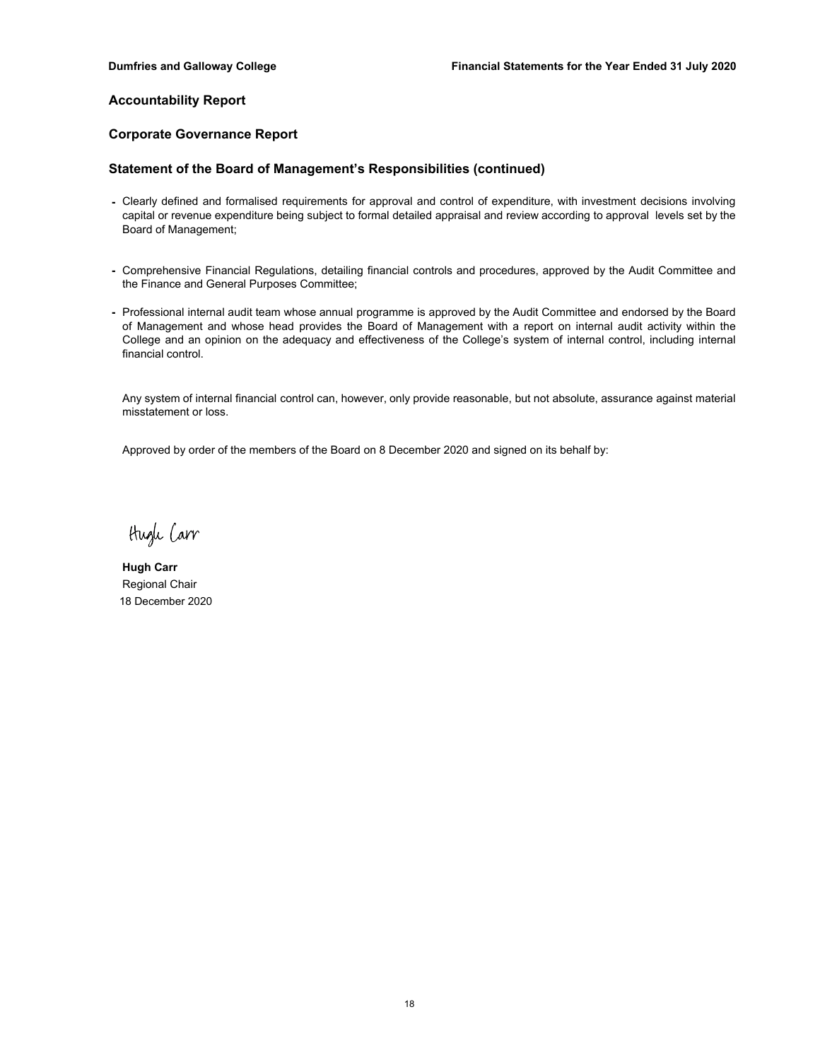## Accountability Report

### Corporate Governance Report

### Statement of the Board of Management's Responsibilities (continued)

- Clearly defined and formalised requirements for approval and control of expenditure, with investment decisions involving capital or revenue expenditure being subject to formal detailed appraisal and review according to approval levels set by the Board of Management;
- Comprehensive Financial Regulations, detailing financial controls and procedures, approved by the Audit Committee and the Finance and General Purposes Committee;
- Professional internal audit team whose annual programme is approved by the Audit Committee and endorsed by the Board of Management and whose head provides the Board of Management with a report on internal audit activity within the College and an opinion on the adequacy and effectiveness of the College's system of internal control, including internal financial control.

Any system of internal financial control can, however, only provide reasonable, but not absolute, assurance against material misstatement or loss.

Approved by order of the members of the Board on 8 December 2020 and signed on its behalf by:

Hugh Carr

**Hugh Carr**
Regional Chair
18 December 2020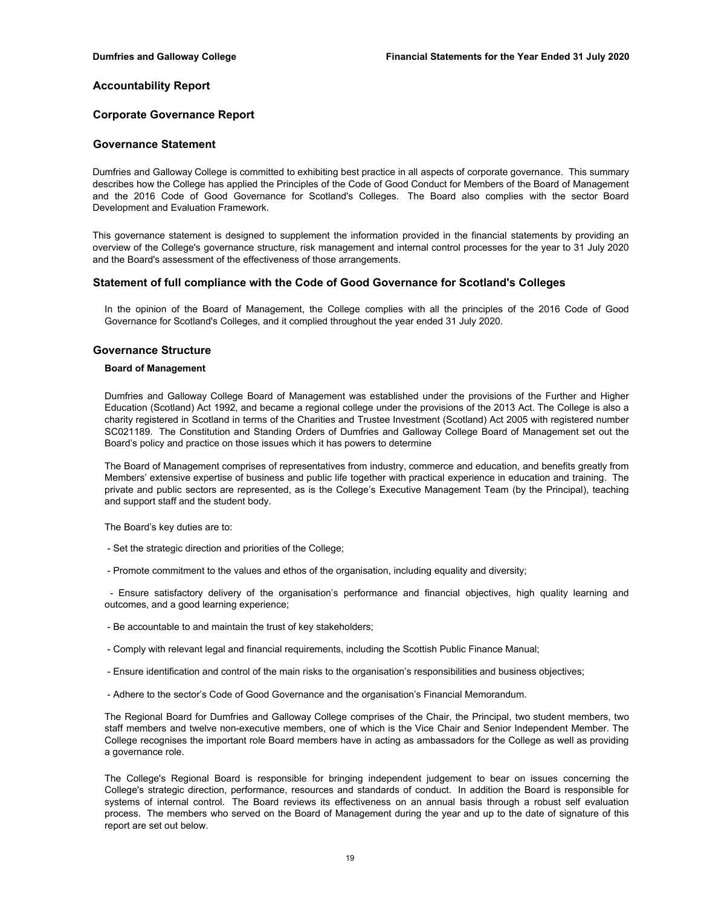## Accountability Report

## Corporate Governance Report

## Governance Statement

Dumfries and Galloway College is committed to exhibiting best practice in all aspects of corporate governance. This summary describes how the College has applied the Principles of the Code of Good Conduct for Members of the Board of Management and the 2016 Code of Good Governance for Scotland's Colleges. The Board also complies with the sector Board Development and Evaluation Framework.

This governance statement is designed to supplement the information provided in the financial statements by providing an overview of the College's governance structure, risk management and internal control processes for the year to 31 July 2020 and the Board's assessment of the effectiveness of those arrangements.

## Statement of full compliance with the Code of Good Governance for Scotland's Colleges

In the opinion of the Board of Management, the College complies with all the principles of the 2016 Code of Good Governance for Scotland's Colleges, and it complied throughout the year ended 31 July 2020.

## Governance Structure

### Board of Management

Dumfries and Galloway College Board of Management was established under the provisions of the Further and Higher Education (Scotland) Act 1992, and became a regional college under the provisions of the 2013 Act. The College is also a charity registered in Scotland in terms of the Charities and Trustee Investment (Scotland) Act 2005 with registered number SC021189. The Constitution and Standing Orders of Dumfries and Galloway College Board of Management set out the Board's policy and practice on those issues which it has powers to determine

The Board of Management comprises of representatives from industry, commerce and education, and benefits greatly from Members' extensive expertise of business and public life together with practical experience in education and training. The private and public sectors are represented, as is the College's Executive Management Team (by the Principal), teaching and support staff and the student body.

The Board's key duties are to:

- Set the strategic direction and priorities of the College;
- Promote commitment to the values and ethos of the organisation, including equality and diversity;
- Ensure satisfactory delivery of the organisation's performance and financial objectives, high quality learning and outcomes, and a good learning experience;
- Be accountable to and maintain the trust of key stakeholders;
- Comply with relevant legal and financial requirements, including the Scottish Public Finance Manual;
- Ensure identification and control of the main risks to the organisation's responsibilities and business objectives;
- Adhere to the sector's Code of Good Governance and the organisation's Financial Memorandum.

The Regional Board for Dumfries and Galloway College comprises of the Chair, the Principal, two student members, two staff members and twelve non-executive members, one of which is the Vice Chair and Senior Independent Member. The College recognises the important role Board members have in acting as ambassadors for the College as well as providing a governance role.

The College's Regional Board is responsible for bringing independent judgement to bear on issues concerning the College's strategic direction, performance, resources and standards of conduct. In addition the Board is responsible for systems of internal control. The Board reviews its effectiveness on an annual basis through a robust self evaluation process. The members who served on the Board of Management during the year and up to the date of signature of this report are set out below.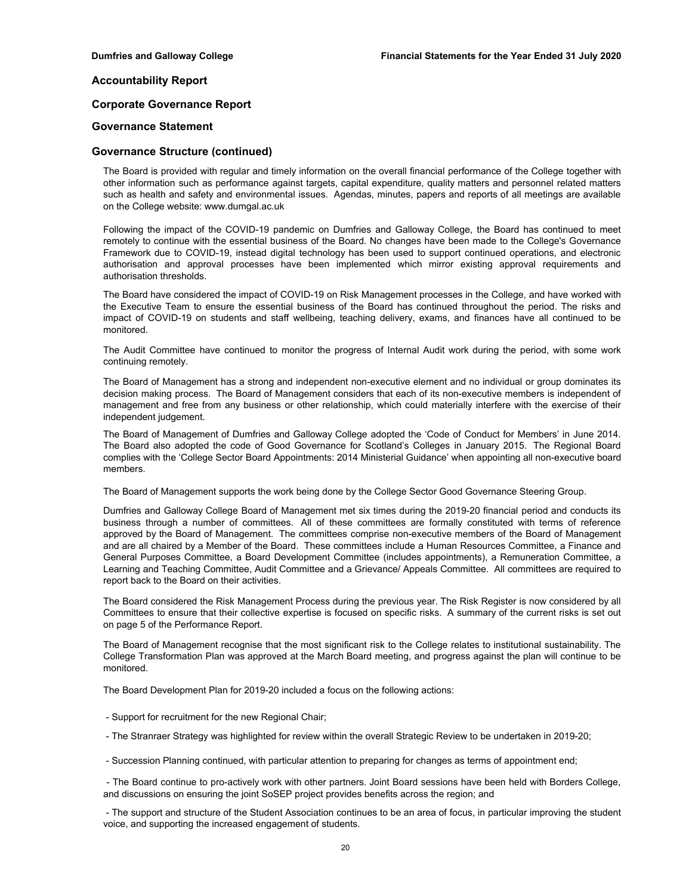## Accountability Report

## Corporate Governance Report

## Governance Statement

## Governance Structure (continued)

The Board is provided with regular and timely information on the overall financial performance of the College together with other information such as performance against targets, capital expenditure, quality matters and personnel related matters such as health and safety and environmental issues. Agendas, minutes, papers and reports of all meetings are available on the College website: www.dumgal.ac.uk

Following the impact of the COVID-19 pandemic on Dumfries and Galloway College, the Board has continued to meet remotely to continue with the essential business of the Board. No changes have been made to the College's Governance Framework due to COVID-19, instead digital technology has been used to support continued operations, and electronic authorisation and approval processes have been implemented which mirror existing approval requirements and authorisation thresholds.

The Board have considered the impact of COVID-19 on Risk Management processes in the College, and have worked with the Executive Team to ensure the essential business of the Board has continued throughout the period. The risks and impact of COVID-19 on students and staff wellbeing, teaching delivery, exams, and finances have all continued to be monitored.

The Audit Committee have continued to monitor the progress of Internal Audit work during the period, with some work continuing remotely.

The Board of Management has a strong and independent non-executive element and no individual or group dominates its decision making process. The Board of Management considers that each of its non-executive members is independent of management and free from any business or other relationship, which could materially interfere with the exercise of their independent judgement.

The Board of Management of Dumfries and Galloway College adopted the 'Code of Conduct for Members' in June 2014. The Board also adopted the code of Good Governance for Scotland's Colleges in January 2015. The Regional Board complies with the 'College Sector Board Appointments: 2014 Ministerial Guidance' when appointing all non-executive board members.

The Board of Management supports the work being done by the College Sector Good Governance Steering Group.

Dumfries and Galloway College Board of Management met six times during the 2019-20 financial period and conducts its business through a number of committees. All of these committees are formally constituted with terms of reference approved by the Board of Management. The committees comprise non-executive members of the Board of Management and are all chaired by a Member of the Board. These committees include a Human Resources Committee, a Finance and General Purposes Committee, a Board Development Committee (includes appointments), a Remuneration Committee, a Learning and Teaching Committee, Audit Committee and a Grievance/ Appeals Committee. All committees are required to report back to the Board on their activities.

The Board considered the Risk Management Process during the previous year. The Risk Register is now considered by all Committees to ensure that their collective expertise is focused on specific risks. A summary of the current risks is set out on page 5 of the Performance Report.

The Board of Management recognise that the most significant risk to the College relates to institutional sustainability. The College Transformation Plan was approved at the March Board meeting, and progress against the plan will continue to be monitored.

The Board Development Plan for 2019-20 included a focus on the following actions:

- Support for recruitment for the new Regional Chair;
- The Stranraer Strategy was highlighted for review within the overall Strategic Review to be undertaken in 2019-20;
- Succession Planning continued, with particular attention to preparing for changes as terms of appointment end;
- The Board continue to pro-actively work with other partners. Joint Board sessions have been held with Borders College, and discussions on ensuring the joint SoSEP project provides benefits across the region; and
- The support and structure of the Student Association continues to be an area of focus, in particular improving the student voice, and supporting the increased engagement of students.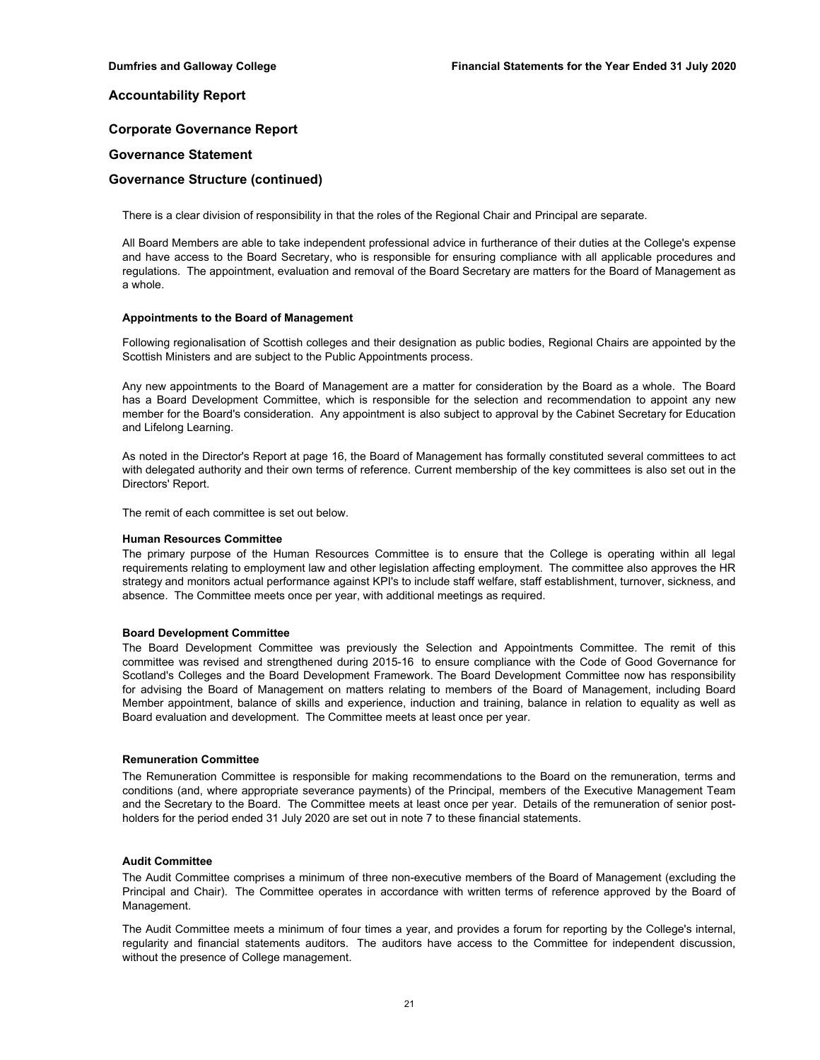## Accountability Report

## Corporate Governance Report

## Governance Statement

## Governance Structure (continued)

There is a clear division of responsibility in that the roles of the Regional Chair and Principal are separate.

All Board Members are able to take independent professional advice in furtherance of their duties at the College's expense and have access to the Board Secretary, who is responsible for ensuring compliance with all applicable procedures and regulations. The appointment, evaluation and removal of the Board Secretary are matters for the Board of Management as a whole.

**Appointments to the Board of Management**

Following regionalisation of Scottish colleges and their designation as public bodies, Regional Chairs are appointed by the Scottish Ministers and are subject to the Public Appointments process.

Any new appointments to the Board of Management are a matter for consideration by the Board as a whole. The Board has a Board Development Committee, which is responsible for the selection and recommendation to appoint any new member for the Board's consideration. Any appointment is also subject to approval by the Cabinet Secretary for Education and Lifelong Learning.

As noted in the Director's Report at page 16, the Board of Management has formally constituted several committees to act with delegated authority and their own terms of reference. Current membership of the key committees is also set out in the Directors' Report.

The remit of each committee is set out below.

**Human Resources Committee**

The primary purpose of the Human Resources Committee is to ensure that the College is operating within all legal requirements relating to employment law and other legislation affecting employment. The committee also approves the HR strategy and monitors actual performance against KPI's to include staff welfare, staff establishment, turnover, sickness, and absence. The Committee meets once per year, with additional meetings as required.

**Board Development Committee**

The Board Development Committee was previously the Selection and Appointments Committee. The remit of this committee was revised and strengthened during 2015-16 to ensure compliance with the Code of Good Governance for Scotland's Colleges and the Board Development Framework. The Board Development Committee now has responsibility for advising the Board of Management on matters relating to members of the Board of Management, including Board Member appointment, balance of skills and experience, induction and training, balance in relation to equality as well as Board evaluation and development. The Committee meets at least once per year.

**Remuneration Committee**

The Remuneration Committee is responsible for making recommendations to the Board on the remuneration, terms and conditions (and, where appropriate severance payments) of the Principal, members of the Executive Management Team and the Secretary to the Board. The Committee meets at least once per year. Details of the remuneration of senior post-holders for the period ended 31 July 2020 are set out in note 7 to these financial statements.

**Audit Committee**

The Audit Committee comprises a minimum of three non-executive members of the Board of Management (excluding the Principal and Chair). The Committee operates in accordance with written terms of reference approved by the Board of Management.

The Audit Committee meets a minimum of four times a year, and provides a forum for reporting by the College's internal, regularity and financial statements auditors. The auditors have access to the Committee for independent discussion, without the presence of College management.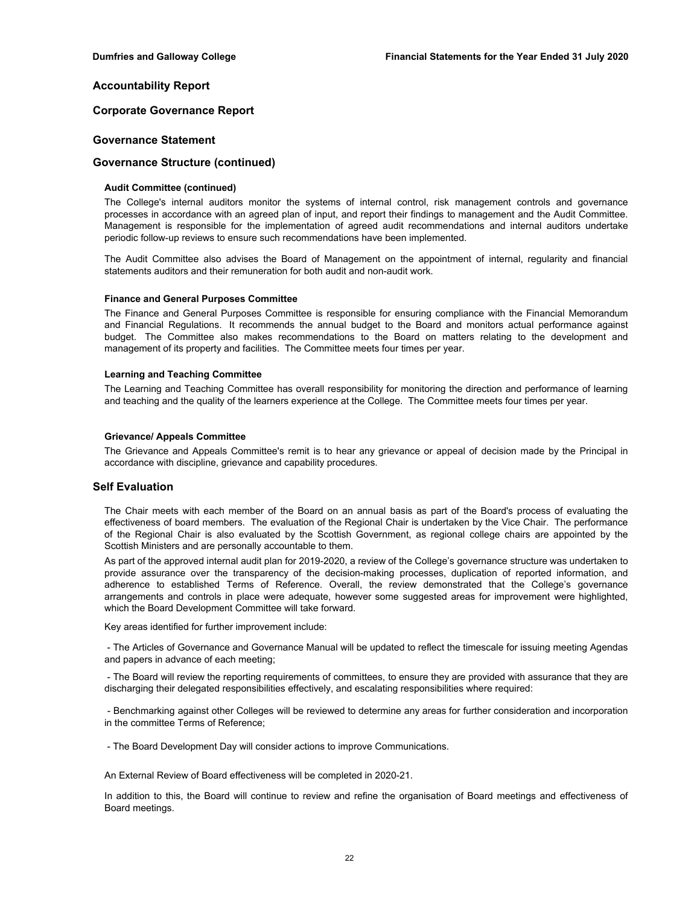# Accountability Report

## Corporate Governance Report

## Governance Statement

## Governance Structure (continued)

### Audit Committee (continued)

The College's internal auditors monitor the systems of internal control, risk management controls and governance processes in accordance with an agreed plan of input, and report their findings to management and the Audit Committee. Management is responsible for the implementation of agreed audit recommendations and internal auditors undertake periodic follow-up reviews to ensure such recommendations have been implemented.

The Audit Committee also advises the Board of Management on the appointment of internal, regularity and financial statements auditors and their remuneration for both audit and non-audit work.

### Finance and General Purposes Committee

The Finance and General Purposes Committee is responsible for ensuring compliance with the Financial Memorandum and Financial Regulations. It recommends the annual budget to the Board and monitors actual performance against budget. The Committee also makes recommendations to the Board on matters relating to the development and management of its property and facilities. The Committee meets four times per year.

### Learning and Teaching Committee

The Learning and Teaching Committee has overall responsibility for monitoring the direction and performance of learning and teaching and the quality of the learners experience at the College. The Committee meets four times per year.

### Grievance/ Appeals Committee

The Grievance and Appeals Committee's remit is to hear any grievance or appeal of decision made by the Principal in accordance with discipline, grievance and capability procedures.

## Self Evaluation

The Chair meets with each member of the Board on an annual basis as part of the Board's process of evaluating the effectiveness of board members. The evaluation of the Regional Chair is undertaken by the Vice Chair. The performance of the Regional Chair is also evaluated by the Scottish Government, as regional college chairs are appointed by the Scottish Ministers and are personally accountable to them.

As part of the approved internal audit plan for 2019-2020, a review of the College's governance structure was undertaken to provide assurance over the transparency of the decision-making processes, duplication of reported information, and adherence to established Terms of Reference. Overall, the review demonstrated that the College's governance arrangements and controls in place were adequate, however some suggested areas for improvement were highlighted, which the Board Development Committee will take forward.

Key areas identified for further improvement include:

- The Articles of Governance and Governance Manual will be updated to reflect the timescale for issuing meeting Agendas and papers in advance of each meeting;

- The Board will review the reporting requirements of committees, to ensure they are provided with assurance that they are discharging their delegated responsibilities effectively, and escalating responsibilities where required:

- Benchmarking against other Colleges will be reviewed to determine any areas for further consideration and incorporation in the committee Terms of Reference;

- The Board Development Day will consider actions to improve Communications.

An External Review of Board effectiveness will be completed in 2020-21.

In addition to this, the Board will continue to review and refine the organisation of Board meetings and effectiveness of Board meetings.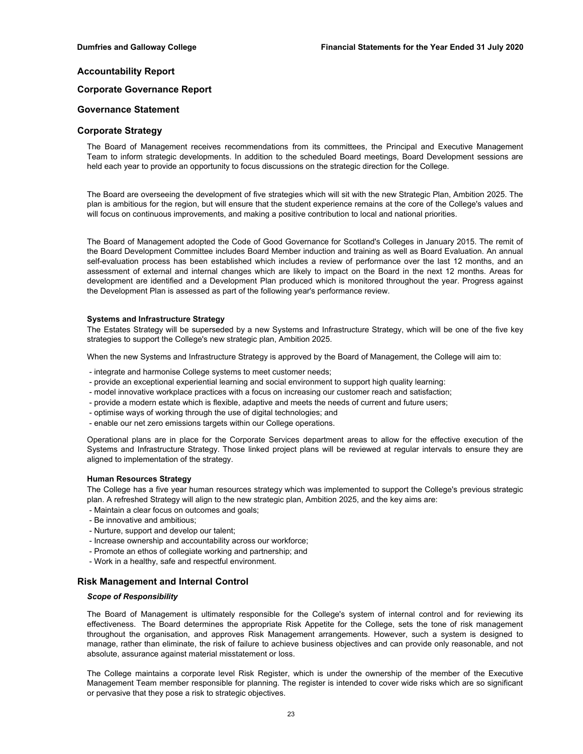## Accountability Report

## Corporate Governance Report

## Governance Statement

## Corporate Strategy

The Board of Management receives recommendations from its committees, the Principal and Executive Management Team to inform strategic developments. In addition to the scheduled Board meetings, Board Development sessions are held each year to provide an opportunity to focus discussions on the strategic direction for the College.

The Board are overseeing the development of five strategies which will sit with the new Strategic Plan, Ambition 2025. The plan is ambitious for the region, but will ensure that the student experience remains at the core of the College's values and will focus on continuous improvements, and making a positive contribution to local and national priorities.

The Board of Management adopted the Code of Good Governance for Scotland's Colleges in January 2015. The remit of the Board Development Committee includes Board Member induction and training as well as Board Evaluation. An annual self-evaluation process has been established which includes a review of performance over the last 12 months, and an assessment of external and internal changes which are likely to impact on the Board in the next 12 months. Areas for development are identified and a Development Plan produced which is monitored throughout the year. Progress against the Development Plan is assessed as part of the following year's performance review.

**Systems and Infrastructure Strategy**

The Estates Strategy will be superseded by a new Systems and Infrastructure Strategy, which will be one of the five key strategies to support the College's new strategic plan, Ambition 2025.

When the new Systems and Infrastructure Strategy is approved by the Board of Management, the College will aim to:

- integrate and harmonise College systems to meet customer needs;
- provide an exceptional experiential learning and social environment to support high quality learning:
- model innovative workplace practices with a focus on increasing our customer reach and satisfaction;
- provide a modern estate which is flexible, adaptive and meets the needs of current and future users;
- optimise ways of working through the use of digital technologies; and
- enable our net zero emissions targets within our College operations.

Operational plans are in place for the Corporate Services department areas to allow for the effective execution of the Systems and Infrastructure Strategy. Those linked project plans will be reviewed at regular intervals to ensure they are aligned to implementation of the strategy.

**Human Resources Strategy**

The College has a five year human resources strategy which was implemented to support the College's previous strategic plan. A refreshed Strategy will align to the new strategic plan, Ambition 2025, and the key aims are:

- Maintain a clear focus on outcomes and goals;
- Be innovative and ambitious;
- Nurture, support and develop our talent;
- Increase ownership and accountability across our workforce;
- Promote an ethos of collegiate working and partnership; and
- Work in a healthy, safe and respectful environment.

## Risk Management and Internal Control

***Scope of Responsibility***

The Board of Management is ultimately responsible for the College's system of internal control and for reviewing its effectiveness. The Board determines the appropriate Risk Appetite for the College, sets the tone of risk management throughout the organisation, and approves Risk Management arrangements. However, such a system is designed to manage, rather than eliminate, the risk of failure to achieve business objectives and can provide only reasonable, and not absolute, assurance against material misstatement or loss.

The College maintains a corporate level Risk Register, which is under the ownership of the member of the Executive Management Team member responsible for planning. The register is intended to cover wide risks which are so significant or pervasive that they pose a risk to strategic objectives.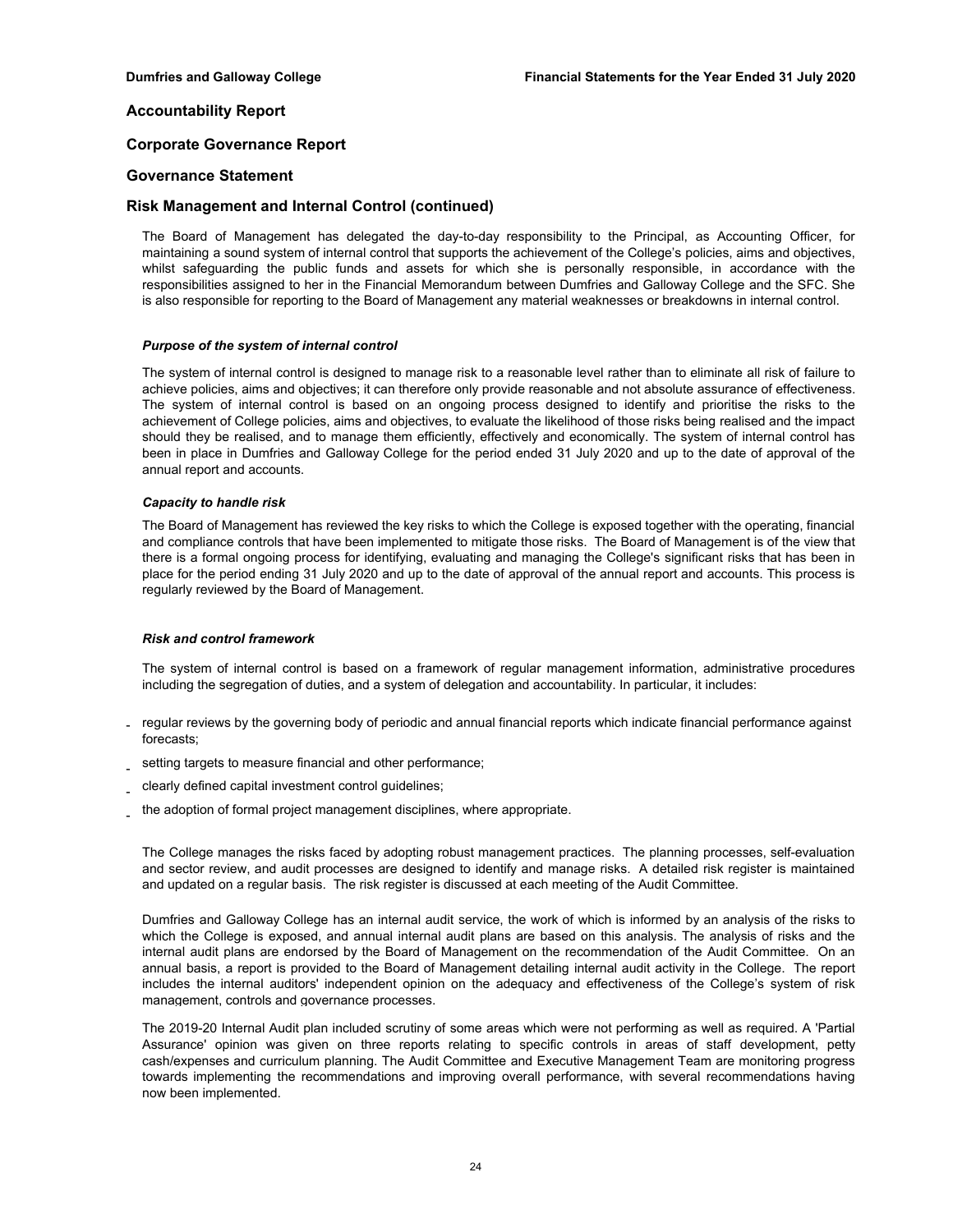## Accountability Report

## Corporate Governance Report

## Governance Statement

## Risk Management and Internal Control (continued)

The Board of Management has delegated the day-to-day responsibility to the Principal, as Accounting Officer, for maintaining a sound system of internal control that supports the achievement of the College's policies, aims and objectives, whilst safeguarding the public funds and assets for which she is personally responsible, in accordance with the responsibilities assigned to her in the Financial Memorandum between Dumfries and Galloway College and the SFC. She is also responsible for reporting to the Board of Management any material weaknesses or breakdowns in internal control.

***Purpose of the system of internal control***

The system of internal control is designed to manage risk to a reasonable level rather than to eliminate all risk of failure to achieve policies, aims and objectives; it can therefore only provide reasonable and not absolute assurance of effectiveness. The system of internal control is based on an ongoing process designed to identify and prioritise the risks to the achievement of College policies, aims and objectives, to evaluate the likelihood of those risks being realised and the impact should they be realised, and to manage them efficiently, effectively and economically. The system of internal control has been in place in Dumfries and Galloway College for the period ended 31 July 2020 and up to the date of approval of the annual report and accounts.

***Capacity to handle risk***

The Board of Management has reviewed the key risks to which the College is exposed together with the operating, financial and compliance controls that have been implemented to mitigate those risks. The Board of Management is of the view that there is a formal ongoing process for identifying, evaluating and managing the College's significant risks that has been in place for the period ending 31 July 2020 and up to the date of approval of the annual report and accounts. This process is regularly reviewed by the Board of Management.

***Risk and control framework***

The system of internal control is based on a framework of regular management information, administrative procedures including the segregation of duties, and a system of delegation and accountability. In particular, it includes:

- regular reviews by the governing body of periodic and annual financial reports which indicate financial performance against forecasts;
- setting targets to measure financial and other performance;
- clearly defined capital investment control guidelines;
- the adoption of formal project management disciplines, where appropriate.

The College manages the risks faced by adopting robust management practices. The planning processes, self-evaluation and sector review, and audit processes are designed to identify and manage risks. A detailed risk register is maintained and updated on a regular basis. The risk register is discussed at each meeting of the Audit Committee.

Dumfries and Galloway College has an internal audit service, the work of which is informed by an analysis of the risks to which the College is exposed, and annual internal audit plans are based on this analysis. The analysis of risks and the internal audit plans are endorsed by the Board of Management on the recommendation of the Audit Committee. On an annual basis, a report is provided to the Board of Management detailing internal audit activity in the College. The report includes the internal auditors' independent opinion on the adequacy and effectiveness of the College's system of risk management, controls and governance processes.

The 2019-20 Internal Audit plan included scrutiny of some areas which were not performing as well as required. A 'Partial Assurance' opinion was given on three reports relating to specific controls in areas of staff development, petty cash/expenses and curriculum planning. The Audit Committee and Executive Management Team are monitoring progress towards implementing the recommendations and improving overall performance, with several recommendations having now been implemented.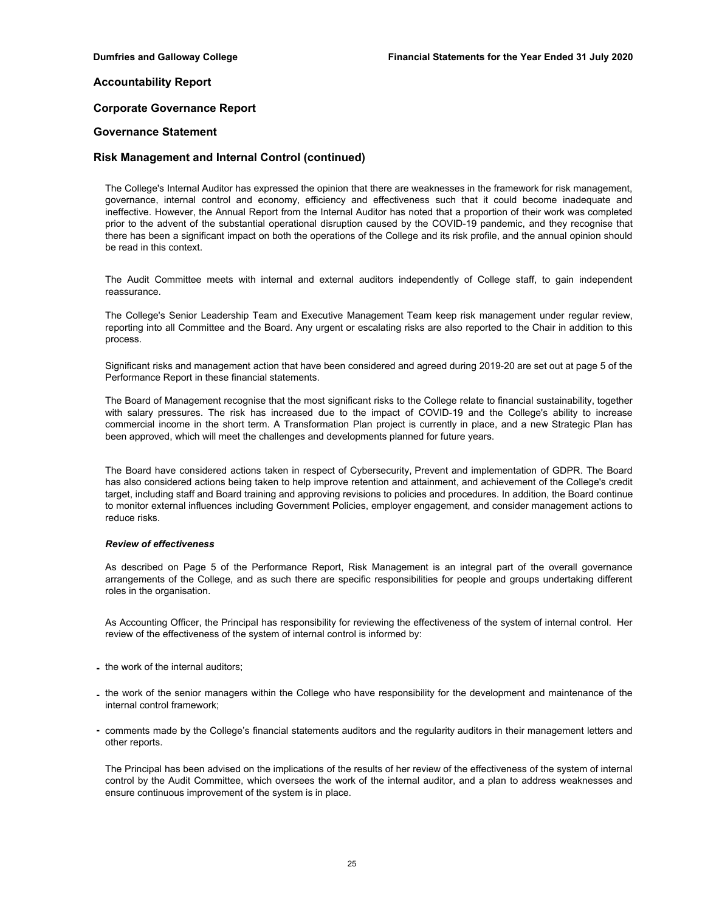# Accountability Report

## Corporate Governance Report

## Governance Statement

## Risk Management and Internal Control (continued)

The College's Internal Auditor has expressed the opinion that there are weaknesses in the framework for risk management, governance, internal control and economy, efficiency and effectiveness such that it could become inadequate and ineffective. However, the Annual Report from the Internal Auditor has noted that a proportion of their work was completed prior to the advent of the substantial operational disruption caused by the COVID-19 pandemic, and they recognise that there has been a significant impact on both the operations of the College and its risk profile, and the annual opinion should be read in this context.

The Audit Committee meets with internal and external auditors independently of College staff, to gain independent reassurance.

The College's Senior Leadership Team and Executive Management Team keep risk management under regular review, reporting into all Committee and the Board. Any urgent or escalating risks are also reported to the Chair in addition to this process.

Significant risks and management action that have been considered and agreed during 2019-20 are set out at page 5 of the Performance Report in these financial statements.

The Board of Management recognise that the most significant risks to the College relate to financial sustainability, together with salary pressures. The risk has increased due to the impact of COVID-19 and the College's ability to increase commercial income in the short term. A Transformation Plan project is currently in place, and a new Strategic Plan has been approved, which will meet the challenges and developments planned for future years.

The Board have considered actions taken in respect of Cybersecurity, Prevent and implementation of GDPR. The Board has also considered actions being taken to help improve retention and attainment, and achievement of the College's credit target, including staff and Board training and approving revisions to policies and procedures. In addition, the Board continue to monitor external influences including Government Policies, employer engagement, and consider management actions to reduce risks.

***Review of effectiveness***

As described on Page 5 of the Performance Report, Risk Management is an integral part of the overall governance arrangements of the College, and as such there are specific responsibilities for people and groups undertaking different roles in the organisation.

As Accounting Officer, the Principal has responsibility for reviewing the effectiveness of the system of internal control. Her review of the effectiveness of the system of internal control is informed by:

- the work of the internal auditors;
- the work of the senior managers within the College who have responsibility for the development and maintenance of the internal control framework;
- comments made by the College's financial statements auditors and the regularity auditors in their management letters and other reports.

The Principal has been advised on the implications of the results of her review of the effectiveness of the system of internal control by the Audit Committee, which oversees the work of the internal auditor, and a plan to address weaknesses and ensure continuous improvement of the system is in place.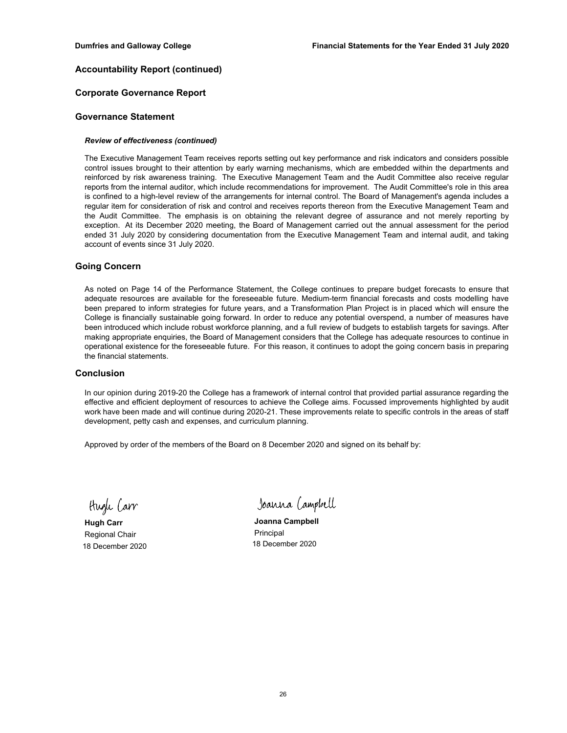## Accountability Report (continued)

## Corporate Governance Report

## Governance Statement

***Review of effectiveness (continued)***

The Executive Management Team receives reports setting out key performance and risk indicators and considers possible control issues brought to their attention by early warning mechanisms, which are embedded within the departments and reinforced by risk awareness training. The Executive Management Team and the Audit Committee also receive regular reports from the internal auditor, which include recommendations for improvement. The Audit Committee's role in this area is confined to a high-level review of the arrangements for internal control. The Board of Management's agenda includes a regular item for consideration of risk and control and receives reports thereon from the Executive Management Team and the Audit Committee. The emphasis is on obtaining the relevant degree of assurance and not merely reporting by exception. At its December 2020 meeting, the Board of Management carried out the annual assessment for the period ended 31 July 2020 by considering documentation from the Executive Management Team and internal audit, and taking account of events since 31 July 2020.

## Going Concern

As noted on Page 14 of the Performance Statement, the College continues to prepare budget forecasts to ensure that adequate resources are available for the foreseeable future. Medium-term financial forecasts and costs modelling have been prepared to inform strategies for future years, and a Transformation Plan Project is in placed which will ensure the College is financially sustainable going forward. In order to reduce any potential overspend, a number of measures have been introduced which include robust workforce planning, and a full review of budgets to establish targets for savings. After making appropriate enquiries, the Board of Management considers that the College has adequate resources to continue in operational existence for the foreseeable future. For this reason, it continues to adopt the going concern basis in preparing the financial statements.

## Conclusion

In our opinion during 2019-20 the College has a framework of internal control that provided partial assurance regarding the effective and efficient deployment of resources to achieve the College aims. Focussed improvements highlighted by audit work have been made and will continue during 2020-21. These improvements relate to specific controls in the areas of staff development, petty cash and expenses, and curriculum planning.

Approved by order of the members of the Board on 8 December 2020 and signed on its behalf by:

Hugh Carr

**Hugh Carr**
Regional Chair
18 December 2020

Joanna Campbell

**Joanna Campbell**
Principal
18 December 2020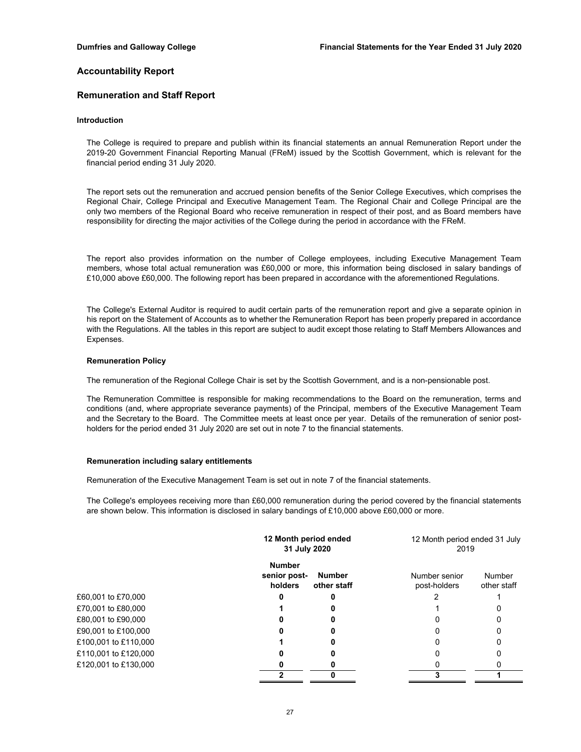## Accountability Report

## Remuneration and Staff Report

### Introduction

The College is required to prepare and publish within its financial statements an annual Remuneration Report under the 2019-20 Government Financial Reporting Manual (FReM) issued by the Scottish Government, which is relevant for the financial period ending 31 July 2020.

The report sets out the remuneration and accrued pension benefits of the Senior College Executives, which comprises the Regional Chair, College Principal and Executive Management Team. The Regional Chair and College Principal are the only two members of the Regional Board who receive remuneration in respect of their post, and as Board members have responsibility for directing the major activities of the College during the period in accordance with the FReM.

The report also provides information on the number of College employees, including Executive Management Team members, whose total actual remuneration was £60,000 or more, this information being disclosed in salary bandings of £10,000 above £60,000. The following report has been prepared in accordance with the aforementioned Regulations.

The College's External Auditor is required to audit certain parts of the remuneration report and give a separate opinion in his report on the Statement of Accounts as to whether the Remuneration Report has been properly prepared in accordance with the Regulations. All the tables in this report are subject to audit except those relating to Staff Members Allowances and Expenses.

### Remuneration Policy

The remuneration of the Regional College Chair is set by the Scottish Government, and is a non-pensionable post.

The Remuneration Committee is responsible for making recommendations to the Board on the remuneration, terms and conditions (and, where appropriate severance payments) of the Principal, members of the Executive Management Team and the Secretary to the Board. The Committee meets at least once per year. Details of the remuneration of senior post-holders for the period ended 31 July 2020 are set out in note 7 to the financial statements.

### Remuneration including salary entitlements

Remuneration of the Executive Management Team is set out in note 7 of the financial statements.

The College's employees receiving more than £60,000 remuneration during the period covered by the financial statements are shown below. This information is disclosed in salary bandings of £10,000 above £60,000 or more.

| | **12 Month period ended 31 July 2020** | | 12 Month period ended 31 July 2019 | |
|---|---|---|---|---|
| | **Number senior post-holders** | **Number other staff** | Number senior post-holders | Number other staff |
| £60,001 to £70,000 | **0** | **0** | 2 | 1 |
| £70,001 to £80,000 | **1** | **0** | 1 | 0 |
| £80,001 to £90,000 | **0** | **0** | 0 | 0 |
| £90,001 to £100,000 | **0** | **0** | 0 | 0 |
| £100,001 to £110,000 | **1** | **0** | 0 | 0 |
| £110,001 to £120,000 | **0** | **0** | 0 | 0 |
| £120,001 to £130,000 | **0** | **0** | 0 | 0 |
| | **2** | **0** | 3 | 1 |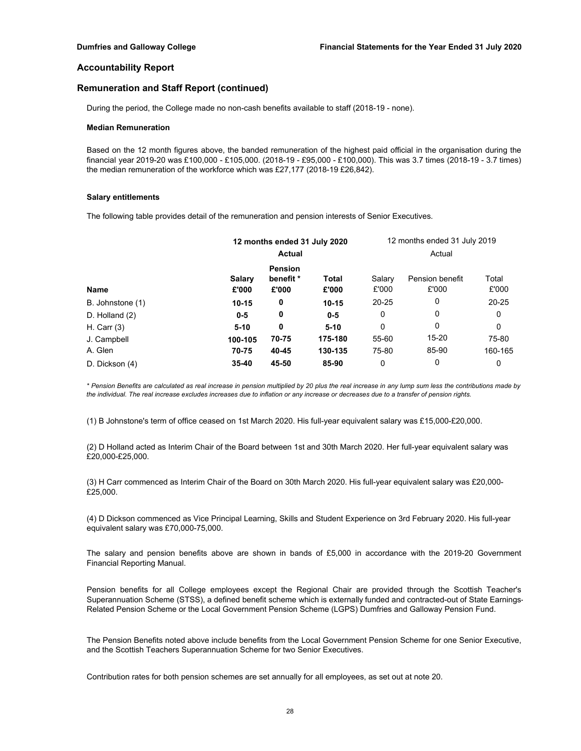## Accountability Report

## Remuneration and Staff Report (continued)

During the period, the College made no non-cash benefits available to staff (2018-19 - none).

### Median Remuneration

Based on the 12 month figures above, the banded remuneration of the highest paid official in the organisation during the financial year 2019-20 was £100,000 - £105,000. (2018-19 - £95,000 - £100,000). This was 3.7 times (2018-19 - 3.7 times) the median remuneration of the workforce which was £27,177 (2018-19 £26,842).

### Salary entitlements

The following table provides detail of the remuneration and pension interests of Senior Executives.

| | **12 months ended 31 July 2020** | | | 12 months ended 31 July 2019 | | |
|---|---|---|---|---|---|---|
| | **Actual** | | | Actual | | |
| **Name** | **Salary £'000** | **Pension benefit * £'000** | **Total £'000** | Salary £'000 | Pension benefit £'000 | Total £'000 |
| B. Johnstone (1) | **10-15** | **0** | **10-15** | 20-25 | 0 | 20-25 |
| D. Holland (2) | **0-5** | **0** | **0-5** | 0 | 0 | 0 |
| H. Carr (3) | **5-10** | **0** | **5-10** | 0 | 0 | 0 |
| J. Campbell | **100-105** | **70-75** | **175-180** | 55-60 | 15-20 | 75-80 |
| A. Glen | **70-75** | **40-45** | **130-135** | 75-80 | 85-90 | 160-165 |
| D. Dickson (4) | **35-40** | **45-50** | **85-90** | 0 | 0 | 0 |

*\* Pension Benefits are calculated as real increase in pension multiplied by 20 plus the real increase in any lump sum less the contributions made by the individual. The real increase excludes increases due to inflation or any increase or decreases due to a transfer of pension rights.*

(1) B Johnstone's term of office ceased on 1st March 2020. His full-year equivalent salary was £15,000-£20,000.

(2) D Holland acted as Interim Chair of the Board between 1st and 30th March 2020. Her full-year equivalent salary was £20,000-£25,000.

(3) H Carr commenced as Interim Chair of the Board on 30th March 2020. His full-year equivalent salary was £20,000-£25,000.

(4) D Dickson commenced as Vice Principal Learning, Skills and Student Experience on 3rd February 2020. His full-year equivalent salary was £70,000-75,000.

The salary and pension benefits above are shown in bands of £5,000 in accordance with the 2019-20 Government Financial Reporting Manual.

Pension benefits for all College employees except the Regional Chair are provided through the Scottish Teacher's Superannuation Scheme (STSS), a defined benefit scheme which is externally funded and contracted-out of State Earnings-Related Pension Scheme or the Local Government Pension Scheme (LGPS) Dumfries and Galloway Pension Fund.

The Pension Benefits noted above include benefits from the Local Government Pension Scheme for one Senior Executive, and the Scottish Teachers Superannuation Scheme for two Senior Executives.

Contribution rates for both pension schemes are set annually for all employees, as set out at note 20.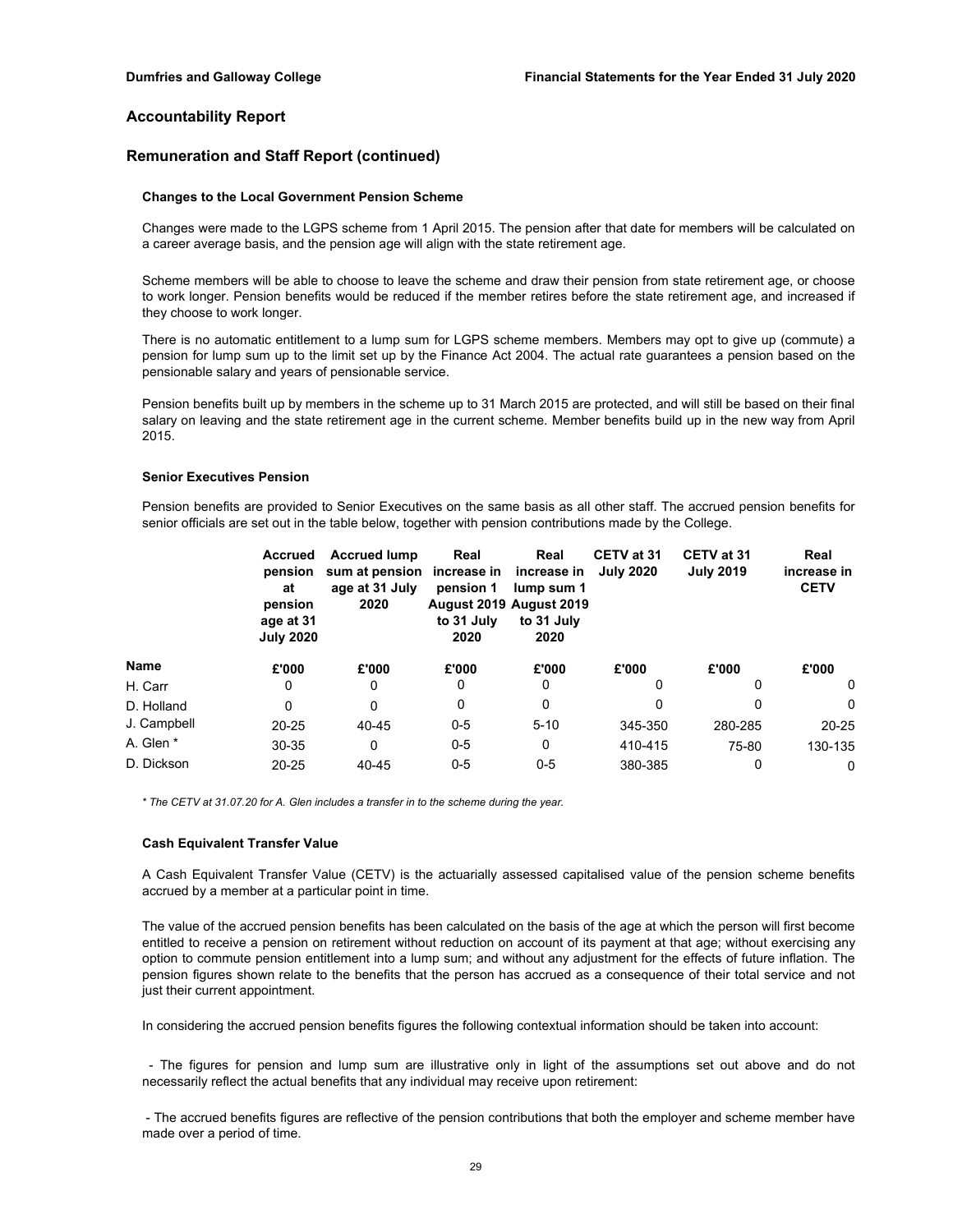## Accountability Report

## Remuneration and Staff Report (continued)

### Changes to the Local Government Pension Scheme

Changes were made to the LGPS scheme from 1 April 2015. The pension after that date for members will be calculated on a career average basis, and the pension age will align with the state retirement age.

Scheme members will be able to choose to leave the scheme and draw their pension from state retirement age, or choose to work longer. Pension benefits would be reduced if the member retires before the state retirement age, and increased if they choose to work longer.

There is no automatic entitlement to a lump sum for LGPS scheme members. Members may opt to give up (commute) a pension for lump sum up to the limit set up by the Finance Act 2004. The actual rate guarantees a pension based on the pensionable salary and years of pensionable service.

Pension benefits built up by members in the scheme up to 31 March 2015 are protected, and will still be based on their final salary on leaving and the state retirement age in the current scheme. Member benefits build up in the new way from April 2015.

### Senior Executives Pension

Pension benefits are provided to Senior Executives on the same basis as all other staff. The accrued pension benefits for senior officials are set out in the table below, together with pension contributions made by the College.

| Name | Accrued pension at pension age at 31 July 2020 | Accrued lump sum at pension age at 31 July 2020 | Real increase in pension 1 August 2019 to 31 July 2020 | Real increase in lump sum 1 August 2019 to 31 July 2020 | CETV at 31 July 2020 | CETV at 31 July 2019 | Real increase in CETV |
|---|---|---|---|---|---|---|---|
| | £'000 | £'000 | £'000 | £'000 | £'000 | £'000 | £'000 |
| H. Carr | 0 | 0 | 0 | 0 | 0 | 0 | 0 |
| D. Holland | 0 | 0 | 0 | 0 | 0 | 0 | 0 |
| J. Campbell | 20-25 | 40-45 | 0-5 | 5-10 | 345-350 | 280-285 | 20-25 |
| A. Glen * | 30-35 | 0 | 0-5 | 0 | 410-415 | 75-80 | 130-135 |
| D. Dickson | 20-25 | 40-45 | 0-5 | 0-5 | 380-385 | 0 | 0 |

*\* The CETV at 31.07.20 for A. Glen includes a transfer in to the scheme during the year.*

### Cash Equivalent Transfer Value

A Cash Equivalent Transfer Value (CETV) is the actuarially assessed capitalised value of the pension scheme benefits accrued by a member at a particular point in time.

The value of the accrued pension benefits has been calculated on the basis of the age at which the person will first become entitled to receive a pension on retirement without reduction on account of its payment at that age; without exercising any option to commute pension entitlement into a lump sum; and without any adjustment for the effects of future inflation. The pension figures shown relate to the benefits that the person has accrued as a consequence of their total service and not just their current appointment.

In considering the accrued pension benefits figures the following contextual information should be taken into account:

- The figures for pension and lump sum are illustrative only in light of the assumptions set out above and do not necessarily reflect the actual benefits that any individual may receive upon retirement:

- The accrued benefits figures are reflective of the pension contributions that both the employer and scheme member have made over a period of time.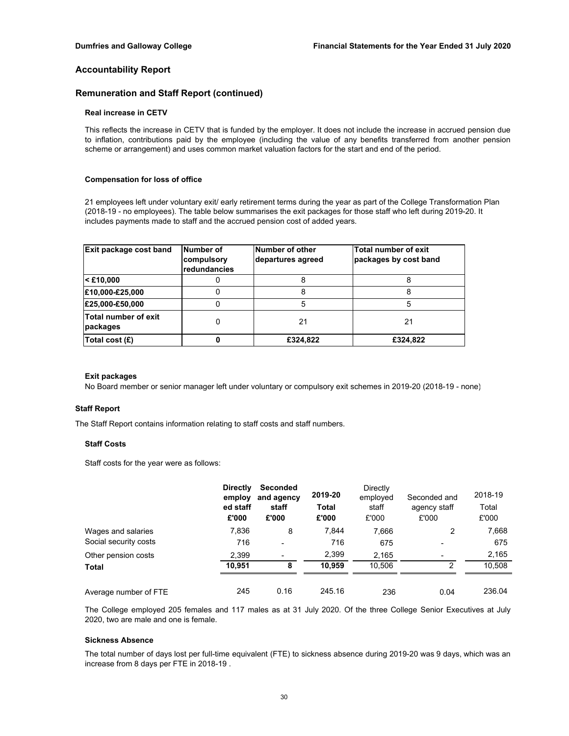## Accountability Report

## Remuneration and Staff Report (continued)

#### Real increase in CETV

This reflects the increase in CETV that is funded by the employer. It does not include the increase in accrued pension due to inflation, contributions paid by the employee (including the value of any benefits transferred from another pension scheme or arrangement) and uses common market valuation factors for the start and end of the period.

#### Compensation for loss of office

21 employees left under voluntary exit/ early retirement terms during the year as part of the College Transformation Plan (2018-19 - no employees). The table below summarises the exit packages for those staff who left during 2019-20. It includes payments made to staff and the accrued pension cost of added years.

| Exit package cost band | Number of compulsory redundancies | Number of other departures agreed | Total number of exit packages by cost band |
|---|---|---|---|
| < £10,000 | 0 | 8 | 8 |
| £10,000-£25,000 | 0 | 8 | 8 |
| £25,000-£50,000 | 0 | 5 | 5 |
| Total number of exit packages | 0 | 21 | 21 |
| Total cost (£) | **0** | **£324,822** | **£324,822** |

#### Exit packages

No Board member or senior manager left under voluntary or compulsory exit schemes in 2019-20 (2018-19 - none)

### Staff Report

The Staff Report contains information relating to staff costs and staff numbers.

#### Staff Costs

Staff costs for the year were as follows:

| | Directly employed staff £'000 | Seconded and agency staff £'000 | 2019-20 Total £'000 | Directly employed staff £'000 | Seconded and agency staff £'000 | 2018-19 Total £'000 |
|---|---|---|---|---|---|---|
| Wages and salaries | 7,836 | 8 | 7,844 | 7,666 | 2 | 7,668 |
| Social security costs | 716 | - | 716 | 675 | - | 675 |
| Other pension costs | 2,399 | - | 2,399 | 2,165 | - | 2,165 |
| **Total** | **10,951** | **8** | **10,959** | 10,506 | 2 | 10,508 |
| Average number of FTE | 245 | 0.16 | 245.16 | 236 | 0.04 | 236.04 |

The College employed 205 females and 117 males as at 31 July 2020. Of the three College Senior Executives at July 2020, two are male and one is female.

#### Sickness Absence

The total number of days lost per full-time equivalent (FTE) to sickness absence during 2019-20 was 9 days, which was an increase from 8 days per FTE in 2018-19 .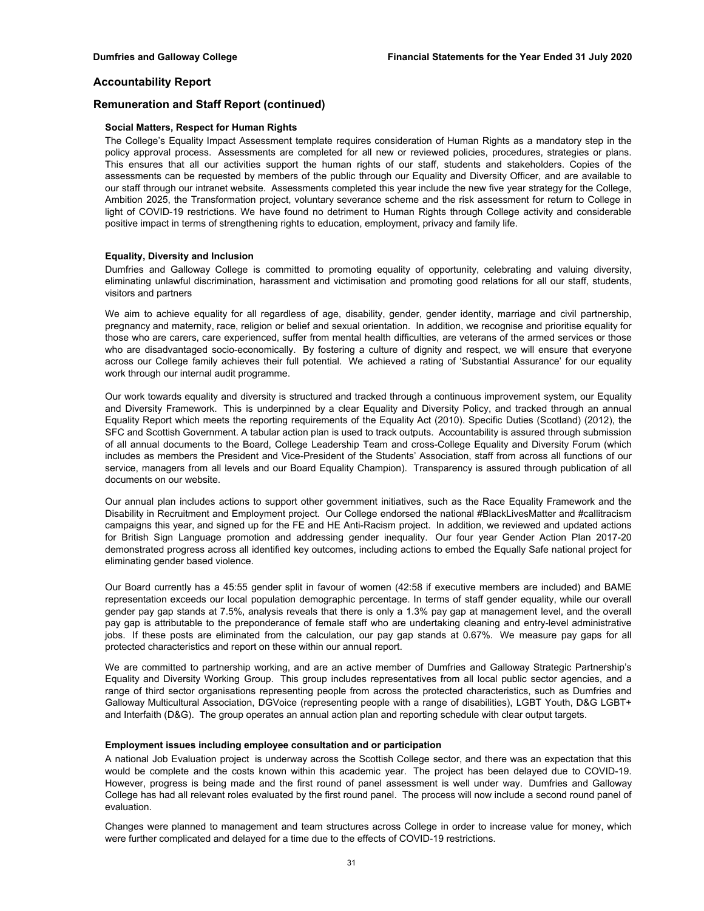## Accountability Report

## Remuneration and Staff Report (continued)

### Social Matters, Respect for Human Rights

The College's Equality Impact Assessment template requires consideration of Human Rights as a mandatory step in the policy approval process. Assessments are completed for all new or reviewed policies, procedures, strategies or plans. This ensures that all our activities support the human rights of our staff, students and stakeholders. Copies of the assessments can be requested by members of the public through our Equality and Diversity Officer, and are available to our staff through our intranet website. Assessments completed this year include the new five year strategy for the College, Ambition 2025, the Transformation project, voluntary severance scheme and the risk assessment for return to College in light of COVID-19 restrictions. We have found no detriment to Human Rights through College activity and considerable positive impact in terms of strengthening rights to education, employment, privacy and family life.

### Equality, Diversity and Inclusion

Dumfries and Galloway College is committed to promoting equality of opportunity, celebrating and valuing diversity, eliminating unlawful discrimination, harassment and victimisation and promoting good relations for all our staff, students, visitors and partners

We aim to achieve equality for all regardless of age, disability, gender, gender identity, marriage and civil partnership, pregnancy and maternity, race, religion or belief and sexual orientation. In addition, we recognise and prioritise equality for those who are carers, care experienced, suffer from mental health difficulties, are veterans of the armed services or those who are disadvantaged socio-economically. By fostering a culture of dignity and respect, we will ensure that everyone across our College family achieves their full potential. We achieved a rating of 'Substantial Assurance' for our equality work through our internal audit programme.

Our work towards equality and diversity is structured and tracked through a continuous improvement system, our Equality and Diversity Framework. This is underpinned by a clear Equality and Diversity Policy, and tracked through an annual Equality Report which meets the reporting requirements of the Equality Act (2010). Specific Duties (Scotland) (2012), the SFC and Scottish Government. A tabular action plan is used to track outputs. Accountability is assured through submission of all annual documents to the Board, College Leadership Team and cross-College Equality and Diversity Forum (which includes as members the President and Vice-President of the Students' Association, staff from across all functions of our service, managers from all levels and our Board Equality Champion). Transparency is assured through publication of all documents on our website.

Our annual plan includes actions to support other government initiatives, such as the Race Equality Framework and the Disability in Recruitment and Employment project. Our College endorsed the national #BlackLivesMatter and #callitracism campaigns this year, and signed up for the FE and HE Anti-Racism project. In addition, we reviewed and updated actions for British Sign Language promotion and addressing gender inequality. Our four year Gender Action Plan 2017-20 demonstrated progress across all identified key outcomes, including actions to embed the Equally Safe national project for eliminating gender based violence.

Our Board currently has a 45:55 gender split in favour of women (42:58 if executive members are included) and BAME representation exceeds our local population demographic percentage. In terms of staff gender equality, while our overall gender pay gap stands at 7.5%, analysis reveals that there is only a 1.3% pay gap at management level, and the overall pay gap is attributable to the preponderance of female staff who are undertaking cleaning and entry-level administrative jobs. If these posts are eliminated from the calculation, our pay gap stands at 0.67%. We measure pay gaps for all protected characteristics and report on these within our annual report.

We are committed to partnership working, and are an active member of Dumfries and Galloway Strategic Partnership's Equality and Diversity Working Group. This group includes representatives from all local public sector agencies, and a range of third sector organisations representing people from across the protected characteristics, such as Dumfries and Galloway Multicultural Association, DGVoice (representing people with a range of disabilities), LGBT Youth, D&G LGBT+ and Interfaith (D&G). The group operates an annual action plan and reporting schedule with clear output targets.

### Employment issues including employee consultation and or participation

A national Job Evaluation project is underway across the Scottish College sector, and there was an expectation that this would be complete and the costs known within this academic year. The project has been delayed due to COVID-19. However, progress is being made and the first round of panel assessment is well under way. Dumfries and Galloway College has had all relevant roles evaluated by the first round panel. The process will now include a second round panel of evaluation.

Changes were planned to management and team structures across College in order to increase value for money, which were further complicated and delayed for a time due to the effects of COVID-19 restrictions.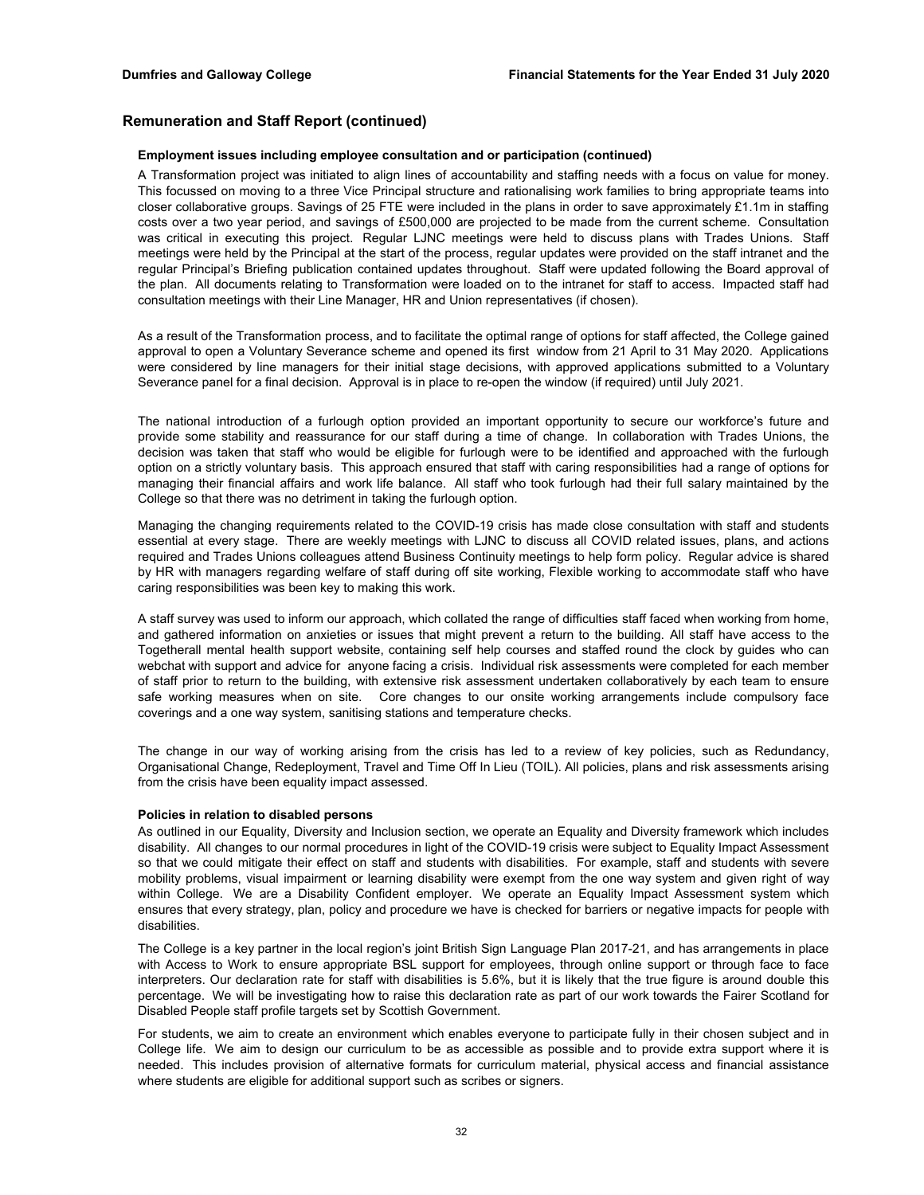## Remuneration and Staff Report (continued)

### Employment issues including employee consultation and or participation (continued)

A Transformation project was initiated to align lines of accountability and staffing needs with a focus on value for money. This focussed on moving to a three Vice Principal structure and rationalising work families to bring appropriate teams into closer collaborative groups. Savings of 25 FTE were included in the plans in order to save approximately £1.1m in staffing costs over a two year period, and savings of £500,000 are projected to be made from the current scheme. Consultation was critical in executing this project. Regular LJNC meetings were held to discuss plans with Trades Unions. Staff meetings were held by the Principal at the start of the process, regular updates were provided on the staff intranet and the regular Principal's Briefing publication contained updates throughout. Staff were updated following the Board approval of the plan. All documents relating to Transformation were loaded on to the intranet for staff to access. Impacted staff had consultation meetings with their Line Manager, HR and Union representatives (if chosen).

As a result of the Transformation process, and to facilitate the optimal range of options for staff affected, the College gained approval to open a Voluntary Severance scheme and opened its first window from 21 April to 31 May 2020. Applications were considered by line managers for their initial stage decisions, with approved applications submitted to a Voluntary Severance panel for a final decision. Approval is in place to re-open the window (if required) until July 2021.

The national introduction of a furlough option provided an important opportunity to secure our workforce's future and provide some stability and reassurance for our staff during a time of change. In collaboration with Trades Unions, the decision was taken that staff who would be eligible for furlough were to be identified and approached with the furlough option on a strictly voluntary basis. This approach ensured that staff with caring responsibilities had a range of options for managing their financial affairs and work life balance. All staff who took furlough had their full salary maintained by the College so that there was no detriment in taking the furlough option.

Managing the changing requirements related to the COVID-19 crisis has made close consultation with staff and students essential at every stage. There are weekly meetings with LJNC to discuss all COVID related issues, plans, and actions required and Trades Unions colleagues attend Business Continuity meetings to help form policy. Regular advice is shared by HR with managers regarding welfare of staff during off site working, Flexible working to accommodate staff who have caring responsibilities was been key to making this work.

A staff survey was used to inform our approach, which collated the range of difficulties staff faced when working from home, and gathered information on anxieties or issues that might prevent a return to the building. All staff have access to the Togetherall mental health support website, containing self help courses and staffed round the clock by guides who can webchat with support and advice for anyone facing a crisis. Individual risk assessments were completed for each member of staff prior to return to the building, with extensive risk assessment undertaken collaboratively by each team to ensure safe working measures when on site. Core changes to our onsite working arrangements include compulsory face coverings and a one way system, sanitising stations and temperature checks.

The change in our way of working arising from the crisis has led to a review of key policies, such as Redundancy, Organisational Change, Redeployment, Travel and Time Off In Lieu (TOIL). All policies, plans and risk assessments arising from the crisis have been equality impact assessed.

### Policies in relation to disabled persons

As outlined in our Equality, Diversity and Inclusion section, we operate an Equality and Diversity framework which includes disability. All changes to our normal procedures in light of the COVID-19 crisis were subject to Equality Impact Assessment so that we could mitigate their effect on staff and students with disabilities. For example, staff and students with severe mobility problems, visual impairment or learning disability were exempt from the one way system and given right of way within College. We are a Disability Confident employer. We operate an Equality Impact Assessment system which ensures that every strategy, plan, policy and procedure we have is checked for barriers or negative impacts for people with disabilities.

The College is a key partner in the local region's joint British Sign Language Plan 2017-21, and has arrangements in place with Access to Work to ensure appropriate BSL support for employees, through online support or through face to face interpreters. Our declaration rate for staff with disabilities is 5.6%, but it is likely that the true figure is around double this percentage. We will be investigating how to raise this declaration rate as part of our work towards the Fairer Scotland for Disabled People staff profile targets set by Scottish Government.

For students, we aim to create an environment which enables everyone to participate fully in their chosen subject and in College life. We aim to design our curriculum to be as accessible as possible and to provide extra support where it is needed. This includes provision of alternative formats for curriculum material, physical access and financial assistance where students are eligible for additional support such as scribes or signers.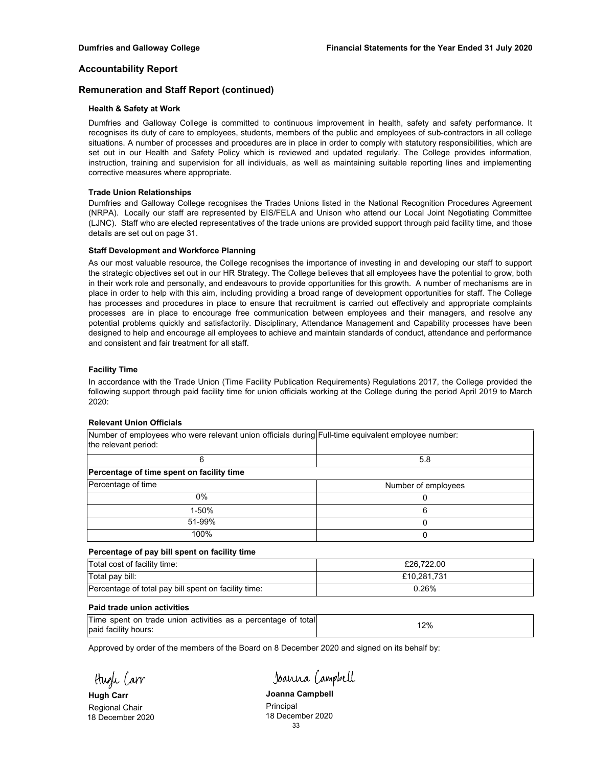## Accountability Report

## Remuneration and Staff Report (continued)

### Health & Safety at Work

Dumfries and Galloway College is committed to continuous improvement in health, safety and safety performance. It recognises its duty of care to employees, students, members of the public and employees of sub-contractors in all college situations. A number of processes and procedures are in place in order to comply with statutory responsibilities, which are set out in our Health and Safety Policy which is reviewed and updated regularly. The College provides information, instruction, training and supervision for all individuals, as well as maintaining suitable reporting lines and implementing corrective measures where appropriate.

### Trade Union Relationships

Dumfries and Galloway College recognises the Trades Unions listed in the National Recognition Procedures Agreement (NRPA). Locally our staff are represented by EIS/FELA and Unison who attend our Local Joint Negotiating Committee (LJNC). Staff who are elected representatives of the trade unions are provided support through paid facility time, and those details are set out on page 31.

### Staff Development and Workforce Planning

As our most valuable resource, the College recognises the importance of investing in and developing our staff to support the strategic objectives set out in our HR Strategy. The College believes that all employees have the potential to grow, both in their work role and personally, and endeavours to provide opportunities for this growth. A number of mechanisms are in place in order to help with this aim, including providing a broad range of development opportunities for staff. The College has processes and procedures in place to ensure that recruitment is carried out effectively and appropriate complaints processes are in place to encourage free communication between employees and their managers, and resolve any potential problems quickly and satisfactorily. Disciplinary, Attendance Management and Capability processes have been designed to help and encourage all employees to achieve and maintain standards of conduct, attendance and performance and consistent and fair treatment for all staff.

### Facility Time

In accordance with the Trade Union (Time Facility Publication Requirements) Regulations 2017, the College provided the following support through paid facility time for union officials working at the College during the period April 2019 to March 2020:

#### Relevant Union Officials

| Number of employees who were relevant union officials during the relevant period: | Full-time equivalent employee number: |
|---|---|
| 6 | 5.8 |

#### Percentage of time spent on facility time

| Percentage of time | Number of employees |
|---|---|
| 0% | 0 |
| 1-50% | 6 |
| 51-99% | 0 |
| 100% | 0 |

#### Percentage of pay bill spent on facility time

| | |
|---|---|
| Total cost of facility time: | £26,722.00 |
| Total pay bill: | £10,281,731 |
| Percentage of total pay bill spent on facility time: | 0.26% |

#### Paid trade union activities

| | |
|---|---|
| Time spent on trade union activities as a percentage of total paid facility hours: | 12% |

Approved by order of the members of the Board on 8 December 2020 and signed on its behalf by:

Hugh Carr

**Hugh Carr**
Regional Chair
18 December 2020

Joanna Campbell

**Joanna Campbell**
Principal
18 December 2020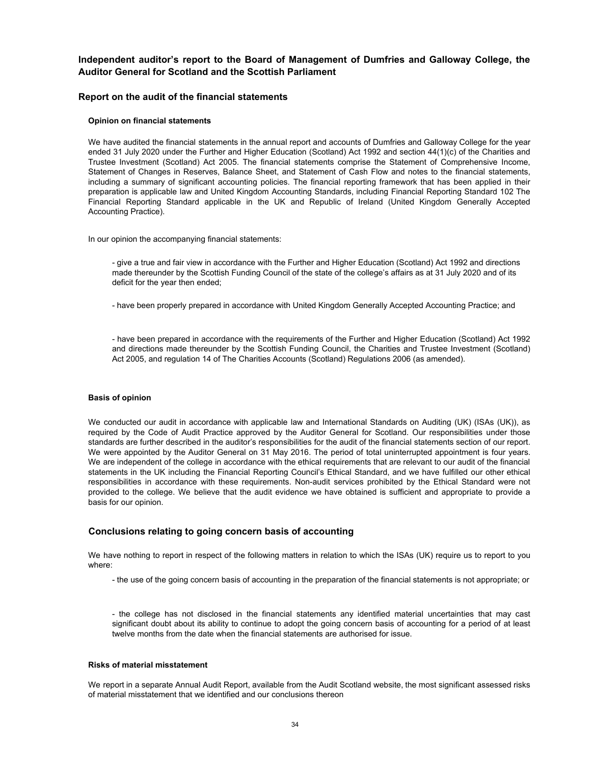# Independent auditor's report to the Board of Management of Dumfries and Galloway College, the Auditor General for Scotland and the Scottish Parliament

## Report on the audit of the financial statements

### Opinion on financial statements

We have audited the financial statements in the annual report and accounts of Dumfries and Galloway College for the year ended 31 July 2020 under the Further and Higher Education (Scotland) Act 1992 and section 44(1)(c) of the Charities and Trustee Investment (Scotland) Act 2005. The financial statements comprise the Statement of Comprehensive Income, Statement of Changes in Reserves, Balance Sheet, and Statement of Cash Flow and notes to the financial statements, including a summary of significant accounting policies. The financial reporting framework that has been applied in their preparation is applicable law and United Kingdom Accounting Standards, including Financial Reporting Standard 102 The Financial Reporting Standard applicable in the UK and Republic of Ireland (United Kingdom Generally Accepted Accounting Practice).

In our opinion the accompanying financial statements:

- give a true and fair view in accordance with the Further and Higher Education (Scotland) Act 1992 and directions made thereunder by the Scottish Funding Council of the state of the college's affairs as at 31 July 2020 and of its deficit for the year then ended;

- have been properly prepared in accordance with United Kingdom Generally Accepted Accounting Practice; and

- have been prepared in accordance with the requirements of the Further and Higher Education (Scotland) Act 1992 and directions made thereunder by the Scottish Funding Council, the Charities and Trustee Investment (Scotland) Act 2005, and regulation 14 of The Charities Accounts (Scotland) Regulations 2006 (as amended).

### Basis of opinion

We conducted our audit in accordance with applicable law and International Standards on Auditing (UK) (ISAs (UK)), as required by the Code of Audit Practice approved by the Auditor General for Scotland. Our responsibilities under those standards are further described in the auditor's responsibilities for the audit of the financial statements section of our report. We were appointed by the Auditor General on 31 May 2016. The period of total uninterrupted appointment is four years. We are independent of the college in accordance with the ethical requirements that are relevant to our audit of the financial statements in the UK including the Financial Reporting Council's Ethical Standard, and we have fulfilled our other ethical responsibilities in accordance with these requirements. Non-audit services prohibited by the Ethical Standard were not provided to the college. We believe that the audit evidence we have obtained is sufficient and appropriate to provide a basis for our opinion.

## Conclusions relating to going concern basis of accounting

We have nothing to report in respect of the following matters in relation to which the ISAs (UK) require us to report to you where:

- the use of the going concern basis of accounting in the preparation of the financial statements is not appropriate; or

- the college has not disclosed in the financial statements any identified material uncertainties that may cast significant doubt about its ability to continue to adopt the going concern basis of accounting for a period of at least twelve months from the date when the financial statements are authorised for issue.

### Risks of material misstatement

We report in a separate Annual Audit Report, available from the Audit Scotland website, the most significant assessed risks of material misstatement that we identified and our conclusions thereon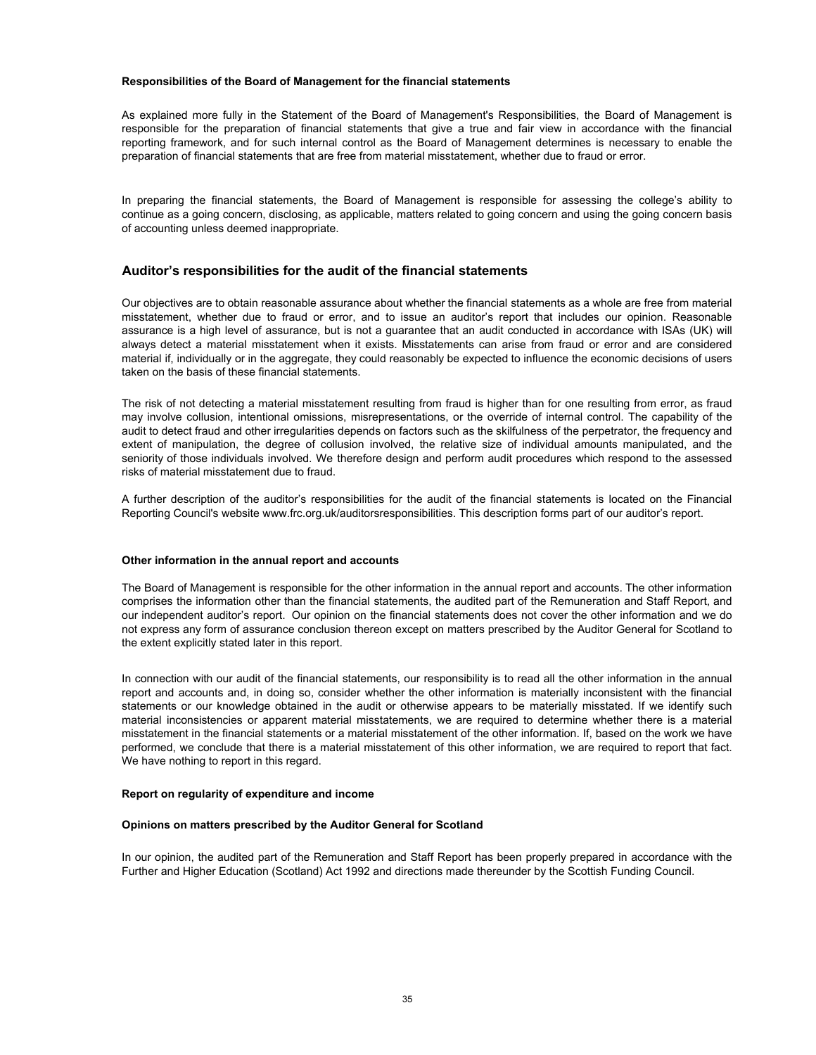**Responsibilities of the Board of Management for the financial statements**

As explained more fully in the Statement of the Board of Management's Responsibilities, the Board of Management is responsible for the preparation of financial statements that give a true and fair view in accordance with the financial reporting framework, and for such internal control as the Board of Management determines is necessary to enable the preparation of financial statements that are free from material misstatement, whether due to fraud or error.

In preparing the financial statements, the Board of Management is responsible for assessing the college's ability to continue as a going concern, disclosing, as applicable, matters related to going concern and using the going concern basis of accounting unless deemed inappropriate.

## Auditor's responsibilities for the audit of the financial statements

Our objectives are to obtain reasonable assurance about whether the financial statements as a whole are free from material misstatement, whether due to fraud or error, and to issue an auditor's report that includes our opinion. Reasonable assurance is a high level of assurance, but is not a guarantee that an audit conducted in accordance with ISAs (UK) will always detect a material misstatement when it exists. Misstatements can arise from fraud or error and are considered material if, individually or in the aggregate, they could reasonably be expected to influence the economic decisions of users taken on the basis of these financial statements.

The risk of not detecting a material misstatement resulting from fraud is higher than for one resulting from error, as fraud may involve collusion, intentional omissions, misrepresentations, or the override of internal control. The capability of the audit to detect fraud and other irregularities depends on factors such as the skilfulness of the perpetrator, the frequency and extent of manipulation, the degree of collusion involved, the relative size of individual amounts manipulated, and the seniority of those individuals involved. We therefore design and perform audit procedures which respond to the assessed risks of material misstatement due to fraud.

A further description of the auditor's responsibilities for the audit of the financial statements is located on the Financial Reporting Council's website www.frc.org.uk/auditorsresponsibilities. This description forms part of our auditor's report.

**Other information in the annual report and accounts**

The Board of Management is responsible for the other information in the annual report and accounts. The other information comprises the information other than the financial statements, the audited part of the Remuneration and Staff Report, and our independent auditor's report. Our opinion on the financial statements does not cover the other information and we do not express any form of assurance conclusion thereon except on matters prescribed by the Auditor General for Scotland to the extent explicitly stated later in this report.

In connection with our audit of the financial statements, our responsibility is to read all the other information in the annual report and accounts and, in doing so, consider whether the other information is materially inconsistent with the financial statements or our knowledge obtained in the audit or otherwise appears to be materially misstated. If we identify such material inconsistencies or apparent material misstatements, we are required to determine whether there is a material misstatement in the financial statements or a material misstatement of the other information. If, based on the work we have performed, we conclude that there is a material misstatement of this other information, we are required to report that fact. We have nothing to report in this regard.

**Report on regularity of expenditure and income**

**Opinions on matters prescribed by the Auditor General for Scotland**

In our opinion, the audited part of the Remuneration and Staff Report has been properly prepared in accordance with the Further and Higher Education (Scotland) Act 1992 and directions made thereunder by the Scottish Funding Council.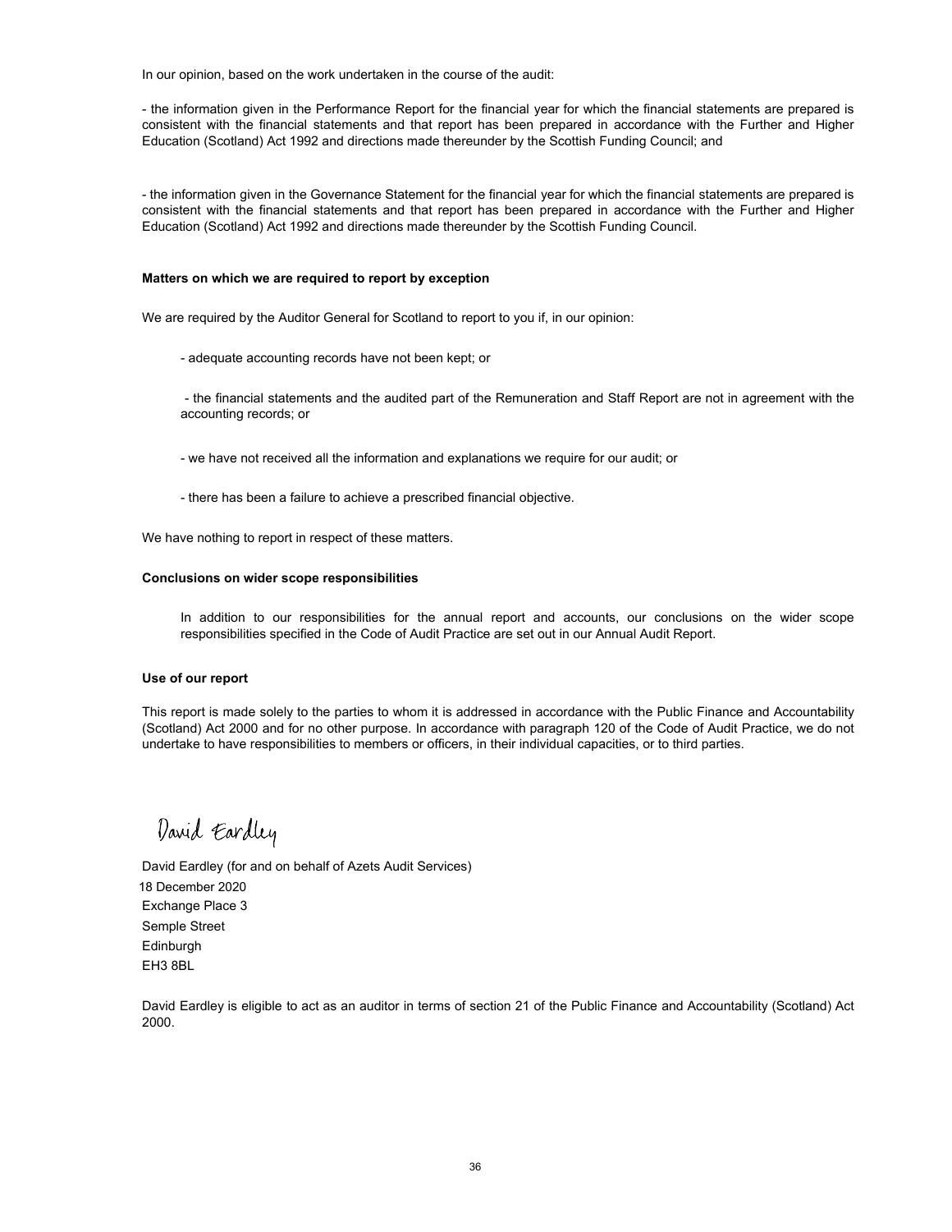In our opinion, based on the work undertaken in the course of the audit:

- the information given in the Performance Report for the financial year for which the financial statements are prepared is consistent with the financial statements and that report has been prepared in accordance with the Further and Higher Education (Scotland) Act 1992 and directions made thereunder by the Scottish Funding Council; and

- the information given in the Governance Statement for the financial year for which the financial statements are prepared is consistent with the financial statements and that report has been prepared in accordance with the Further and Higher Education (Scotland) Act 1992 and directions made thereunder by the Scottish Funding Council.

**Matters on which we are required to report by exception**

We are required by the Auditor General for Scotland to report to you if, in our opinion:

- adequate accounting records have not been kept; or
- the financial statements and the audited part of the Remuneration and Staff Report are not in agreement with the accounting records; or
- we have not received all the information and explanations we require for our audit; or
- there has been a failure to achieve a prescribed financial objective.

We have nothing to report in respect of these matters.

**Conclusions on wider scope responsibilities**

In addition to our responsibilities for the annual report and accounts, our conclusions on the wider scope responsibilities specified in the Code of Audit Practice are set out in our Annual Audit Report.

**Use of our report**

This report is made solely to the parties to whom it is addressed in accordance with the Public Finance and Accountability (Scotland) Act 2000 and for no other purpose. In accordance with paragraph 120 of the Code of Audit Practice, we do not undertake to have responsibilities to members or officers, in their individual capacities, or to third parties.

David Eardley

David Eardley (for and on behalf of Azets Audit Services)
18 December 2020
Exchange Place 3
Semple Street
Edinburgh
EH3 8BL

David Eardley is eligible to act as an auditor in terms of section 21 of the Public Finance and Accountability (Scotland) Act 2000.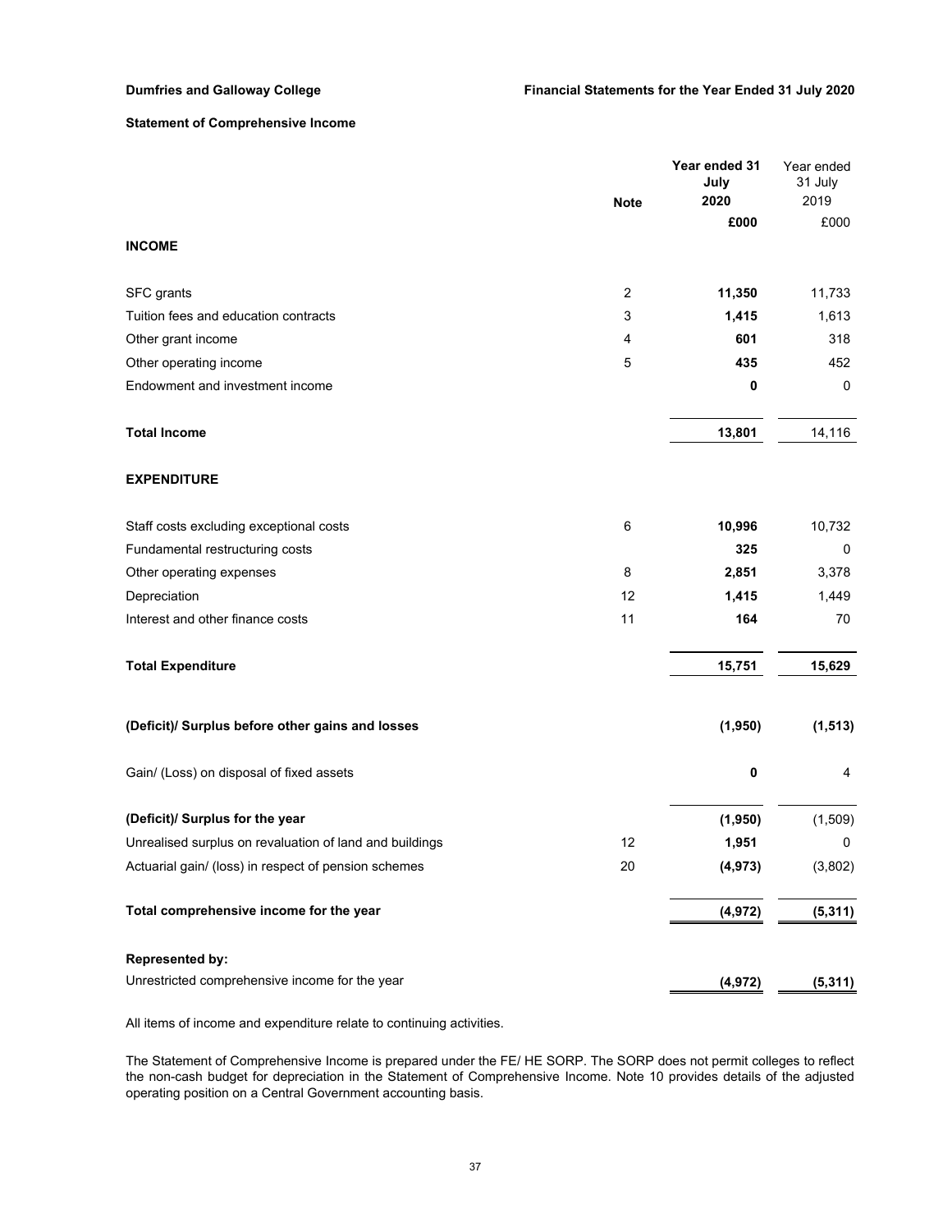## Statement of Comprehensive Income

| | Note | Year ended 31 July 2020 | Year ended 31 July 2019 |
|---|---|---|---|
| | | **£000** | £000 |
| **INCOME** | | | |
| SFC grants | 2 | **11,350** | 11,733 |
| Tuition fees and education contracts | 3 | **1,415** | 1,613 |
| Other grant income | 4 | **601** | 318 |
| Other operating income | 5 | **435** | 452 |
| Endowment and investment income | | **0** | 0 |
| **Total Income** | | **13,801** | 14,116 |
| **EXPENDITURE** | | | |
| Staff costs excluding exceptional costs | 6 | **10,996** | 10,732 |
| Fundamental restructuring costs | | **325** | 0 |
| Other operating expenses | 8 | **2,851** | 3,378 |
| Depreciation | 12 | **1,415** | 1,449 |
| Interest and other finance costs | 11 | **164** | 70 |
| **Total Expenditure** | | **15,751** | **15,629** |
| **(Deficit)/ Surplus before other gains and losses** | | **(1,950)** | **(1,513)** |
| Gain/ (Loss) on disposal of fixed assets | | **0** | 4 |
| **(Deficit)/ Surplus for the year** | | **(1,950)** | (1,509) |
| Unrealised surplus on revaluation of land and buildings | 12 | **1,951** | 0 |
| Actuarial gain/ (loss) in respect of pension schemes | 20 | **(4,973)** | (3,802) |
| **Total comprehensive income for the year** | | **(4,972)** | **(5,311)** |
| **Represented by:** | | | |
| Unrestricted comprehensive income for the year | | **(4,972)** | **(5,311)** |

All items of income and expenditure relate to continuing activities.

The Statement of Comprehensive Income is prepared under the FE/ HE SORP. The SORP does not permit colleges to reflect the non-cash budget for depreciation in the Statement of Comprehensive Income. Note 10 provides details of the adjusted operating position on a Central Government accounting basis.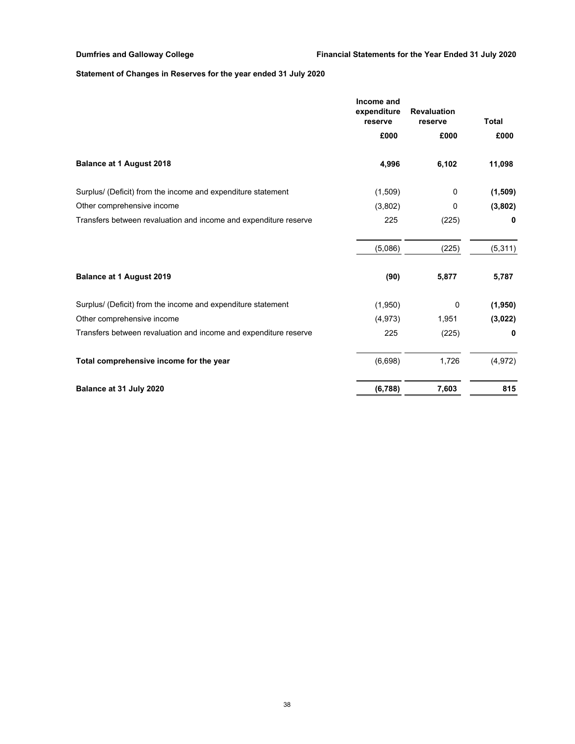## Statement of Changes in Reserves for the year ended 31 July 2020

| | Income and expenditure reserve | Revaluation reserve | Total |
|---|---|---|---|
| | £000 | £000 | £000 |
| **Balance at 1 August 2018** | **4,996** | **6,102** | **11,098** |
| Surplus/ (Deficit) from the income and expenditure statement | (1,509) | 0 | **(1,509)** |
| Other comprehensive income | (3,802) | 0 | **(3,802)** |
| Transfers between revaluation and income and expenditure reserve | 225 | (225) | **0** |
| | (5,086) | (225) | (5,311) |
| **Balance at 1 August 2019** | **(90)** | **5,877** | **5,787** |
| Surplus/ (Deficit) from the income and expenditure statement | (1,950) | 0 | **(1,950)** |
| Other comprehensive income | (4,973) | 1,951 | **(3,022)** |
| Transfers between revaluation and income and expenditure reserve | 225 | (225) | **0** |
| **Total comprehensive income for the year** | (6,698) | 1,726 | (4,972) |
| **Balance at 31 July 2020** | **(6,788)** | **7,603** | **815** |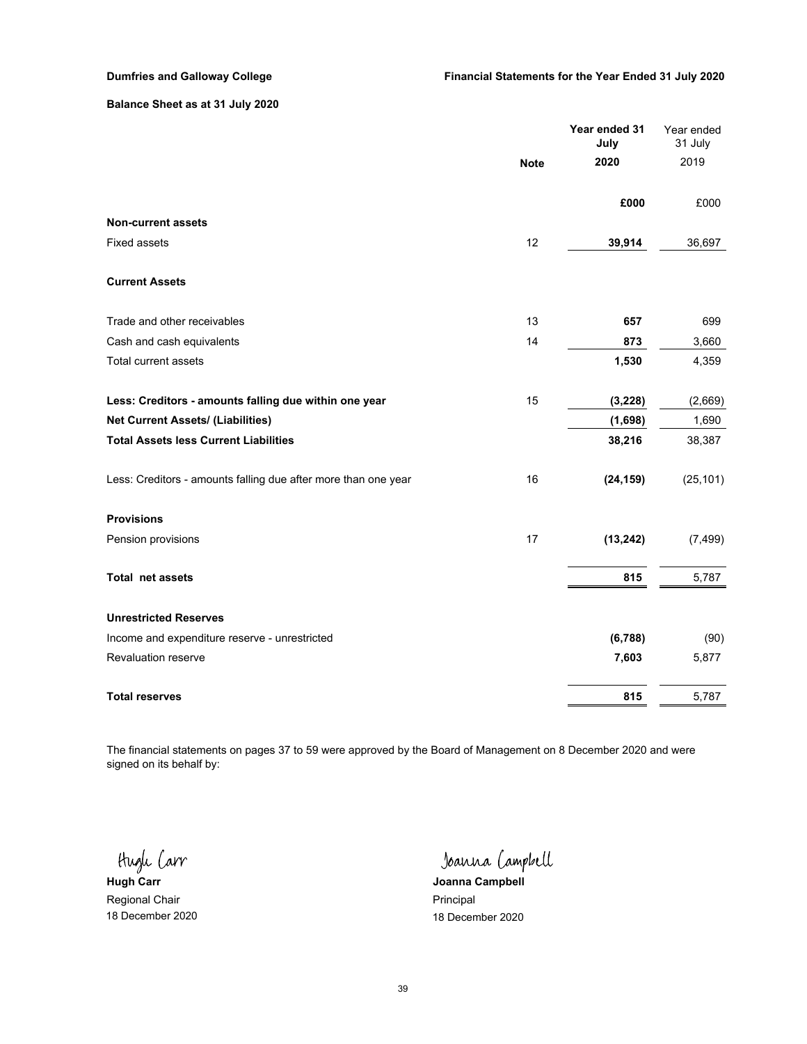**Dumfries and Galloway College** | **Financial Statements for the Year Ended 31 July 2020**

## Balance Sheet as at 31 July 2020

| | Note | Year ended 31 July 2020 | Year ended 31 July 2019 |
|---|---|---|---|
| | | **£000** | £000 |
| **Non-current assets** | | | |
| Fixed assets | 12 | **39,914** | 36,697 |
| **Current Assets** | | | |
| Trade and other receivables | 13 | **657** | 699 |
| Cash and cash equivalents | 14 | **873** | 3,660 |
| Total current assets | | **1,530** | 4,359 |
| **Less: Creditors - amounts falling due within one year** | 15 | **(3,228)** | (2,669) |
| **Net Current Assets/ (Liabilities)** | | **(1,698)** | 1,690 |
| **Total Assets less Current Liabilities** | | **38,216** | 38,387 |
| Less: Creditors - amounts falling due after more than one year | 16 | **(24,159)** | (25,101) |
| **Provisions** | | | |
| Pension provisions | 17 | **(13,242)** | (7,499) |
| **Total net assets** | | **815** | 5,787 |
| **Unrestricted Reserves** | | | |
| Income and expenditure reserve - unrestricted | | **(6,788)** | (90) |
| Revaluation reserve | | **7,603** | 5,877 |
| **Total reserves** | | **815** | 5,787 |

The financial statements on pages 37 to 59 were approved by the Board of Management on 8 December 2020 and were signed on its behalf by:

Hugh Carr
**Hugh Carr**
Regional Chair
18 December 2020

Joanna Campbell
**Joanna Campbell**
Principal
18 December 2020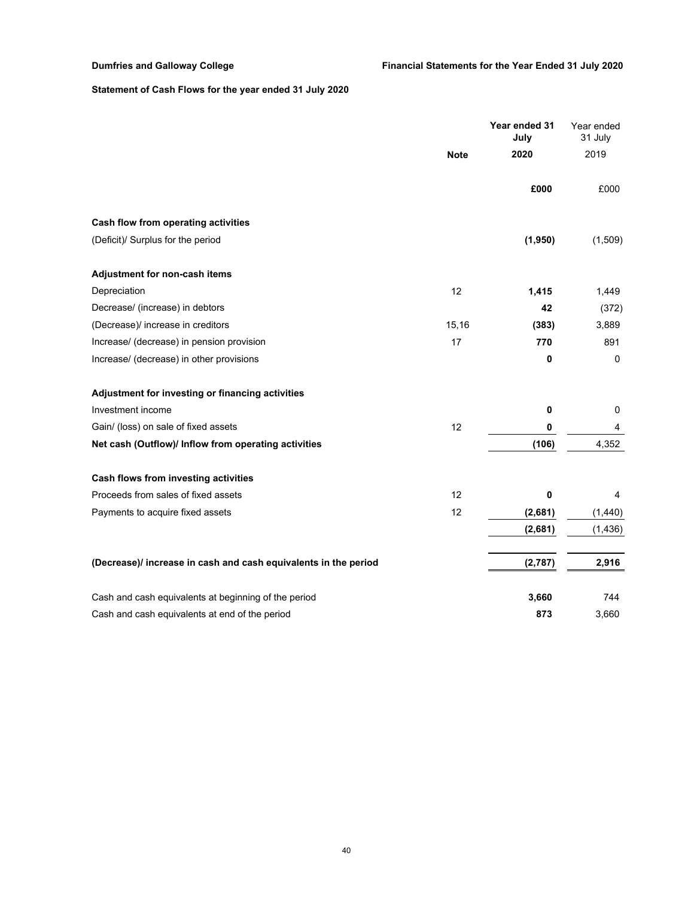**Dumfries and Galloway College** | **Financial Statements for the Year Ended 31 July 2020**

## Statement of Cash Flows for the year ended 31 July 2020

| | Note | Year ended 31 July 2020 | Year ended 31 July 2019 |
|---|---|---|---|
| | | **£000** | £000 |
| **Cash flow from operating activities** | | | |
| (Deficit)/ Surplus for the period | | **(1,950)** | (1,509) |
| **Adjustment for non-cash items** | | | |
| Depreciation | 12 | **1,415** | 1,449 |
| Decrease/ (increase) in debtors | | **42** | (372) |
| (Decrease)/ increase in creditors | 15,16 | **(383)** | 3,889 |
| Increase/ (decrease) in pension provision | 17 | **770** | 891 |
| Increase/ (decrease) in other provisions | | **0** | 0 |
| **Adjustment for investing or financing activities** | | | |
| Investment income | | **0** | 0 |
| Gain/ (loss) on sale of fixed assets | 12 | **0** | 4 |
| **Net cash (Outflow)/ Inflow from operating activities** | | **(106)** | 4,352 |
| **Cash flows from investing activities** | | | |
| Proceeds from sales of fixed assets | 12 | **0** | 4 |
| Payments to acquire fixed assets | 12 | **(2,681)** | (1,440) |
| | | **(2,681)** | (1,436) |
| **(Decrease)/ increase in cash and cash equivalents in the period** | | **(2,787)** | **2,916** |
| Cash and cash equivalents at beginning of the period | | **3,660** | 744 |
| Cash and cash equivalents at end of the period | | **873** | 3,660 |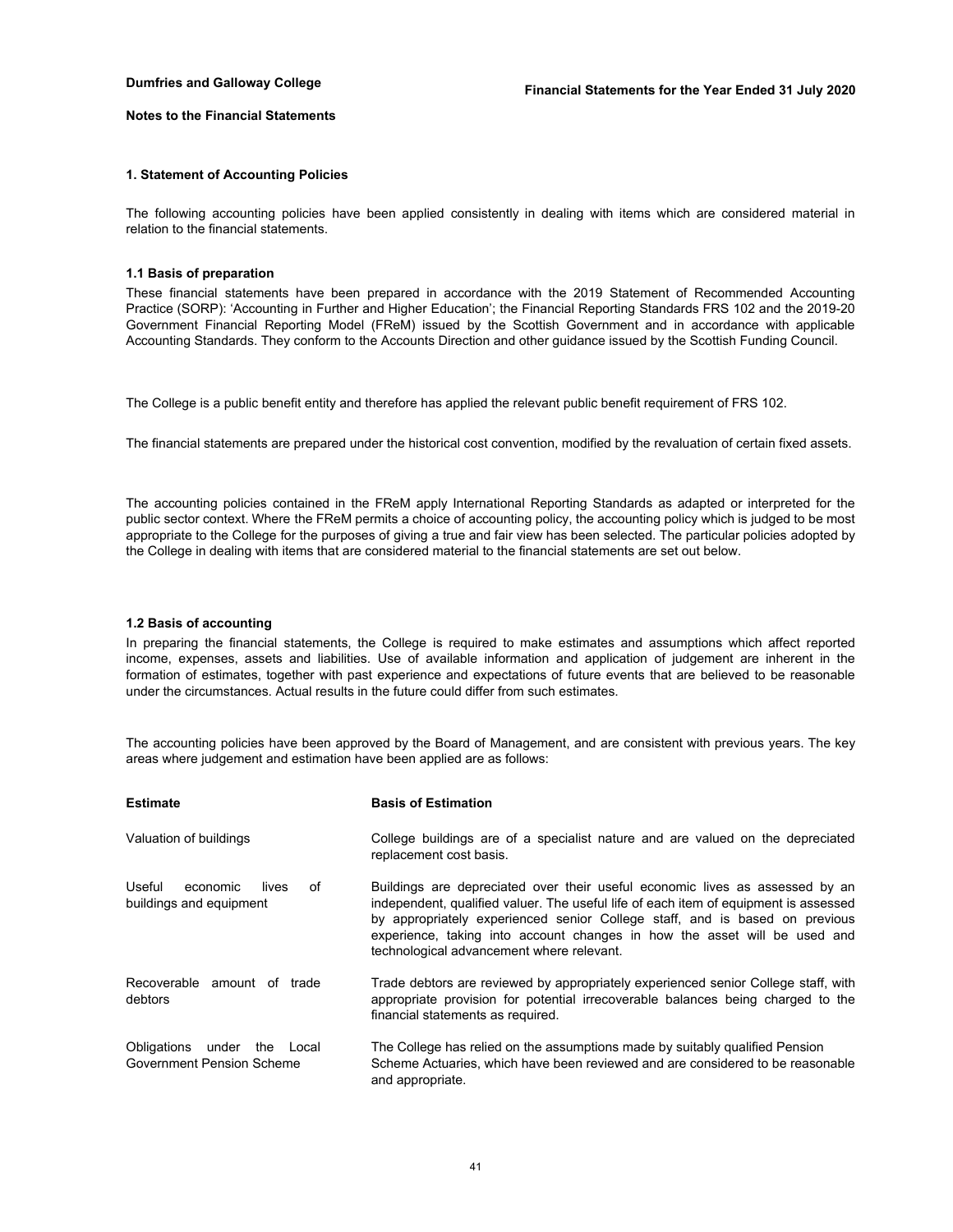## Notes to the Financial Statements

### 1. Statement of Accounting Policies

The following accounting policies have been applied consistently in dealing with items which are considered material in relation to the financial statements.

#### 1.1 Basis of preparation

These financial statements have been prepared in accordance with the 2019 Statement of Recommended Accounting Practice (SORP): 'Accounting in Further and Higher Education'; the Financial Reporting Standards FRS 102 and the 2019-20 Government Financial Reporting Model (FReM) issued by the Scottish Government and in accordance with applicable Accounting Standards. They conform to the Accounts Direction and other guidance issued by the Scottish Funding Council.

The College is a public benefit entity and therefore has applied the relevant public benefit requirement of FRS 102.

The financial statements are prepared under the historical cost convention, modified by the revaluation of certain fixed assets.

The accounting policies contained in the FReM apply International Reporting Standards as adapted or interpreted for the public sector context. Where the FReM permits a choice of accounting policy, the accounting policy which is judged to be most appropriate to the College for the purposes of giving a true and fair view has been selected. The particular policies adopted by the College in dealing with items that are considered material to the financial statements are set out below.

#### 1.2 Basis of accounting

In preparing the financial statements, the College is required to make estimates and assumptions which affect reported income, expenses, assets and liabilities. Use of available information and application of judgement are inherent in the formation of estimates, together with past experience and expectations of future events that are believed to be reasonable under the circumstances. Actual results in the future could differ from such estimates.

The accounting policies have been approved by the Board of Management, and are consistent with previous years. The key areas where judgement and estimation have been applied are as follows:

| Estimate | Basis of Estimation |
|---|---|
| Valuation of buildings | College buildings are of a specialist nature and are valued on the depreciated replacement cost basis. |
| Useful economic lives of buildings and equipment | Buildings are depreciated over their useful economic lives as assessed by an independent, qualified valuer. The useful life of each item of equipment is assessed by appropriately experienced senior College staff, and is based on previous experience, taking into account changes in how the asset will be used and technological advancement where relevant. |
| Recoverable amount of trade debtors | Trade debtors are reviewed by appropriately experienced senior College staff, with appropriate provision for potential irrecoverable balances being charged to the financial statements as required. |
| Obligations under the Local Government Pension Scheme | The College has relied on the assumptions made by suitably qualified Pension Scheme Actuaries, which have been reviewed and are considered to be reasonable and appropriate. |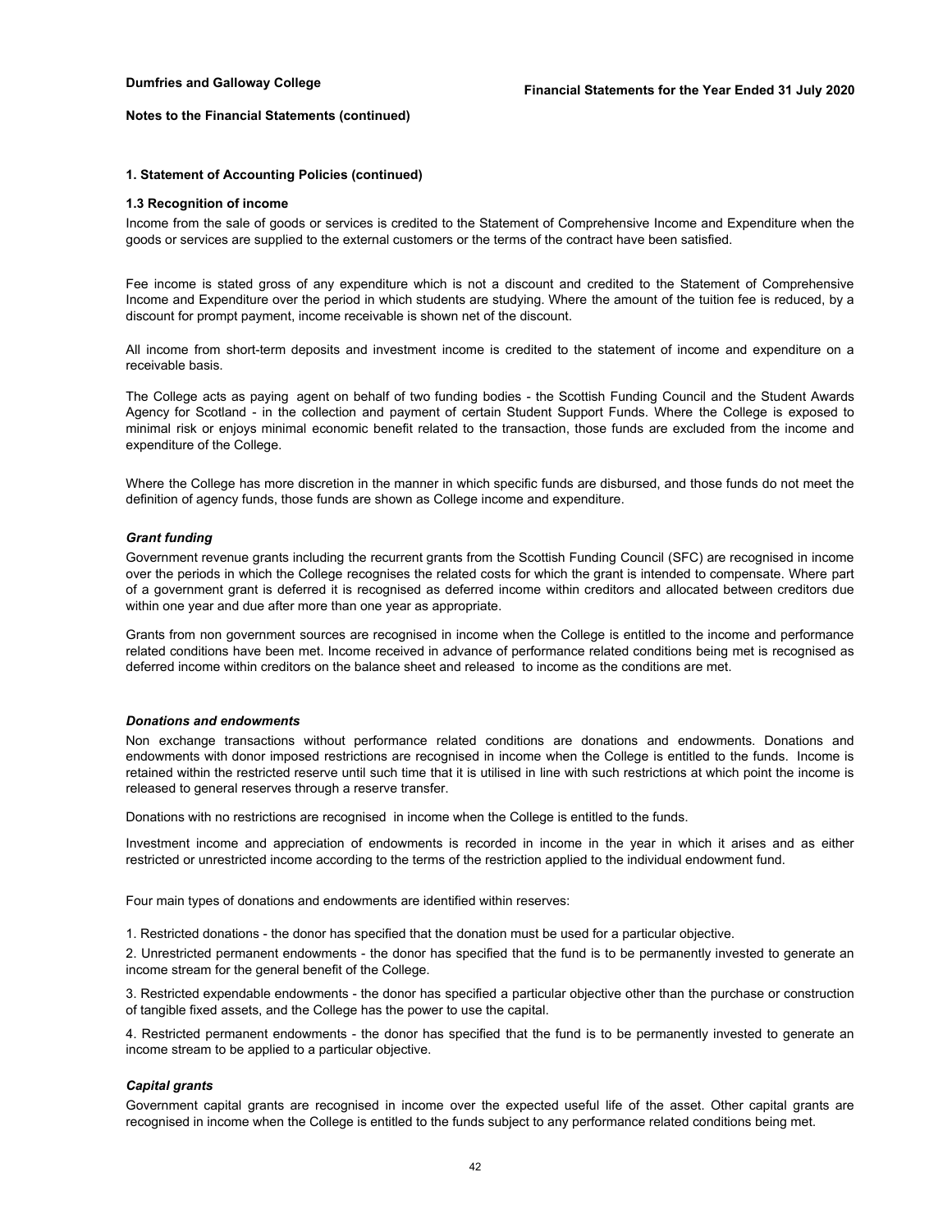## Notes to the Financial Statements (continued)

### 1. Statement of Accounting Policies (continued)

#### 1.3 Recognition of income

Income from the sale of goods or services is credited to the Statement of Comprehensive Income and Expenditure when the goods or services are supplied to the external customers or the terms of the contract have been satisfied.

Fee income is stated gross of any expenditure which is not a discount and credited to the Statement of Comprehensive Income and Expenditure over the period in which students are studying. Where the amount of the tuition fee is reduced, by a discount for prompt payment, income receivable is shown net of the discount.

All income from short-term deposits and investment income is credited to the statement of income and expenditure on a receivable basis.

The College acts as paying agent on behalf of two funding bodies - the Scottish Funding Council and the Student Awards Agency for Scotland - in the collection and payment of certain Student Support Funds. Where the College is exposed to minimal risk or enjoys minimal economic benefit related to the transaction, those funds are excluded from the income and expenditure of the College.

Where the College has more discretion in the manner in which specific funds are disbursed, and those funds do not meet the definition of agency funds, those funds are shown as College income and expenditure.

***Grant funding***

Government revenue grants including the recurrent grants from the Scottish Funding Council (SFC) are recognised in income over the periods in which the College recognises the related costs for which the grant is intended to compensate. Where part of a government grant is deferred it is recognised as deferred income within creditors and allocated between creditors due within one year and due after more than one year as appropriate.

Grants from non government sources are recognised in income when the College is entitled to the income and performance related conditions have been met. Income received in advance of performance related conditions being met is recognised as deferred income within creditors on the balance sheet and released to income as the conditions are met.

***Donations and endowments***

Non exchange transactions without performance related conditions are donations and endowments. Donations and endowments with donor imposed restrictions are recognised in income when the College is entitled to the funds. Income is retained within the restricted reserve until such time that it is utilised in line with such restrictions at which point the income is released to general reserves through a reserve transfer.

Donations with no restrictions are recognised in income when the College is entitled to the funds.

Investment income and appreciation of endowments is recorded in income in the year in which it arises and as either restricted or unrestricted income according to the terms of the restriction applied to the individual endowment fund.

Four main types of donations and endowments are identified within reserves:

1. Restricted donations - the donor has specified that the donation must be used for a particular objective.
2. Unrestricted permanent endowments - the donor has specified that the fund is to be permanently invested to generate an income stream for the general benefit of the College.
3. Restricted expendable endowments - the donor has specified a particular objective other than the purchase or construction of tangible fixed assets, and the College has the power to use the capital.
4. Restricted permanent endowments - the donor has specified that the fund is to be permanently invested to generate an income stream to be applied to a particular objective.

***Capital grants***

Government capital grants are recognised in income over the expected useful life of the asset. Other capital grants are recognised in income when the College is entitled to the funds subject to any performance related conditions being met.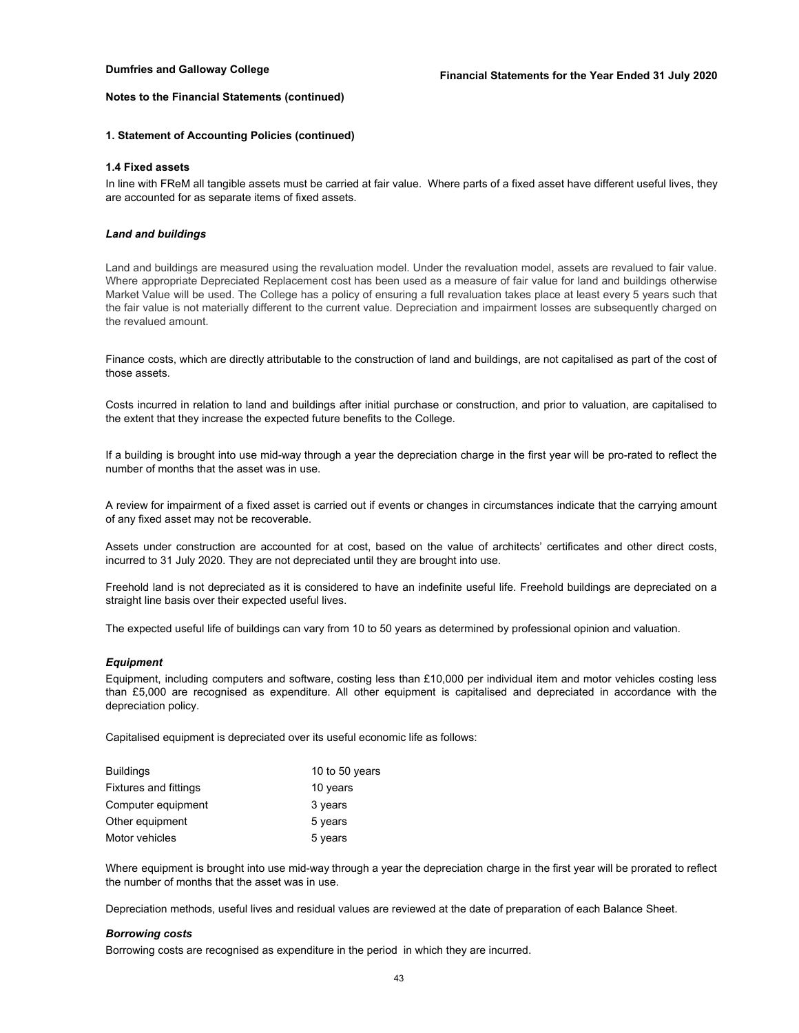**Notes to the Financial Statements (continued)**

## 1. Statement of Accounting Policies (continued)

### 1.4 Fixed assets

In line with FReM all tangible assets must be carried at fair value. Where parts of a fixed asset have different useful lives, they are accounted for as separate items of fixed assets.

#### *Land and buildings*

Land and buildings are measured using the revaluation model. Under the revaluation model, assets are revalued to fair value. Where appropriate Depreciated Replacement cost has been used as a measure of fair value for land and buildings otherwise Market Value will be used. The College has a policy of ensuring a full revaluation takes place at least every 5 years such that the fair value is not materially different to the current value. Depreciation and impairment losses are subsequently charged on the revalued amount.

Finance costs, which are directly attributable to the construction of land and buildings, are not capitalised as part of the cost of those assets.

Costs incurred in relation to land and buildings after initial purchase or construction, and prior to valuation, are capitalised to the extent that they increase the expected future benefits to the College.

If a building is brought into use mid-way through a year the depreciation charge in the first year will be pro-rated to reflect the number of months that the asset was in use.

A review for impairment of a fixed asset is carried out if events or changes in circumstances indicate that the carrying amount of any fixed asset may not be recoverable.

Assets under construction are accounted for at cost, based on the value of architects' certificates and other direct costs, incurred to 31 July 2020. They are not depreciated until they are brought into use.

Freehold land is not depreciated as it is considered to have an indefinite useful life. Freehold buildings are depreciated on a straight line basis over their expected useful lives.

The expected useful life of buildings can vary from 10 to 50 years as determined by professional opinion and valuation.

#### *Equipment*

Equipment, including computers and software, costing less than £10,000 per individual item and motor vehicles costing less than £5,000 are recognised as expenditure. All other equipment is capitalised and depreciated in accordance with the depreciation policy.

Capitalised equipment is depreciated over its useful economic life as follows:

| | |
|---|---|
| Buildings | 10 to 50 years |
| Fixtures and fittings | 10 years |
| Computer equipment | 3 years |
| Other equipment | 5 years |
| Motor vehicles | 5 years |

Where equipment is brought into use mid-way through a year the depreciation charge in the first year will be prorated to reflect the number of months that the asset was in use.

Depreciation methods, useful lives and residual values are reviewed at the date of preparation of each Balance Sheet.

#### *Borrowing costs*

Borrowing costs are recognised as expenditure in the period in which they are incurred.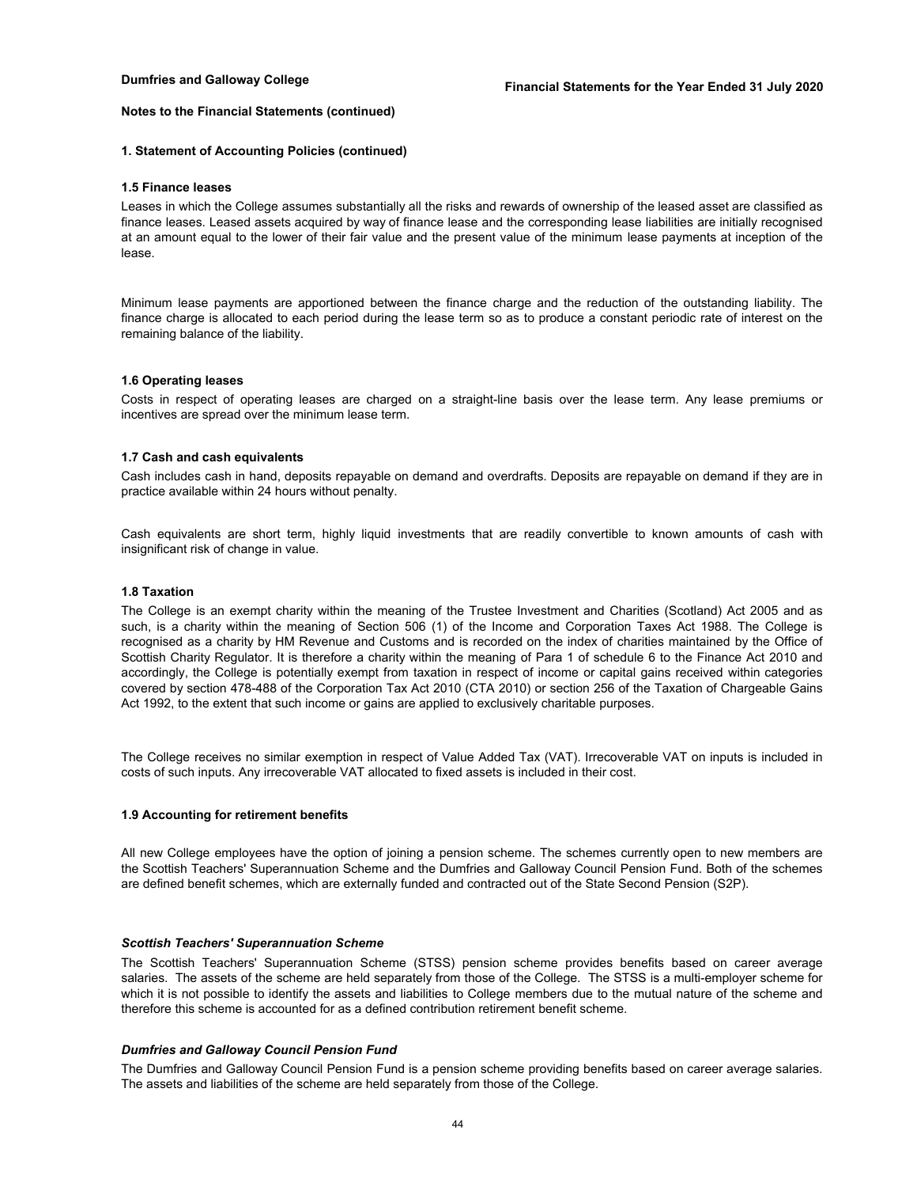**Notes to the Financial Statements (continued)**

**1. Statement of Accounting Policies (continued)**

**1.5 Finance leases**

Leases in which the College assumes substantially all the risks and rewards of ownership of the leased asset are classified as finance leases. Leased assets acquired by way of finance lease and the corresponding lease liabilities are initially recognised at an amount equal to the lower of their fair value and the present value of the minimum lease payments at inception of the lease.

Minimum lease payments are apportioned between the finance charge and the reduction of the outstanding liability. The finance charge is allocated to each period during the lease term so as to produce a constant periodic rate of interest on the remaining balance of the liability.

**1.6 Operating leases**

Costs in respect of operating leases are charged on a straight-line basis over the lease term. Any lease premiums or incentives are spread over the minimum lease term.

**1.7 Cash and cash equivalents**

Cash includes cash in hand, deposits repayable on demand and overdrafts. Deposits are repayable on demand if they are in practice available within 24 hours without penalty.

Cash equivalents are short term, highly liquid investments that are readily convertible to known amounts of cash with insignificant risk of change in value.

**1.8 Taxation**

The College is an exempt charity within the meaning of the Trustee Investment and Charities (Scotland) Act 2005 and as such, is a charity within the meaning of Section 506 (1) of the Income and Corporation Taxes Act 1988. The College is recognised as a charity by HM Revenue and Customs and is recorded on the index of charities maintained by the Office of Scottish Charity Regulator. It is therefore a charity within the meaning of Para 1 of schedule 6 to the Finance Act 2010 and accordingly, the College is potentially exempt from taxation in respect of income or capital gains received within categories covered by section 478-488 of the Corporation Tax Act 2010 (CTA 2010) or section 256 of the Taxation of Chargeable Gains Act 1992, to the extent that such income or gains are applied to exclusively charitable purposes.

The College receives no similar exemption in respect of Value Added Tax (VAT). Irrecoverable VAT on inputs is included in costs of such inputs. Any irrecoverable VAT allocated to fixed assets is included in their cost.

**1.9 Accounting for retirement benefits**

All new College employees have the option of joining a pension scheme. The schemes currently open to new members are the Scottish Teachers' Superannuation Scheme and the Dumfries and Galloway Council Pension Fund. Both of the schemes are defined benefit schemes, which are externally funded and contracted out of the State Second Pension (S2P).

***Scottish Teachers' Superannuation Scheme***

The Scottish Teachers' Superannuation Scheme (STSS) pension scheme provides benefits based on career average salaries. The assets of the scheme are held separately from those of the College. The STSS is a multi-employer scheme for which it is not possible to identify the assets and liabilities to College members due to the mutual nature of the scheme and therefore this scheme is accounted for as a defined contribution retirement benefit scheme.

***Dumfries and Galloway Council Pension Fund***

The Dumfries and Galloway Council Pension Fund is a pension scheme providing benefits based on career average salaries. The assets and liabilities of the scheme are held separately from those of the College.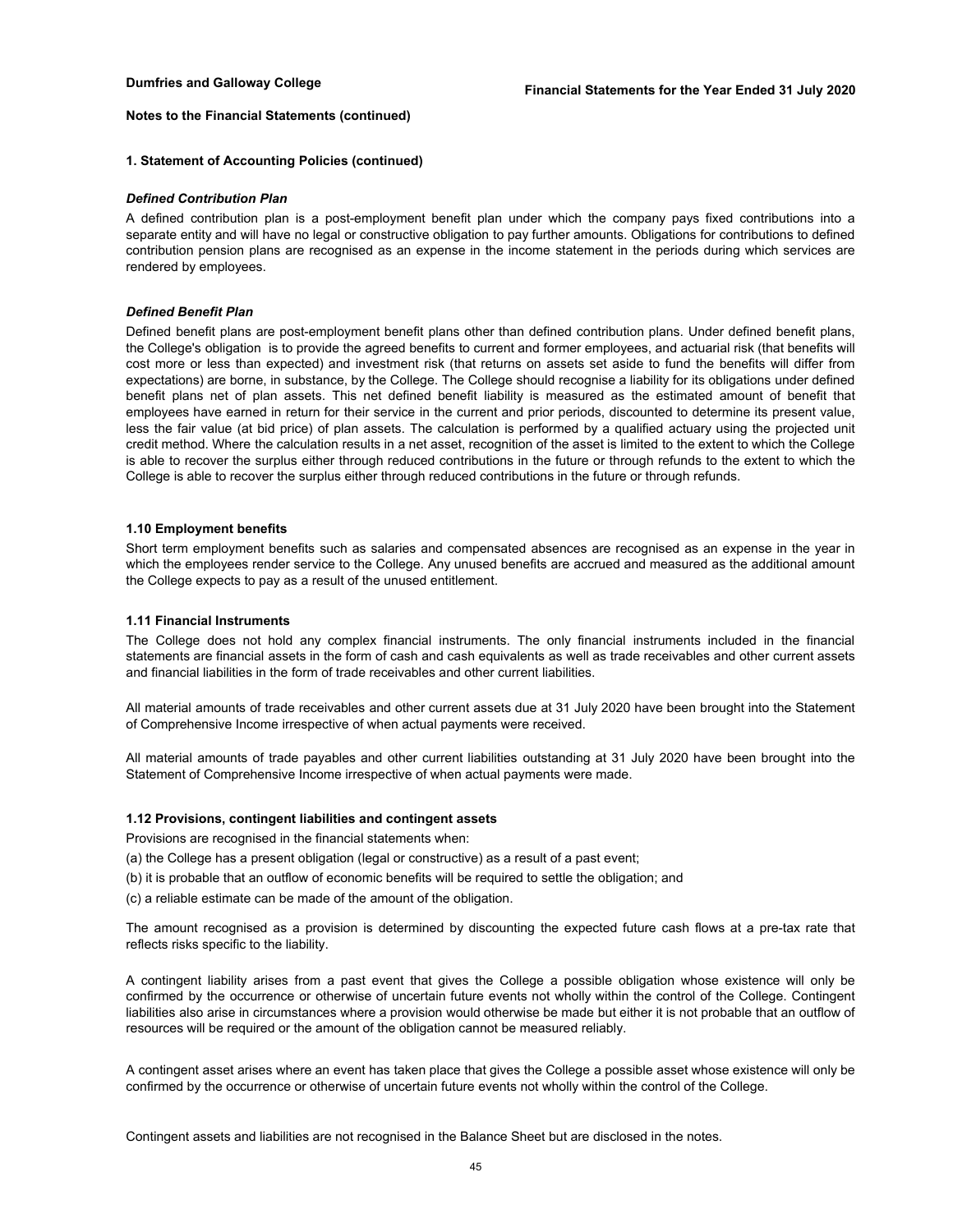**Notes to the Financial Statements (continued)**

**1. Statement of Accounting Policies (continued)**

***Defined Contribution Plan***

A defined contribution plan is a post-employment benefit plan under which the company pays fixed contributions into a separate entity and will have no legal or constructive obligation to pay further amounts. Obligations for contributions to defined contribution pension plans are recognised as an expense in the income statement in the periods during which services are rendered by employees.

***Defined Benefit Plan***

Defined benefit plans are post-employment benefit plans other than defined contribution plans. Under defined benefit plans, the College's obligation is to provide the agreed benefits to current and former employees, and actuarial risk (that benefits will cost more or less than expected) and investment risk (that returns on assets set aside to fund the benefits will differ from expectations) are borne, in substance, by the College. The College should recognise a liability for its obligations under defined benefit plans net of plan assets. This net defined benefit liability is measured as the estimated amount of benefit that employees have earned in return for their service in the current and prior periods, discounted to determine its present value, less the fair value (at bid price) of plan assets. The calculation is performed by a qualified actuary using the projected unit credit method. Where the calculation results in a net asset, recognition of the asset is limited to the extent to which the College is able to recover the surplus either through reduced contributions in the future or through refunds to the extent to which the College is able to recover the surplus either through reduced contributions in the future or through refunds.

**1.10 Employment benefits**

Short term employment benefits such as salaries and compensated absences are recognised as an expense in the year in which the employees render service to the College. Any unused benefits are accrued and measured as the additional amount the College expects to pay as a result of the unused entitlement.

**1.11 Financial Instruments**

The College does not hold any complex financial instruments. The only financial instruments included in the financial statements are financial assets in the form of cash and cash equivalents as well as trade receivables and other current assets and financial liabilities in the form of trade receivables and other current liabilities.

All material amounts of trade receivables and other current assets due at 31 July 2020 have been brought into the Statement of Comprehensive Income irrespective of when actual payments were received.

All material amounts of trade payables and other current liabilities outstanding at 31 July 2020 have been brought into the Statement of Comprehensive Income irrespective of when actual payments were made.

**1.12 Provisions, contingent liabilities and contingent assets**

Provisions are recognised in the financial statements when:

(a) the College has a present obligation (legal or constructive) as a result of a past event;

(b) it is probable that an outflow of economic benefits will be required to settle the obligation; and

(c) a reliable estimate can be made of the amount of the obligation.

The amount recognised as a provision is determined by discounting the expected future cash flows at a pre-tax rate that reflects risks specific to the liability.

A contingent liability arises from a past event that gives the College a possible obligation whose existence will only be confirmed by the occurrence or otherwise of uncertain future events not wholly within the control of the College. Contingent liabilities also arise in circumstances where a provision would otherwise be made but either it is not probable that an outflow of resources will be required or the amount of the obligation cannot be measured reliably.

A contingent asset arises where an event has taken place that gives the College a possible asset whose existence will only be confirmed by the occurrence or otherwise of uncertain future events not wholly within the control of the College.

Contingent assets and liabilities are not recognised in the Balance Sheet but are disclosed in the notes.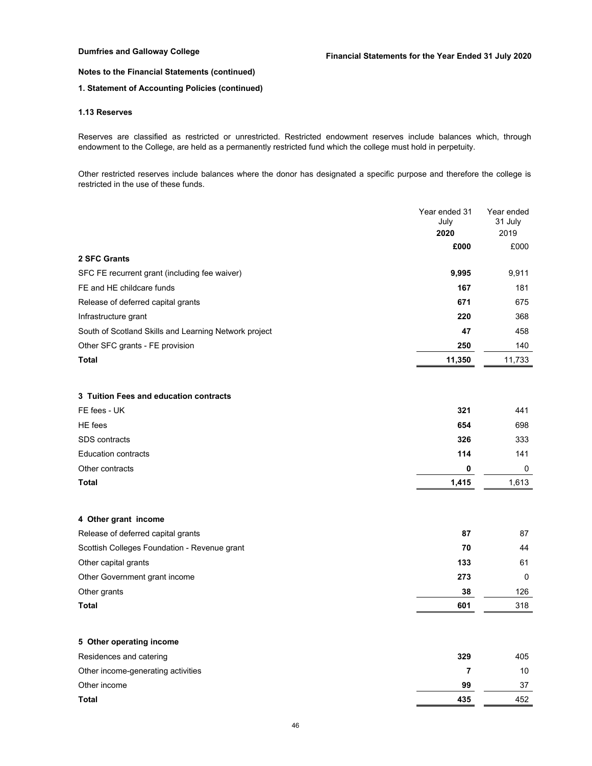**Dumfries and Galloway College** **Financial Statements for the Year Ended 31 July 2020**

**Notes to the Financial Statements (continued)**

**1. Statement of Accounting Policies (continued)**

**1.13 Reserves**

Reserves are classified as restricted or unrestricted. Restricted endowment reserves include balances which, through endowment to the College, are held as a permanently restricted fund which the college must hold in perpetuity.

Other restricted reserves include balances where the donor has designated a specific purpose and therefore the college is restricted in the use of these funds.

| | Year ended 31 July **2020** | Year ended 31 July 2019 |
|---|---|---|
| | **£000** | £000 |
| **2 SFC Grants** | | |
| SFC FE recurrent grant (including fee waiver) | **9,995** | 9,911 |
| FE and HE childcare funds | **167** | 181 |
| Release of deferred capital grants | **671** | 675 |
| Infrastructure grant | **220** | 368 |
| South of Scotland Skills and Learning Network project | **47** | 458 |
| Other SFC grants - FE provision | **250** | 140 |
| **Total** | **11,350** | 11,733 |
| | | |
| **3 Tuition Fees and education contracts** | | |
| FE fees - UK | **321** | 441 |
| HE fees | **654** | 698 |
| SDS contracts | **326** | 333 |
| Education contracts | **114** | 141 |
| Other contracts | **0** | 0 |
| **Total** | **1,415** | 1,613 |
| | | |
| **4 Other grant income** | | |
| Release of deferred capital grants | **87** | 87 |
| Scottish Colleges Foundation - Revenue grant | **70** | 44 |
| Other capital grants | **133** | 61 |
| Other Government grant income | **273** | 0 |
| Other grants | **38** | 126 |
| **Total** | **601** | 318 |
| | | |
| **5 Other operating income** | | |
| Residences and catering | **329** | 405 |
| Other income-generating activities | **7** | 10 |
| Other income | **99** | 37 |
| **Total** | **435** | 452 |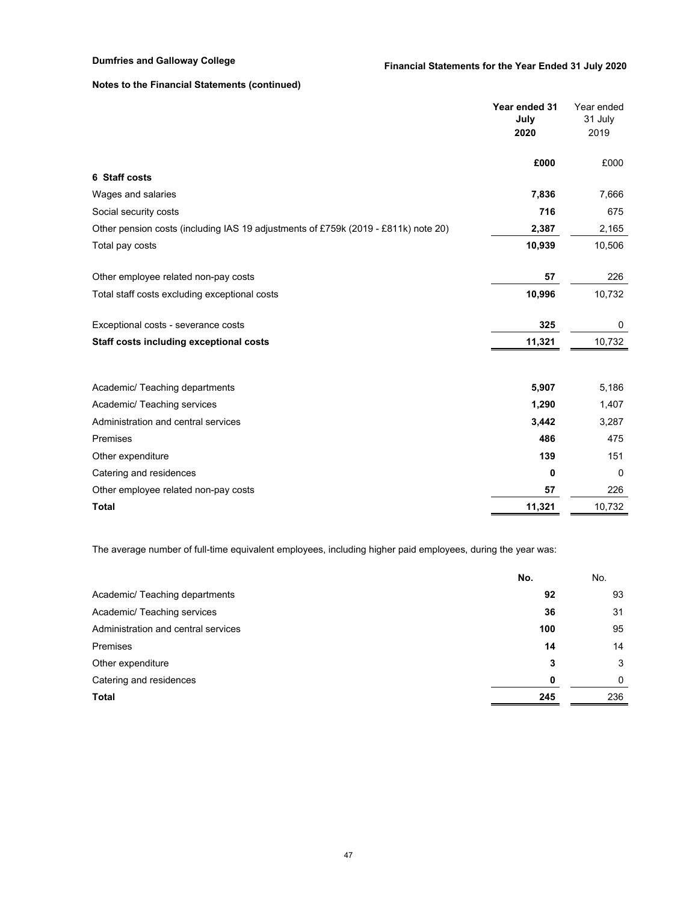**Notes to the Financial Statements (continued)**

| | Year ended 31 July 2020 | Year ended 31 July 2019 |
|---|---|---|
| | **£000** | £000 |
| **6 Staff costs** | | |
| Wages and salaries | **7,836** | 7,666 |
| Social security costs | **716** | 675 |
| Other pension costs (including IAS 19 adjustments of £759k (2019 - £811k) note 20) | **2,387** | 2,165 |
| Total pay costs | **10,939** | 10,506 |
| | | |
| Other employee related non-pay costs | **57** | 226 |
| Total staff costs excluding exceptional costs | **10,996** | 10,732 |
| | | |
| Exceptional costs - severance costs | **325** | 0 |
| **Staff costs including exceptional costs** | **11,321** | 10,732 |

| | 2020 £000 | 2019 £000 |
|---|---|---|
| Academic/ Teaching departments | **5,907** | 5,186 |
| Academic/ Teaching services | **1,290** | 1,407 |
| Administration and central services | **3,442** | 3,287 |
| Premises | **486** | 475 |
| Other expenditure | **139** | 151 |
| Catering and residences | **0** | 0 |
| Other employee related non-pay costs | **57** | 226 |
| **Total** | **11,321** | 10,732 |

The average number of full-time equivalent employees, including higher paid employees, during the year was:

| | **No.** | No. |
|---|---|---|
| Academic/ Teaching departments | **92** | 93 |
| Academic/ Teaching services | **36** | 31 |
| Administration and central services | **100** | 95 |
| Premises | **14** | 14 |
| Other expenditure | **3** | 3 |
| Catering and residences | **0** | 0 |
| **Total** | **245** | 236 |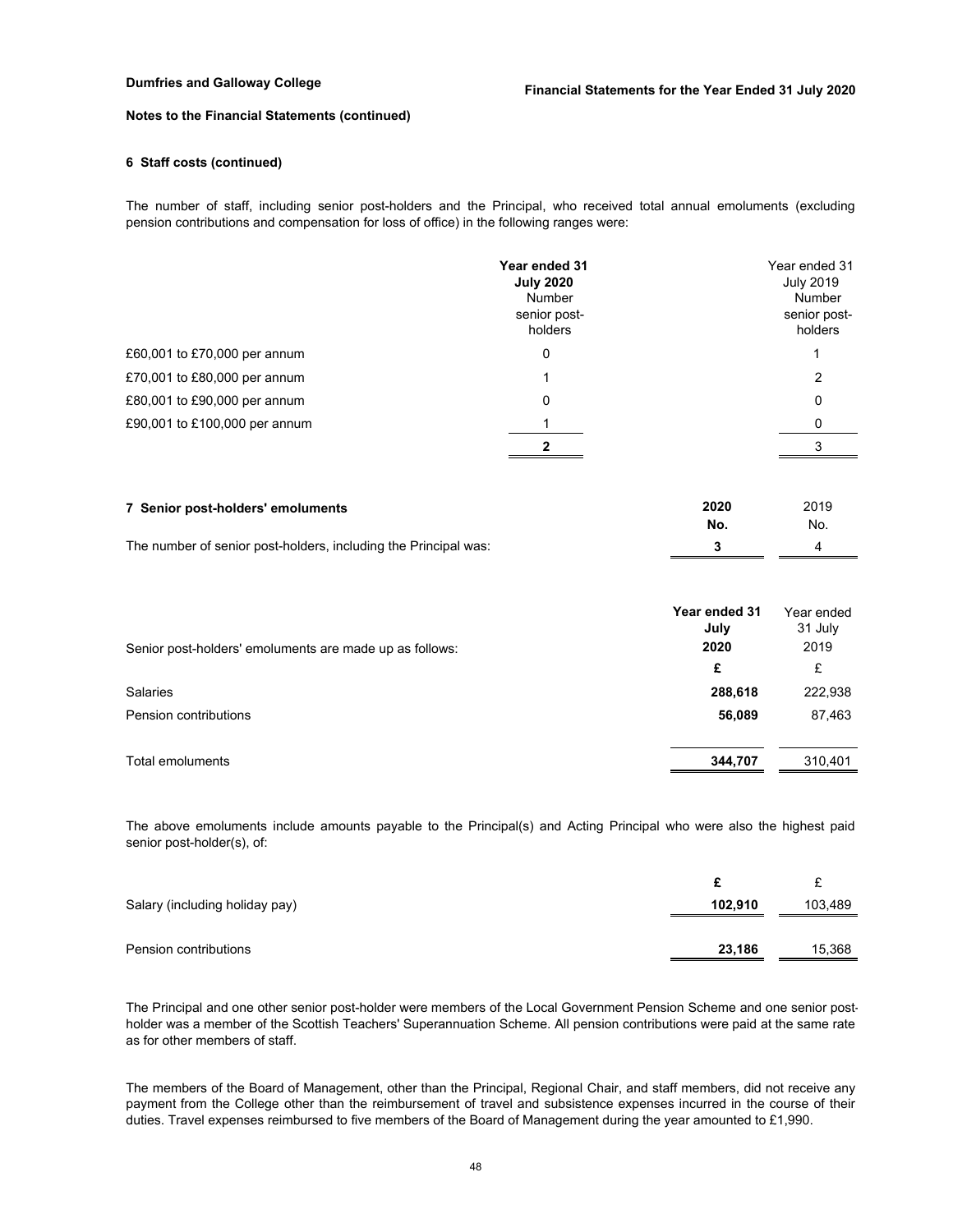**Notes to the Financial Statements (continued)**

### 6 Staff costs (continued)

The number of staff, including senior post-holders and the Principal, who received total annual emoluments (excluding pension contributions and compensation for loss of office) in the following ranges were:

| | **Year ended 31 July 2020** Number senior post-holders | Year ended 31 July 2019 Number senior post-holders |
|---|---|---|
| £60,001 to £70,000 per annum | 0 | 1 |
| £70,001 to £80,000 per annum | 1 | 2 |
| £80,001 to £90,000 per annum | 0 | 0 |
| £90,001 to £100,000 per annum | 1 | 0 |
| | **2** | 3 |

### 7 Senior post-holders' emoluments

| | **2020 No.** | 2019 No. |
|---|---|---|
| The number of senior post-holders, including the Principal was: | **3** | 4 |

| Senior post-holders' emoluments are made up as follows: | **Year ended 31 July 2020** | Year ended 31 July 2019 |
|---|---|---|
| | **£** | £ |
| Salaries | **288,618** | 222,938 |
| Pension contributions | **56,089** | 87,463 |
| Total emoluments | **344,707** | 310,401 |

The above emoluments include amounts payable to the Principal(s) and Acting Principal who were also the highest paid senior post-holder(s), of:

| | **£** | £ |
|---|---|---|
| Salary (including holiday pay) | **102,910** | 103,489 |
| Pension contributions | **23,186** | 15,368 |

The Principal and one other senior post-holder were members of the Local Government Pension Scheme and one senior post-holder was a member of the Scottish Teachers' Superannuation Scheme. All pension contributions were paid at the same rate as for other members of staff.

The members of the Board of Management, other than the Principal, Regional Chair, and staff members, did not receive any payment from the College other than the reimbursement of travel and subsistence expenses incurred in the course of their duties. Travel expenses reimbursed to five members of the Board of Management during the year amounted to £1,990.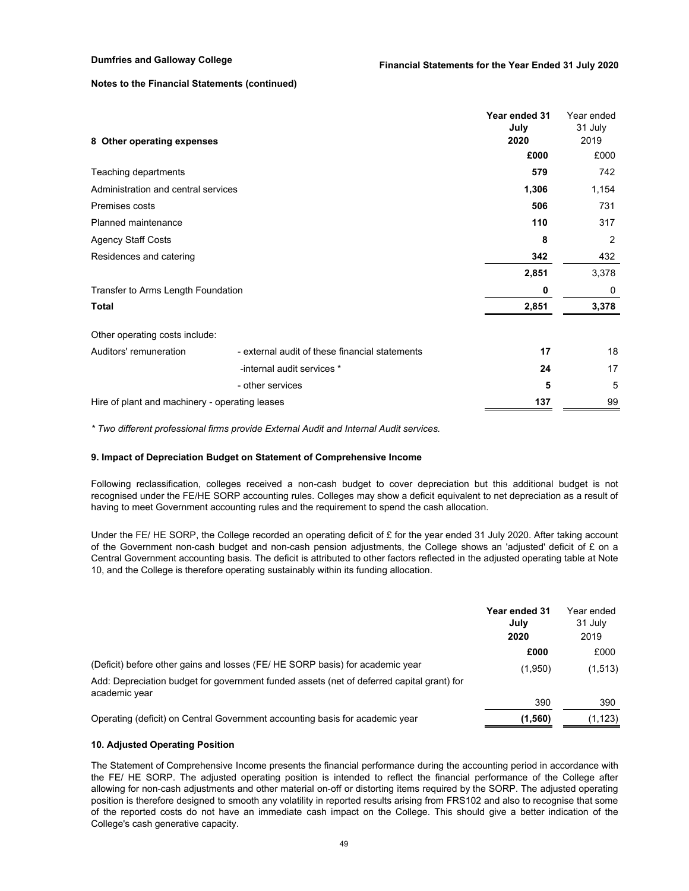**Notes to the Financial Statements (continued)**

| 8 Other operating expenses | | Year ended 31 July 2020 | Year ended 31 July 2019 |
|---|---|---|---|
| | | **£000** | £000 |
| Teaching departments | | **579** | 742 |
| Administration and central services | | **1,306** | 1,154 |
| Premises costs | | **506** | 731 |
| Planned maintenance | | **110** | 317 |
| Agency Staff Costs | | **8** | 2 |
| Residences and catering | | **342** | 432 |
| | | **2,851** | 3,378 |
| Transfer to Arms Length Foundation | | **0** | 0 |
| **Total** | | **2,851** | **3,378** |
| Other operating costs include: | | | |
| Auditors' remuneration | - external audit of these financial statements | **17** | 18 |
| | -internal audit services * | **24** | 17 |
| | - other services | **5** | 5 |
| Hire of plant and machinery - operating leases | | **137** | 99 |

*\* Two different professional firms provide External Audit and Internal Audit services.*

### 9. Impact of Depreciation Budget on Statement of Comprehensive Income

Following reclassification, colleges received a non-cash budget to cover depreciation but this additional budget is not recognised under the FE/HE SORP accounting rules. Colleges may show a deficit equivalent to net depreciation as a result of having to meet Government accounting rules and the requirement to spend the cash allocation.

Under the FE/ HE SORP, the College recorded an operating deficit of £ for the year ended 31 July 2020. After taking account of the Government non-cash budget and non-cash pension adjustments, the College shows an 'adjusted' deficit of £ on a Central Government accounting basis. The deficit is attributed to other factors reflected in the adjusted operating table at Note 10, and the College is therefore operating sustainably within its funding allocation.

| | Year ended 31 July 2020 | Year ended 31 July 2019 |
|---|---|---|
| | **£000** | £000 |
| (Deficit) before other gains and losses (FE/ HE SORP basis) for academic year | (1,950) | (1,513) |
| Add: Depreciation budget for government funded assets (net of deferred capital grant) for academic year | 390 | 390 |
| Operating (deficit) on Central Government accounting basis for academic year | **(1,560)** | (1,123) |

### 10. Adjusted Operating Position

The Statement of Comprehensive Income presents the financial performance during the accounting period in accordance with the FE/ HE SORP. The adjusted operating position is intended to reflect the financial performance of the College after allowing for non-cash adjustments and other material on-off or distorting items required by the SORP. The adjusted operating position is therefore designed to smooth any volatility in reported results arising from FRS102 and also to recognise that some of the reported costs do not have an immediate cash impact on the College. This should give a better indication of the College's cash generative capacity.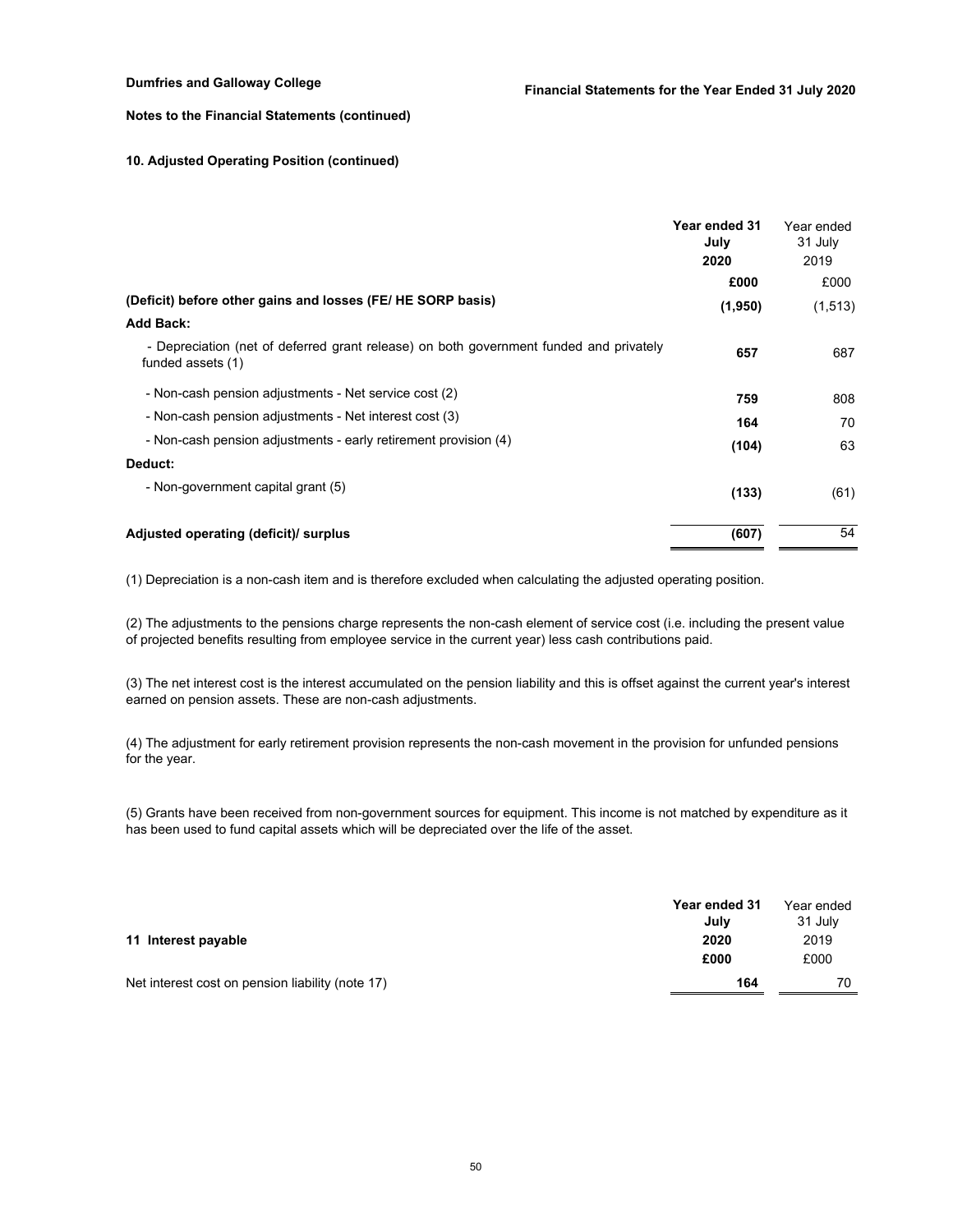**Notes to the Financial Statements (continued)**

**10. Adjusted Operating Position (continued)**

| | Year ended 31 July 2020 | Year ended 31 July 2019 |
|---|---|---|
| | £000 | £000 |
| **(Deficit) before other gains and losses (FE/ HE SORP basis)** | **(1,950)** | (1,513) |
| **Add Back:** | | |
| - Depreciation (net of deferred grant release) on both government funded and privately funded assets (1) | **657** | 687 |
| - Non-cash pension adjustments - Net service cost (2) | **759** | 808 |
| - Non-cash pension adjustments - Net interest cost (3) | **164** | 70 |
| - Non-cash pension adjustments - early retirement provision (4) | **(104)** | 63 |
| **Deduct:** | | |
| - Non-government capital grant (5) | **(133)** | (61) |
| **Adjusted operating (deficit)/ surplus** | **(607)** | 54 |

(1) Depreciation is a non-cash item and is therefore excluded when calculating the adjusted operating position.

(2) The adjustments to the pensions charge represents the non-cash element of service cost (i.e. including the present value of projected benefits resulting from employee service in the current year) less cash contributions paid.

(3) The net interest cost is the interest accumulated on the pension liability and this is offset against the current year's interest earned on pension assets. These are non-cash adjustments.

(4) The adjustment for early retirement provision represents the non-cash movement in the provision for unfunded pensions for the year.

(5) Grants have been received from non-government sources for equipment. This income is not matched by expenditure as it has been used to fund capital assets which will be depreciated over the life of the asset.

**11 Interest payable**

| | Year ended 31 July 2020 | Year ended 31 July 2019 |
|---|---|---|
| | £000 | £000 |
| Net interest cost on pension liability (note 17) | **164** | 70 |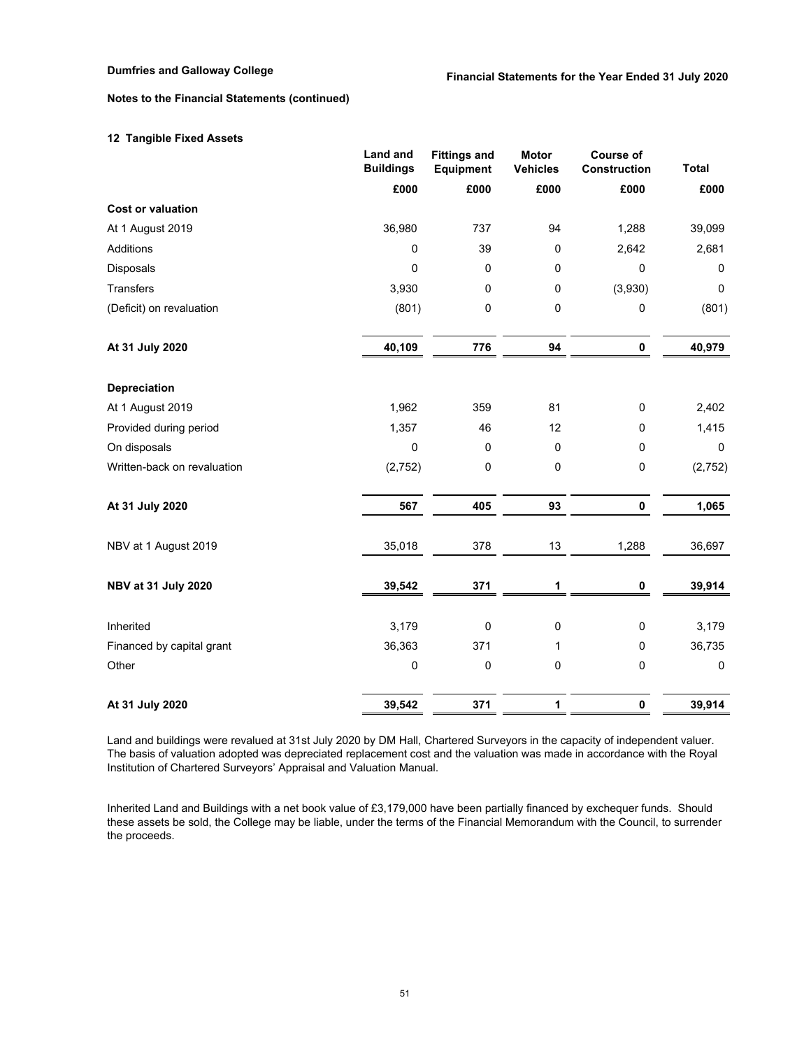**Notes to the Financial Statements (continued)**

## 12 Tangible Fixed Assets

| | Land and Buildings | Fittings and Equipment | Motor Vehicles | Course of Construction | Total |
|---|---|---|---|---|---|
| | £000 | £000 | £000 | £000 | £000 |
| **Cost or valuation** | | | | | |
| At 1 August 2019 | 36,980 | 737 | 94 | 1,288 | 39,099 |
| Additions | 0 | 39 | 0 | 2,642 | 2,681 |
| Disposals | 0 | 0 | 0 | 0 | 0 |
| Transfers | 3,930 | 0 | 0 | (3,930) | 0 |
| (Deficit) on revaluation | (801) | 0 | 0 | 0 | (801) |
| **At 31 July 2020** | **40,109** | **776** | **94** | **0** | **40,979** |
| **Depreciation** | | | | | |
| At 1 August 2019 | 1,962 | 359 | 81 | 0 | 2,402 |
| Provided during period | 1,357 | 46 | 12 | 0 | 1,415 |
| On disposals | 0 | 0 | 0 | 0 | 0 |
| Written-back on revaluation | (2,752) | 0 | 0 | 0 | (2,752) |
| **At 31 July 2020** | **567** | **405** | **93** | **0** | **1,065** |
| NBV at 1 August 2019 | 35,018 | 378 | 13 | 1,288 | 36,697 |
| **NBV at 31 July 2020** | **39,542** | **371** | **1** | **0** | **39,914** |
| Inherited | 3,179 | 0 | 0 | 0 | 3,179 |
| Financed by capital grant | 36,363 | 371 | 1 | 0 | 36,735 |
| Other | 0 | 0 | 0 | 0 | 0 |
| **At 31 July 2020** | **39,542** | **371** | **1** | **0** | **39,914** |

Land and buildings were revalued at 31st July 2020 by DM Hall, Chartered Surveyors in the capacity of independent valuer. The basis of valuation adopted was depreciated replacement cost and the valuation was made in accordance with the Royal Institution of Chartered Surveyors' Appraisal and Valuation Manual.

Inherited Land and Buildings with a net book value of £3,179,000 have been partially financed by exchequer funds. Should these assets be sold, the College may be liable, under the terms of the Financial Memorandum with the Council, to surrender the proceeds.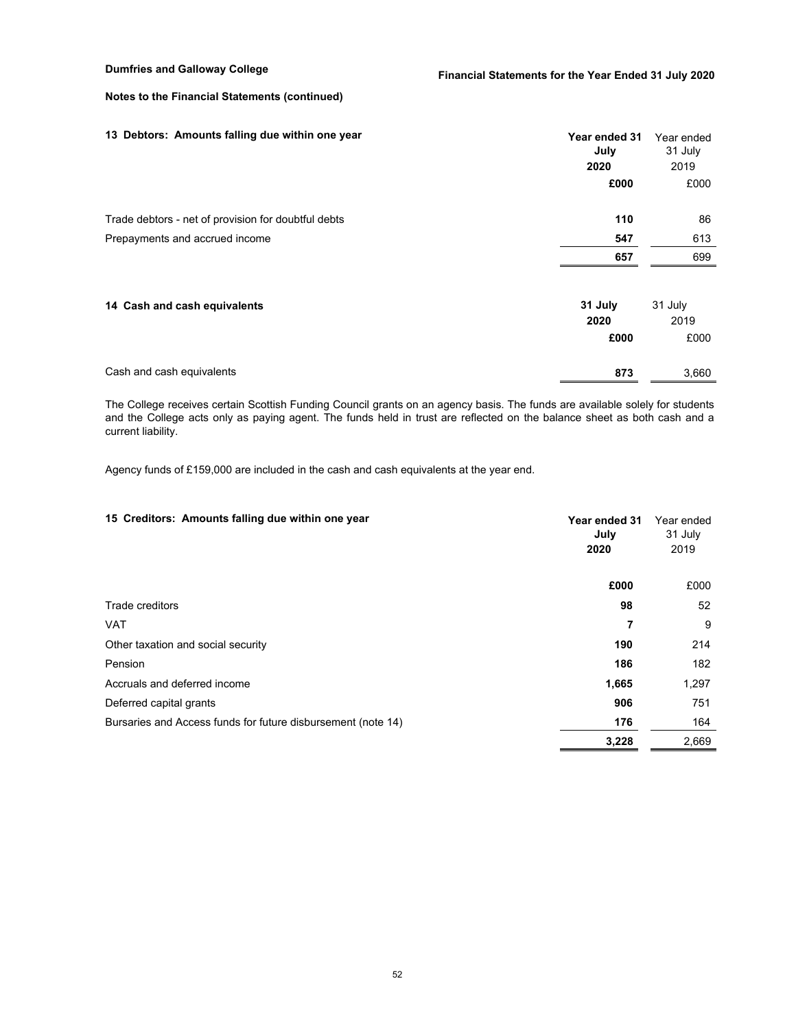**Notes to the Financial Statements (continued)**

### 13 Debtors: Amounts falling due within one year

| | Year ended 31 July 2020 | Year ended 31 July 2019 |
|---|---|---|
| | £000 | £000 |
| Trade debtors - net of provision for doubtful debts | 110 | 86 |
| Prepayments and accrued income | 547 | 613 |
| | 657 | 699 |

### 14 Cash and cash equivalents

| | 31 July 2020 | 31 July 2019 |
|---|---|---|
| | £000 | £000 |
| Cash and cash equivalents | 873 | 3,660 |

The College receives certain Scottish Funding Council grants on an agency basis. The funds are available solely for students and the College acts only as paying agent. The funds held in trust are reflected on the balance sheet as both cash and a current liability.

Agency funds of £159,000 are included in the cash and cash equivalents at the year end.

### 15 Creditors: Amounts falling due within one year

| | Year ended 31 July 2020 | Year ended 31 July 2019 |
|---|---|---|
| | £000 | £000 |
| Trade creditors | 98 | 52 |
| VAT | 7 | 9 |
| Other taxation and social security | 190 | 214 |
| Pension | 186 | 182 |
| Accruals and deferred income | 1,665 | 1,297 |
| Deferred capital grants | 906 | 751 |
| Bursaries and Access funds for future disbursement (note 14) | 176 | 164 |
| | 3,228 | 2,669 |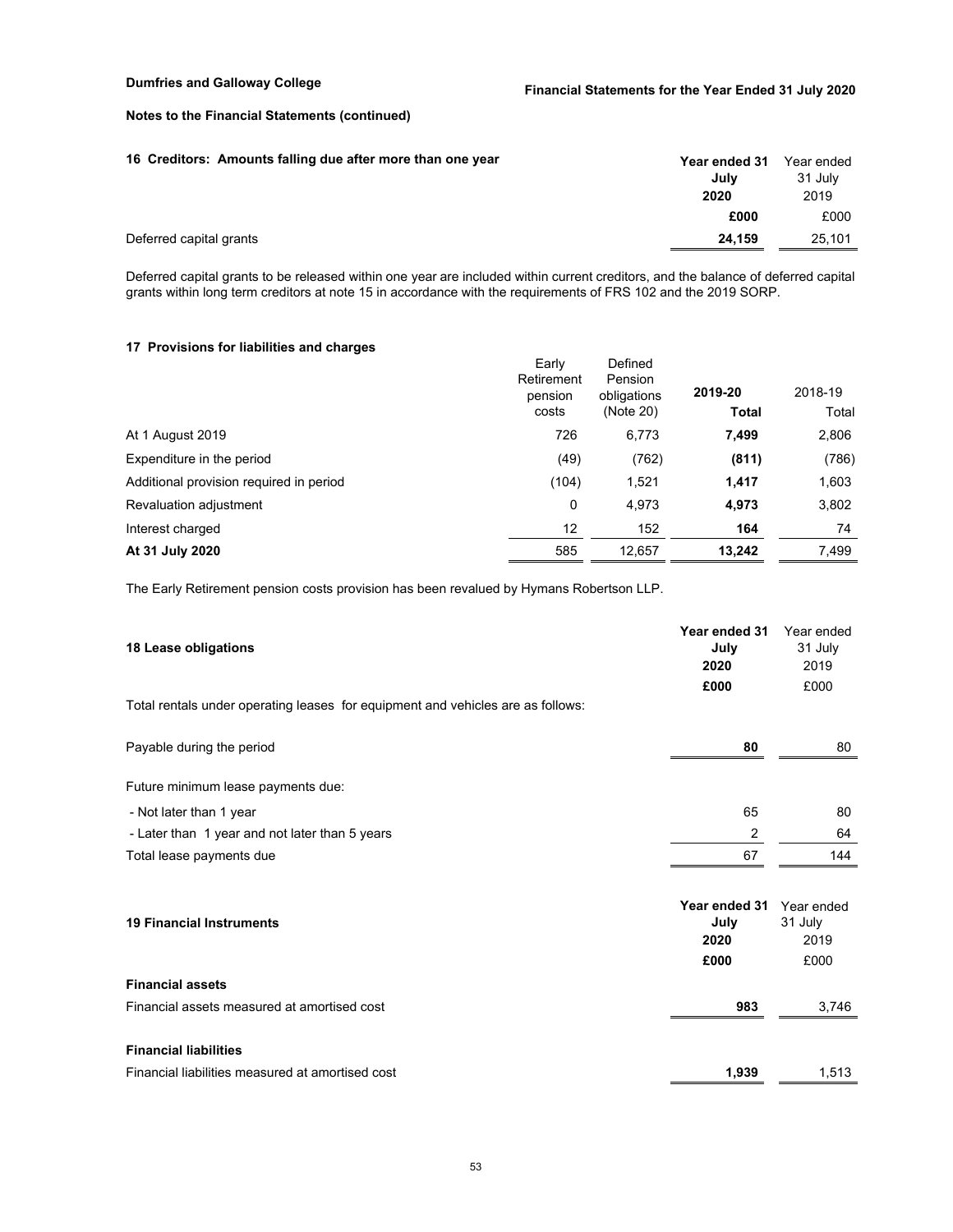**Notes to the Financial Statements (continued)**

## 16 Creditors: Amounts falling due after more than one year

| | Year ended 31 July 2020 | Year ended 31 July 2019 |
|---|---|---|
| | **£000** | £000 |
| Deferred capital grants | **24,159** | 25,101 |

Deferred capital grants to be released within one year are included within current creditors, and the balance of deferred capital grants within long term creditors at note 15 in accordance with the requirements of FRS 102 and the 2019 SORP.

## 17 Provisions for liabilities and charges

| | Early Retirement pension costs | Defined Pension obligations (Note 20) | 2019-20 Total | 2018-19 Total |
|---|---|---|---|---|
| At 1 August 2019 | 726 | 6,773 | **7,499** | 2,806 |
| Expenditure in the period | (49) | (762) | **(811)** | (786) |
| Additional provision required in period | (104) | 1,521 | **1,417** | 1,603 |
| Revaluation adjustment | 0 | 4,973 | **4,973** | 3,802 |
| Interest charged | 12 | 152 | **164** | 74 |
| **At 31 July 2020** | 585 | 12,657 | **13,242** | 7,499 |

The Early Retirement pension costs provision has been revalued by Hymans Robertson LLP.

## 18 Lease obligations

| | Year ended 31 July 2020 | Year ended 31 July 2019 |
|---|---|---|
| | **£000** | £000 |
| Total rentals under operating leases for equipment and vehicles are as follows: | | |
| Payable during the period | **80** | 80 |
| Future minimum lease payments due: | | |
| - Not later than 1 year | 65 | 80 |
| - Later than 1 year and not later than 5 years | 2 | 64 |
| Total lease payments due | 67 | 144 |

## 19 Financial Instruments

| | Year ended 31 July 2020 | Year ended 31 July 2019 |
|---|---|---|
| | **£000** | £000 |
| **Financial assets** | | |
| Financial assets measured at amortised cost | **983** | 3,746 |
| **Financial liabilities** | | |
| Financial liabilities measured at amortised cost | **1,939** | 1,513 |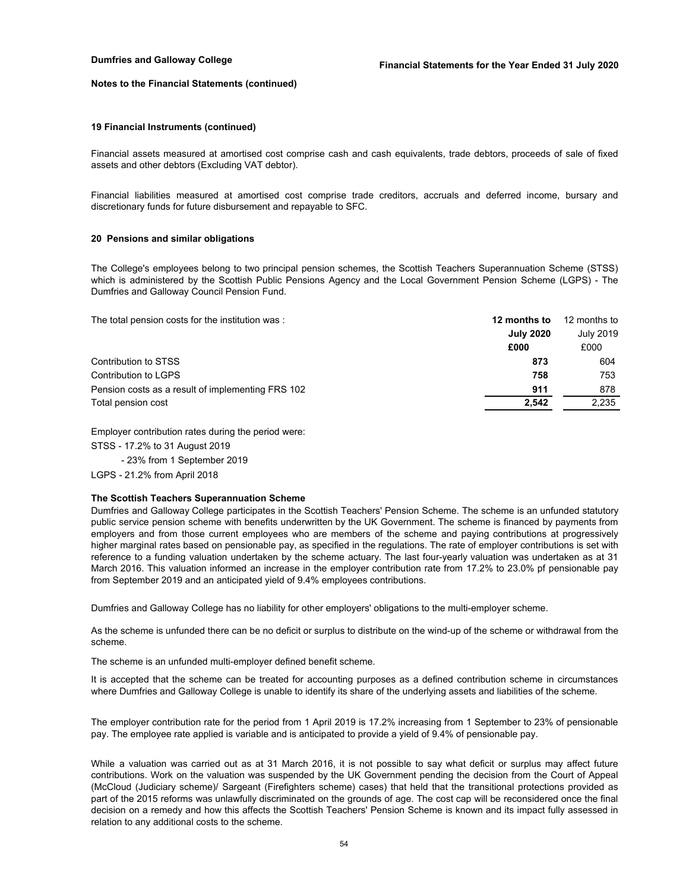**Notes to the Financial Statements (continued)**

### 19 Financial Instruments (continued)

Financial assets measured at amortised cost comprise cash and cash equivalents, trade debtors, proceeds of sale of fixed assets and other debtors (Excluding VAT debtor).

Financial liabilities measured at amortised cost comprise trade creditors, accruals and deferred income, bursary and discretionary funds for future disbursement and repayable to SFC.

### 20 Pensions and similar obligations

The College's employees belong to two principal pension schemes, the Scottish Teachers Superannuation Scheme (STSS) which is administered by the Scottish Public Pensions Agency and the Local Government Pension Scheme (LGPS) - The Dumfries and Galloway Council Pension Fund.

| The total pension costs for the institution was : | **12 months to July 2020 £000** | 12 months to July 2019 £000 |
|---|---|---|
| Contribution to STSS | **873** | 604 |
| Contribution to LGPS | **758** | 753 |
| Pension costs as a result of implementing FRS 102 | **911** | 878 |
| Total pension cost | **2,542** | 2,235 |

Employer contribution rates during the period were:

STSS - 17.2% to 31 August 2019

- 23% from 1 September 2019

LGPS - 21.2% from April 2018

**The Scottish Teachers Superannuation Scheme**

Dumfries and Galloway College participates in the Scottish Teachers' Pension Scheme. The scheme is an unfunded statutory public service pension scheme with benefits underwritten by the UK Government. The scheme is financed by payments from employers and from those current employees who are members of the scheme and paying contributions at progressively higher marginal rates based on pensionable pay, as specified in the regulations. The rate of employer contributions is set with reference to a funding valuation undertaken by the scheme actuary. The last four-yearly valuation was undertaken as at 31 March 2016. This valuation informed an increase in the employer contribution rate from 17.2% to 23.0% pf pensionable pay from September 2019 and an anticipated yield of 9.4% employees contributions.

Dumfries and Galloway College has no liability for other employers' obligations to the multi-employer scheme.

As the scheme is unfunded there can be no deficit or surplus to distribute on the wind-up of the scheme or withdrawal from the scheme.

The scheme is an unfunded multi-employer defined benefit scheme.

It is accepted that the scheme can be treated for accounting purposes as a defined contribution scheme in circumstances where Dumfries and Galloway College is unable to identify its share of the underlying assets and liabilities of the scheme.

The employer contribution rate for the period from 1 April 2019 is 17.2% increasing from 1 September to 23% of pensionable pay. The employee rate applied is variable and is anticipated to provide a yield of 9.4% of pensionable pay.

While a valuation was carried out as at 31 March 2016, it is not possible to say what deficit or surplus may affect future contributions. Work on the valuation was suspended by the UK Government pending the decision from the Court of Appeal (McCloud (Judiciary scheme)/ Sargeant (Firefighters scheme) cases) that held that the transitional protections provided as part of the 2015 reforms was unlawfully discriminated on the grounds of age. The cost cap will be reconsidered once the final decision on a remedy and how this affects the Scottish Teachers' Pension Scheme is known and its impact fully assessed in relation to any additional costs to the scheme.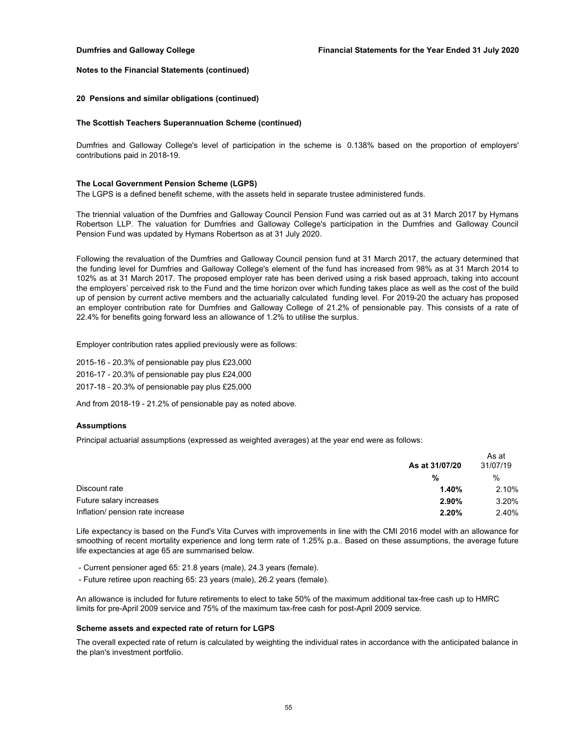**Notes to the Financial Statements (continued)**

**20 Pensions and similar obligations (continued)**

**The Scottish Teachers Superannuation Scheme (continued)**

Dumfries and Galloway College's level of participation in the scheme is 0.138% based on the proportion of employers' contributions paid in 2018-19.

**The Local Government Pension Scheme (LGPS)**

The LGPS is a defined benefit scheme, with the assets held in separate trustee administered funds.

The triennial valuation of the Dumfries and Galloway Council Pension Fund was carried out as at 31 March 2017 by Hymans Robertson LLP. The valuation for Dumfries and Galloway College's participation in the Dumfries and Galloway Council Pension Fund was updated by Hymans Robertson as at 31 July 2020.

Following the revaluation of the Dumfries and Galloway Council pension fund at 31 March 2017, the actuary determined that the funding level for Dumfries and Galloway College's element of the fund has increased from 98% as at 31 March 2014 to 102% as at 31 March 2017. The proposed employer rate has been derived using a risk based approach, taking into account the employers' perceived risk to the Fund and the time horizon over which funding takes place as well as the cost of the build up of pension by current active members and the actuarially calculated funding level. For 2019-20 the actuary has proposed an employer contribution rate for Dumfries and Galloway College of 21.2% of pensionable pay. This consists of a rate of 22.4% for benefits going forward less an allowance of 1.2% to utilise the surplus.

Employer contribution rates applied previously were as follows:

2015-16 - 20.3% of pensionable pay plus £23,000

2016-17 - 20.3% of pensionable pay plus £24,000

2017-18 - 20.3% of pensionable pay plus £25,000

And from 2018-19 - 21.2% of pensionable pay as noted above.

**Assumptions**

Principal actuarial assumptions (expressed as weighted averages) at the year end were as follows:

| | **As at 31/07/20** | As at 31/07/19 |
|---|---|---|
| | **%** | % |
| Discount rate | **1.40%** | 2.10% |
| Future salary increases | **2.90%** | 3.20% |
| Inflation/ pension rate increase | **2.20%** | 2.40% |

Life expectancy is based on the Fund's Vita Curves with improvements in line with the CMI 2016 model with an allowance for smoothing of recent mortality experience and long term rate of 1.25% p.a.. Based on these assumptions, the average future life expectancies at age 65 are summarised below.

- Current pensioner aged 65: 21.8 years (male), 24.3 years (female).
- Future retiree upon reaching 65: 23 years (male), 26.2 years (female).

An allowance is included for future retirements to elect to take 50% of the maximum additional tax-free cash up to HMRC limits for pre-April 2009 service and 75% of the maximum tax-free cash for post-April 2009 service.

**Scheme assets and expected rate of return for LGPS**

The overall expected rate of return is calculated by weighting the individual rates in accordance with the anticipated balance in the plan's investment portfolio.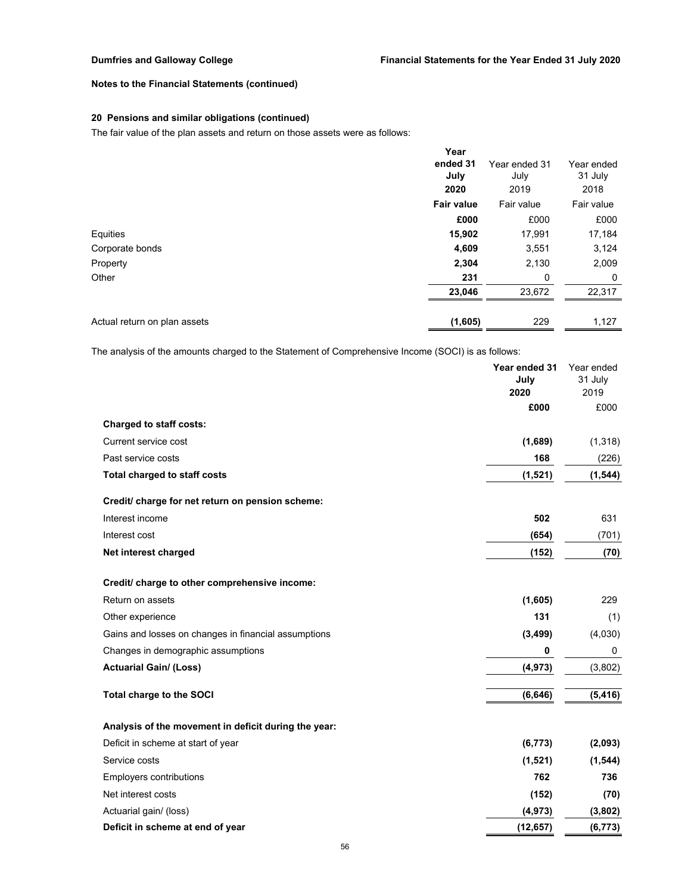**Notes to the Financial Statements (continued)**

### 20 Pensions and similar obligations (continued)

The fair value of the plan assets and return on those assets were as follows:

| | Year ended 31 July 2020 | Year ended 31 July 2019 | Year ended 31 July 2018 |
|---|---|---|---|
| | **Fair value** | Fair value | Fair value |
| | **£000** | £000 | £000 |
| Equities | **15,902** | 17,991 | 17,184 |
| Corporate bonds | **4,609** | 3,551 | 3,124 |
| Property | **2,304** | 2,130 | 2,009 |
| Other | **231** | 0 | 0 |
| | **23,046** | 23,672 | 22,317 |
| Actual return on plan assets | **(1,605)** | 229 | 1,127 |

The analysis of the amounts charged to the Statement of Comprehensive Income (SOCI) is as follows:

| | Year ended 31 July 2020 | Year ended 31 July 2019 |
|---|---|---|
| | **£000** | £000 |
| **Charged to staff costs:** | | |
| Current service cost | **(1,689)** | (1,318) |
| Past service costs | **168** | (226) |
| **Total charged to staff costs** | **(1,521)** | **(1,544)** |
| **Credit/ charge for net return on pension scheme:** | | |
| Interest income | **502** | 631 |
| Interest cost | **(654)** | (701) |
| **Net interest charged** | **(152)** | **(70)** |
| **Credit/ charge to other comprehensive income:** | | |
| Return on assets | **(1,605)** | 229 |
| Other experience | **131** | (1) |
| Gains and losses on changes in financial assumptions | **(3,499)** | (4,030) |
| Changes in demographic assumptions | **0** | 0 |
| **Actuarial Gain/ (Loss)** | **(4,973)** | (3,802) |
| **Total charge to the SOCI** | **(6,646)** | **(5,416)** |
| **Analysis of the movement in deficit during the year:** | | |
| Deficit in scheme at start of year | **(6,773)** | **(2,093)** |
| Service costs | **(1,521)** | **(1,544)** |
| Employers contributions | **762** | **736** |
| Net interest costs | **(152)** | **(70)** |
| Actuarial gain/ (loss) | **(4,973)** | **(3,802)** |
| **Deficit in scheme at end of year** | **(12,657)** | **(6,773)** |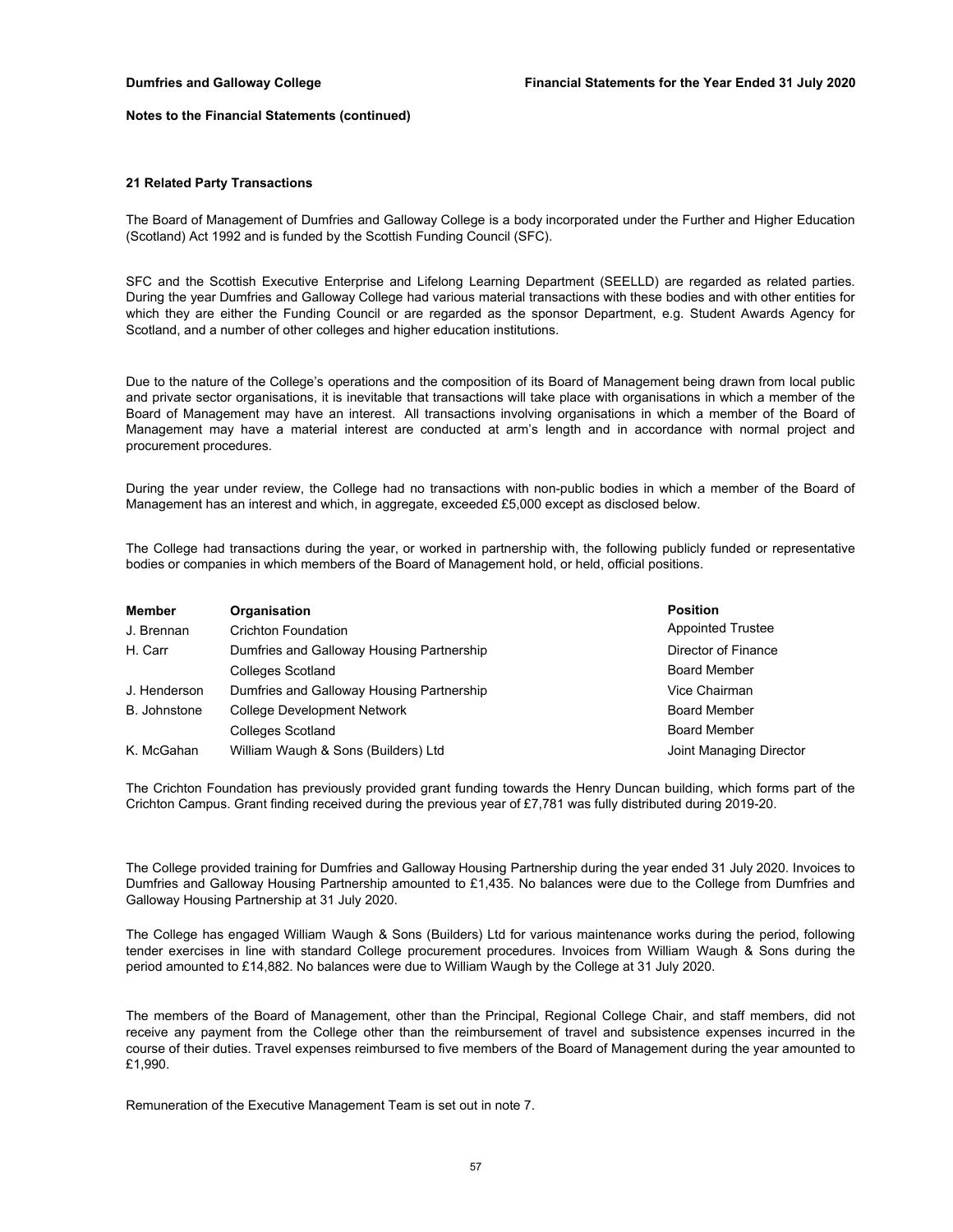**Notes to the Financial Statements (continued)**

### 21 Related Party Transactions

The Board of Management of Dumfries and Galloway College is a body incorporated under the Further and Higher Education (Scotland) Act 1992 and is funded by the Scottish Funding Council (SFC).

SFC and the Scottish Executive Enterprise and Lifelong Learning Department (SEELLD) are regarded as related parties. During the year Dumfries and Galloway College had various material transactions with these bodies and with other entities for which they are either the Funding Council or are regarded as the sponsor Department, e.g. Student Awards Agency for Scotland, and a number of other colleges and higher education institutions.

Due to the nature of the College's operations and the composition of its Board of Management being drawn from local public and private sector organisations, it is inevitable that transactions will take place with organisations in which a member of the Board of Management may have an interest. All transactions involving organisations in which a member of the Board of Management may have a material interest are conducted at arm's length and in accordance with normal project and procurement procedures.

During the year under review, the College had no transactions with non-public bodies in which a member of the Board of Management has an interest and which, in aggregate, exceeded £5,000 except as disclosed below.

The College had transactions during the year, or worked in partnership with, the following publicly funded or representative bodies or companies in which members of the Board of Management hold, or held, official positions.

| Member | Organisation | Position |
|---|---|---|
| J. Brennan | Crichton Foundation | Appointed Trustee |
| H. Carr | Dumfries and Galloway Housing Partnership | Director of Finance |
| | Colleges Scotland | Board Member |
| J. Henderson | Dumfries and Galloway Housing Partnership | Vice Chairman |
| B. Johnstone | College Development Network | Board Member |
| | Colleges Scotland | Board Member |
| K. McGahan | William Waugh & Sons (Builders) Ltd | Joint Managing Director |

The Crichton Foundation has previously provided grant funding towards the Henry Duncan building, which forms part of the Crichton Campus. Grant finding received during the previous year of £7,781 was fully distributed during 2019-20.

The College provided training for Dumfries and Galloway Housing Partnership during the year ended 31 July 2020. Invoices to Dumfries and Galloway Housing Partnership amounted to £1,435. No balances were due to the College from Dumfries and Galloway Housing Partnership at 31 July 2020.

The College has engaged William Waugh & Sons (Builders) Ltd for various maintenance works during the period, following tender exercises in line with standard College procurement procedures. Invoices from William Waugh & Sons during the period amounted to £14,882. No balances were due to William Waugh by the College at 31 July 2020.

The members of the Board of Management, other than the Principal, Regional College Chair, and staff members, did not receive any payment from the College other than the reimbursement of travel and subsistence expenses incurred in the course of their duties. Travel expenses reimbursed to five members of the Board of Management during the year amounted to £1,990.

Remuneration of the Executive Management Team is set out in note 7.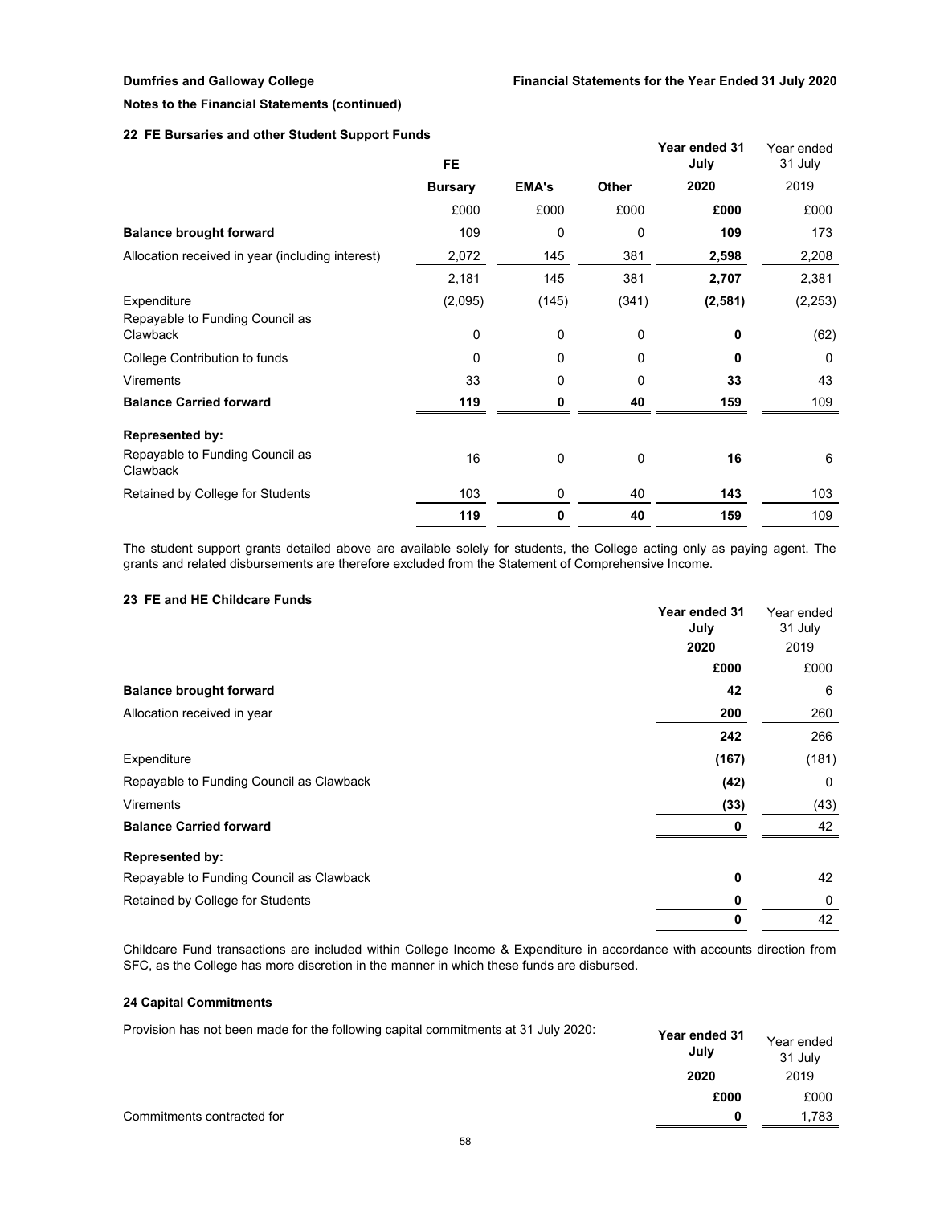Dumfries and Galloway College — Financial Statements for the Year Ended 31 July 2020

**Notes to the Financial Statements (continued)**

### 22 FE Bursaries and other Student Support Funds

| | FE Bursary | EMA's | Other | Year ended 31 July 2020 | Year ended 31 July 2019 |
|---|---|---|---|---|---|
| | £000 | £000 | £000 | **£000** | £000 |
| **Balance brought forward** | 109 | 0 | 0 | **109** | 173 |
| Allocation received in year (including interest) | 2,072 | 145 | 381 | **2,598** | 2,208 |
| | 2,181 | 145 | 381 | **2,707** | 2,381 |
| Expenditure | (2,095) | (145) | (341) | **(2,581)** | (2,253) |
| Repayable to Funding Council as Clawback | 0 | 0 | 0 | **0** | (62) |
| College Contribution to funds | 0 | 0 | 0 | **0** | 0 |
| Virements | 33 | 0 | 0 | **33** | 43 |
| **Balance Carried forward** | **119** | **0** | **40** | **159** | 109 |
| **Represented by:** | | | | | |
| Repayable to Funding Council as Clawback | 16 | 0 | 0 | **16** | 6 |
| Retained by College for Students | 103 | 0 | 40 | **143** | 103 |
| | **119** | **0** | **40** | **159** | 109 |

The student support grants detailed above are available solely for students, the College acting only as paying agent. The grants and related disbursements are therefore excluded from the Statement of Comprehensive Income.

### 23 FE and HE Childcare Funds

| | Year ended 31 July 2020 | Year ended 31 July 2019 |
|---|---|---|
| | **£000** | £000 |
| **Balance brought forward** | **42** | 6 |
| Allocation received in year | **200** | 260 |
| | **242** | 266 |
| Expenditure | **(167)** | (181) |
| Repayable to Funding Council as Clawback | **(42)** | 0 |
| Virements | **(33)** | (43) |
| **Balance Carried forward** | **0** | 42 |
| **Represented by:** | | |
| Repayable to Funding Council as Clawback | **0** | 42 |
| Retained by College for Students | **0** | 0 |
| | **0** | 42 |

Childcare Fund transactions are included within College Income & Expenditure in accordance with accounts direction from SFC, as the College has more discretion in the manner in which these funds are disbursed.

### 24 Capital Commitments

Provision has not been made for the following capital commitments at 31 July 2020:

| | Year ended 31 July 2020 | Year ended 31 July 2019 |
|---|---|---|
| | **£000** | £000 |
| Commitments contracted for | **0** | 1,783 |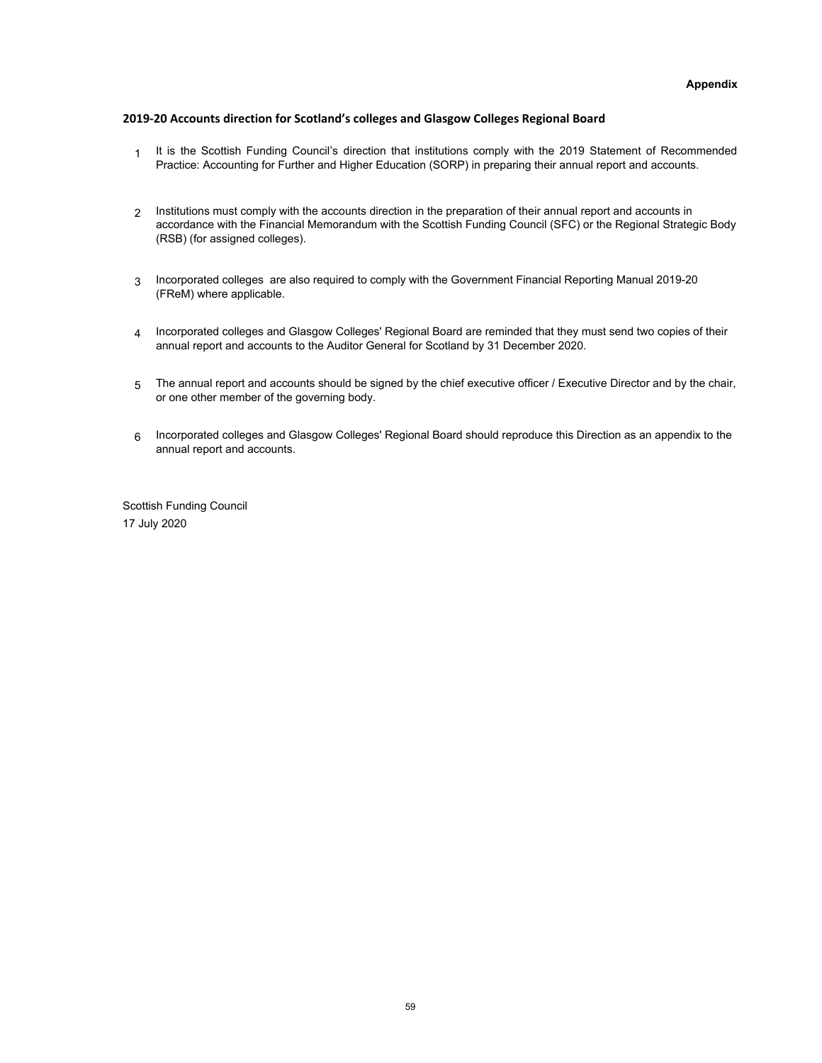**Appendix**

## 2019-20 Accounts direction for Scotland's colleges and Glasgow Colleges Regional Board

1. It is the Scottish Funding Council's direction that institutions comply with the 2019 Statement of Recommended Practice: Accounting for Further and Higher Education (SORP) in preparing their annual report and accounts.

2. Institutions must comply with the accounts direction in the preparation of their annual report and accounts in accordance with the Financial Memorandum with the Scottish Funding Council (SFC) or the Regional Strategic Body (RSB) (for assigned colleges).

3. Incorporated colleges are also required to comply with the Government Financial Reporting Manual 2019-20 (FReM) where applicable.

4. Incorporated colleges and Glasgow Colleges' Regional Board are reminded that they must send two copies of their annual report and accounts to the Auditor General for Scotland by 31 December 2020.

5. The annual report and accounts should be signed by the chief executive officer / Executive Director and by the chair, or one other member of the governing body.

6. Incorporated colleges and Glasgow Colleges' Regional Board should reproduce this Direction as an appendix to the annual report and accounts.

Scottish Funding Council
17 July 2020